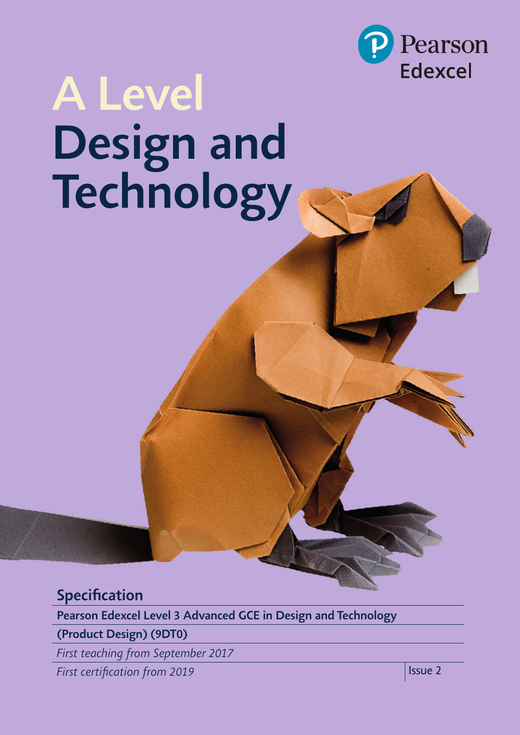Pearson Edexcel

# A Level Design and Technology

## Specification

**Pearson Edexcel Level 3 Advanced GCE in Design and Technology**

**(Product Design) (9DT0)**

*First teaching from September 2017*

*First certification from 2019*

Issue 2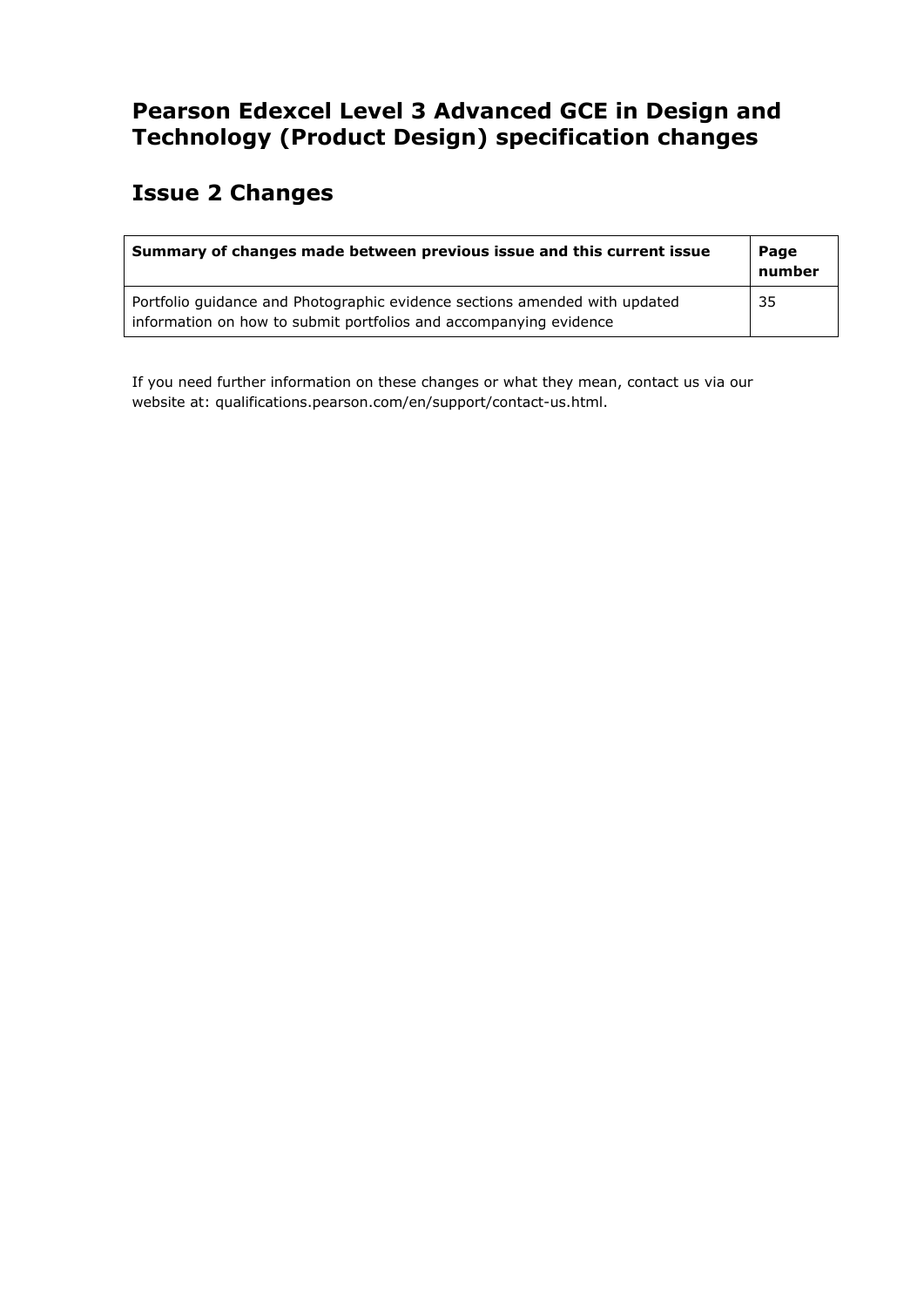# Pearson Edexcel Level 3 Advanced GCE in Design and Technology (Product Design) specification changes

## Issue 2 Changes

| **Summary of changes made between previous issue and this current issue** | **Page number** |
|---|---|
| Portfolio guidance and Photographic evidence sections amended with updated information on how to submit portfolios and accompanying evidence | 35 |

If you need further information on these changes or what they mean, contact us via our website at: qualifications.pearson.com/en/support/contact-us.html.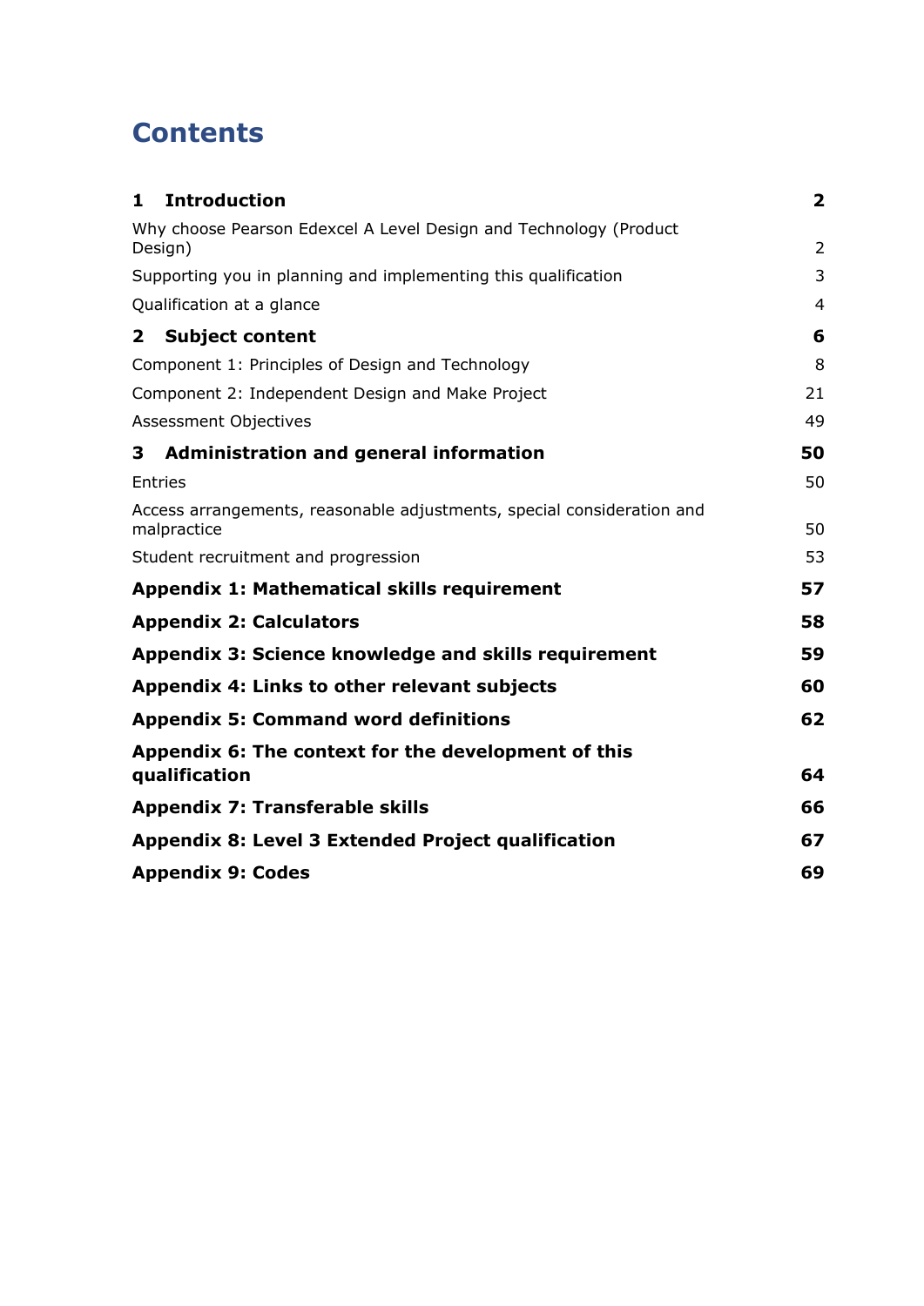# Contents

| | |
|---|---|
| **1 Introduction** | **2** |
| Why choose Pearson Edexcel A Level Design and Technology (Product Design) | 2 |
| Supporting you in planning and implementing this qualification | 3 |
| Qualification at a glance | 4 |
| **2 Subject content** | **6** |
| Component 1: Principles of Design and Technology | 8 |
| Component 2: Independent Design and Make Project | 21 |
| Assessment Objectives | 49 |
| **3 Administration and general information** | **50** |
| Entries | 50 |
| Access arrangements, reasonable adjustments, special consideration and malpractice | 50 |
| Student recruitment and progression | 53 |
| **Appendix 1: Mathematical skills requirement** | **57** |
| **Appendix 2: Calculators** | **58** |
| **Appendix 3: Science knowledge and skills requirement** | **59** |
| **Appendix 4: Links to other relevant subjects** | **60** |
| **Appendix 5: Command word definitions** | **62** |
| **Appendix 6: The context for the development of this qualification** | **64** |
| **Appendix 7: Transferable skills** | **66** |
| **Appendix 8: Level 3 Extended Project qualification** | **67** |
| **Appendix 9: Codes** | **69** |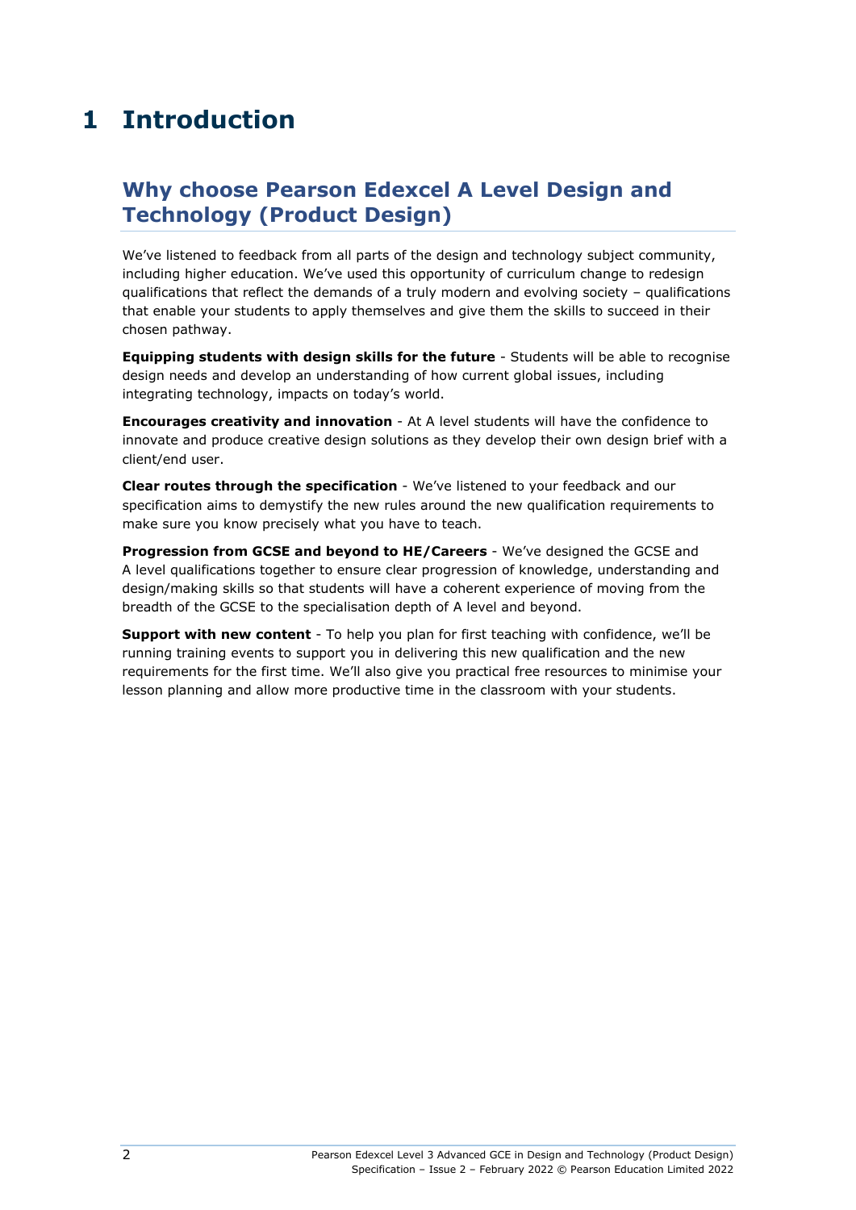# 1 Introduction

## Why choose Pearson Edexcel A Level Design and Technology (Product Design)

We've listened to feedback from all parts of the design and technology subject community, including higher education. We've used this opportunity of curriculum change to redesign qualifications that reflect the demands of a truly modern and evolving society – qualifications that enable your students to apply themselves and give them the skills to succeed in their chosen pathway.

**Equipping students with design skills for the future** - Students will be able to recognise design needs and develop an understanding of how current global issues, including integrating technology, impacts on today's world.

**Encourages creativity and innovation** - At A level students will have the confidence to innovate and produce creative design solutions as they develop their own design brief with a client/end user.

**Clear routes through the specification** - We've listened to your feedback and our specification aims to demystify the new rules around the new qualification requirements to make sure you know precisely what you have to teach.

**Progression from GCSE and beyond to HE/Careers** - We've designed the GCSE and A level qualifications together to ensure clear progression of knowledge, understanding and design/making skills so that students will have a coherent experience of moving from the breadth of the GCSE to the specialisation depth of A level and beyond.

**Support with new content** - To help you plan for first teaching with confidence, we'll be running training events to support you in delivering this new qualification and the new requirements for the first time. We'll also give you practical free resources to minimise your lesson planning and allow more productive time in the classroom with your students.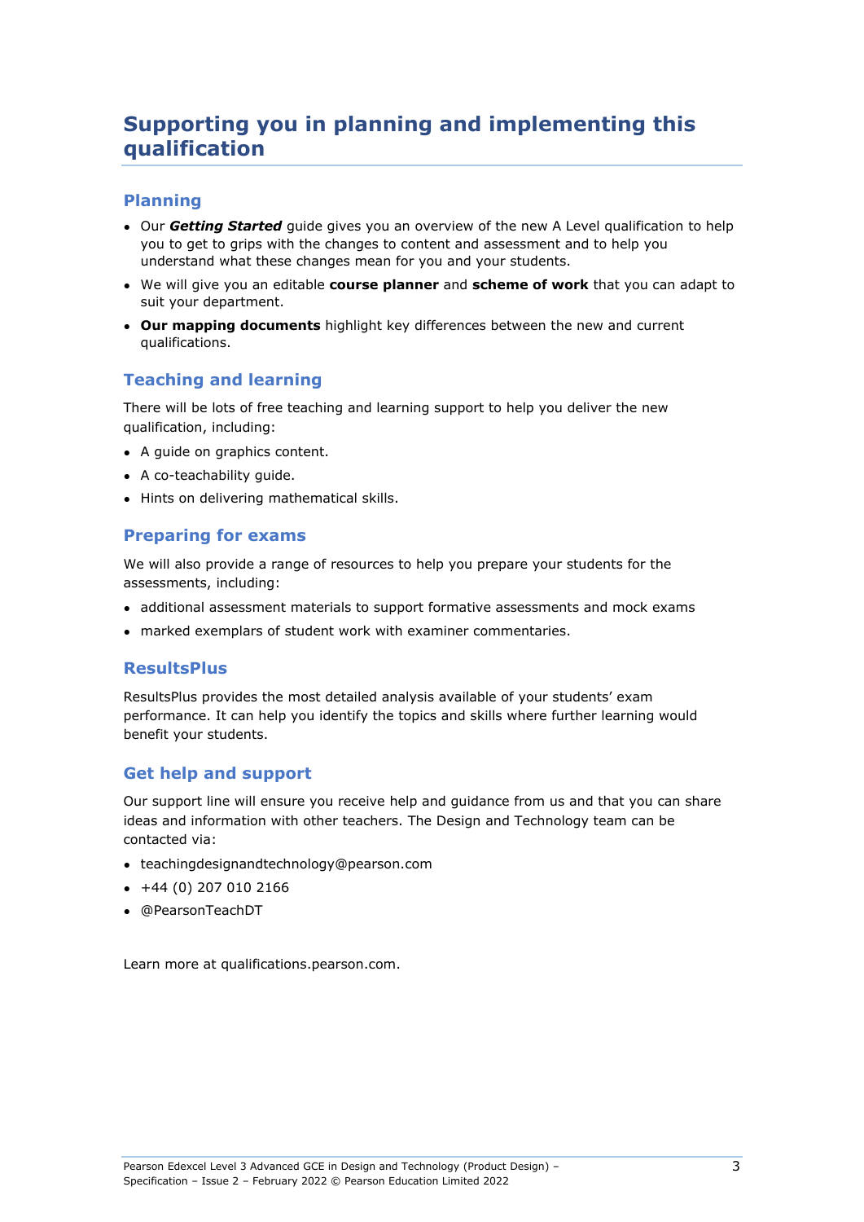# Supporting you in planning and implementing this qualification

## Planning

- Our ***Getting Started*** guide gives you an overview of the new A Level qualification to help you to get to grips with the changes to content and assessment and to help you understand what these changes mean for you and your students.
- We will give you an editable **course planner** and **scheme of work** that you can adapt to suit your department.
- **Our mapping documents** highlight key differences between the new and current qualifications.

## Teaching and learning

There will be lots of free teaching and learning support to help you deliver the new qualification, including:

- A guide on graphics content.
- A co-teachability guide.
- Hints on delivering mathematical skills.

## Preparing for exams

We will also provide a range of resources to help you prepare your students for the assessments, including:

- additional assessment materials to support formative assessments and mock exams
- marked exemplars of student work with examiner commentaries.

## ResultsPlus

ResultsPlus provides the most detailed analysis available of your students' exam performance. It can help you identify the topics and skills where further learning would benefit your students.

## Get help and support

Our support line will ensure you receive help and guidance from us and that you can share ideas and information with other teachers. The Design and Technology team can be contacted via:

- teachingdesignandtechnology@pearson.com
- +44 (0) 207 010 2166
- @PearsonTeachDT

Learn more at qualifications.pearson.com.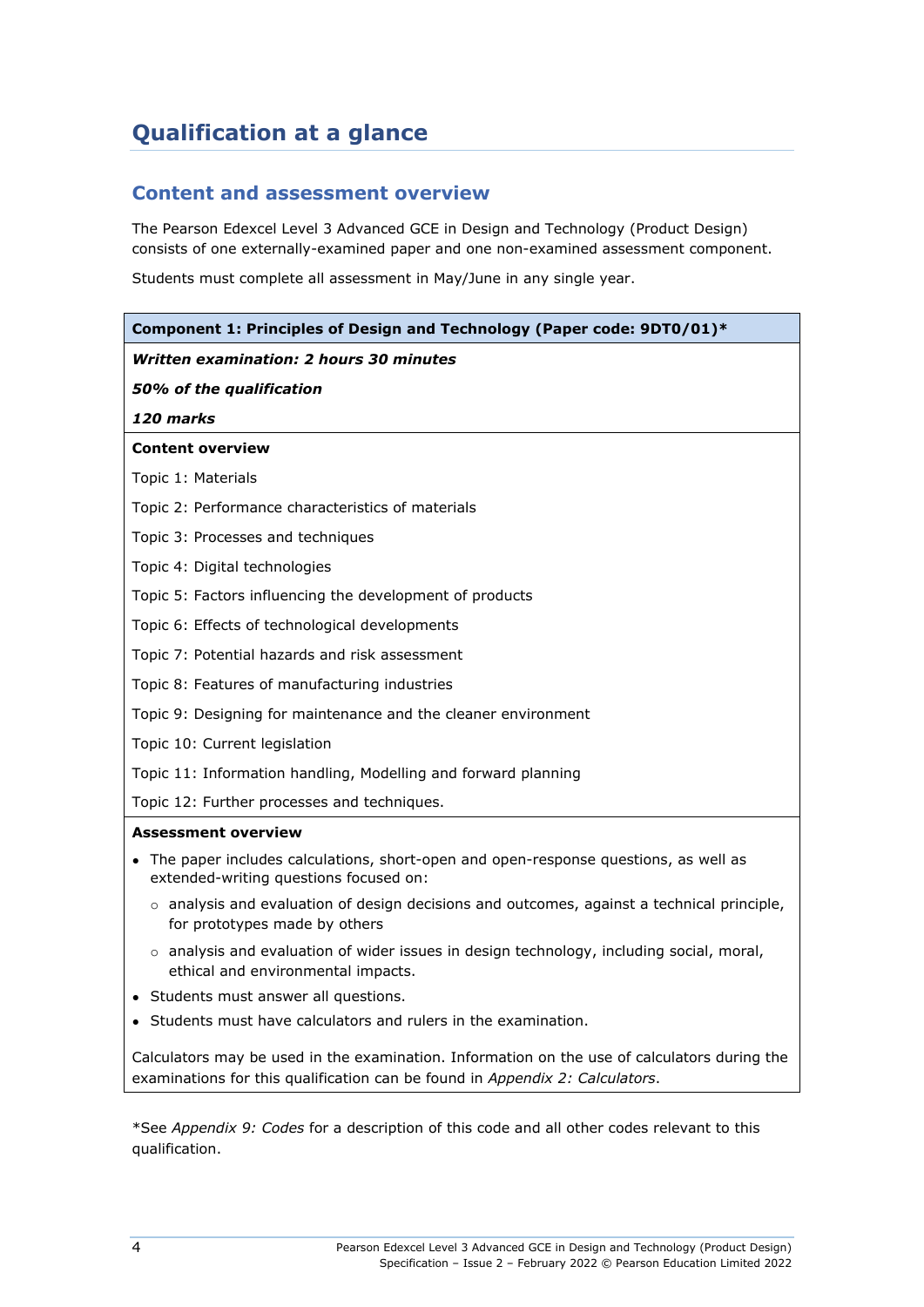# Qualification at a glance

## Content and assessment overview

The Pearson Edexcel Level 3 Advanced GCE in Design and Technology (Product Design) consists of one externally-examined paper and one non-examined assessment component.

Students must complete all assessment in May/June in any single year.

**Component 1: Principles of Design and Technology (Paper code: 9DT0/01)***

***Written examination: 2 hours 30 minutes***

***50% of the qualification***

***120 marks***

**Content overview**

Topic 1: Materials

Topic 2: Performance characteristics of materials

Topic 3: Processes and techniques

Topic 4: Digital technologies

Topic 5: Factors influencing the development of products

Topic 6: Effects of technological developments

Topic 7: Potential hazards and risk assessment

Topic 8: Features of manufacturing industries

Topic 9: Designing for maintenance and the cleaner environment

Topic 10: Current legislation

Topic 11: Information handling, Modelling and forward planning

Topic 12: Further processes and techniques.

**Assessment overview**

- The paper includes calculations, short-open and open-response questions, as well as extended-writing questions focused on:
  - analysis and evaluation of design decisions and outcomes, against a technical principle, for prototypes made by others
  - analysis and evaluation of wider issues in design technology, including social, moral, ethical and environmental impacts.
- Students must answer all questions.
- Students must have calculators and rulers in the examination.

Calculators may be used in the examination. Information on the use of calculators during the examinations for this qualification can be found in *Appendix 2: Calculators*.

*See *Appendix 9: Codes* for a description of this code and all other codes relevant to this qualification.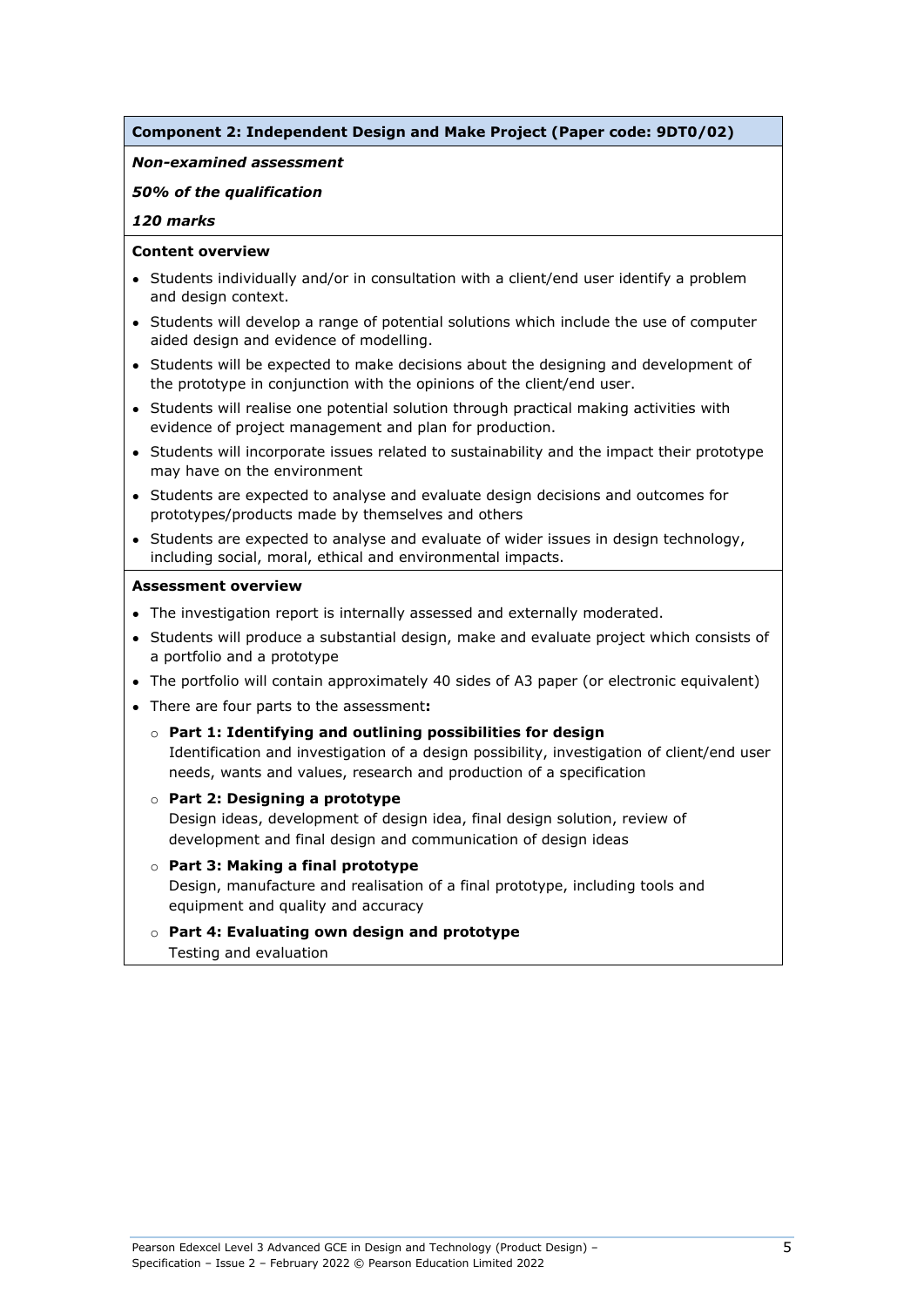**Component 2: Independent Design and Make Project (Paper code: 9DT0/02)**

***Non-examined assessment***

***50% of the qualification***

***120 marks***

**Content overview**

- Students individually and/or in consultation with a client/end user identify a problem and design context.
- Students will develop a range of potential solutions which include the use of computer aided design and evidence of modelling.
- Students will be expected to make decisions about the designing and development of the prototype in conjunction with the opinions of the client/end user.
- Students will realise one potential solution through practical making activities with evidence of project management and plan for production.
- Students will incorporate issues related to sustainability and the impact their prototype may have on the environment
- Students are expected to analyse and evaluate design decisions and outcomes for prototypes/products made by themselves and others
- Students are expected to analyse and evaluate of wider issues in design technology, including social, moral, ethical and environmental impacts.

**Assessment overview**

- The investigation report is internally assessed and externally moderated.
- Students will produce a substantial design, make and evaluate project which consists of a portfolio and a prototype
- The portfolio will contain approximately 40 sides of A3 paper (or electronic equivalent)
- There are four parts to the assessment**:**
  - **Part 1: Identifying and outlining possibilities for design**
    Identification and investigation of a design possibility, investigation of client/end user needs, wants and values, research and production of a specification
  - **Part 2: Designing a prototype**
    Design ideas, development of design idea, final design solution, review of development and final design and communication of design ideas
  - **Part 3: Making a final prototype**
    Design, manufacture and realisation of a final prototype, including tools and equipment and quality and accuracy
  - **Part 4: Evaluating own design and prototype**
    Testing and evaluation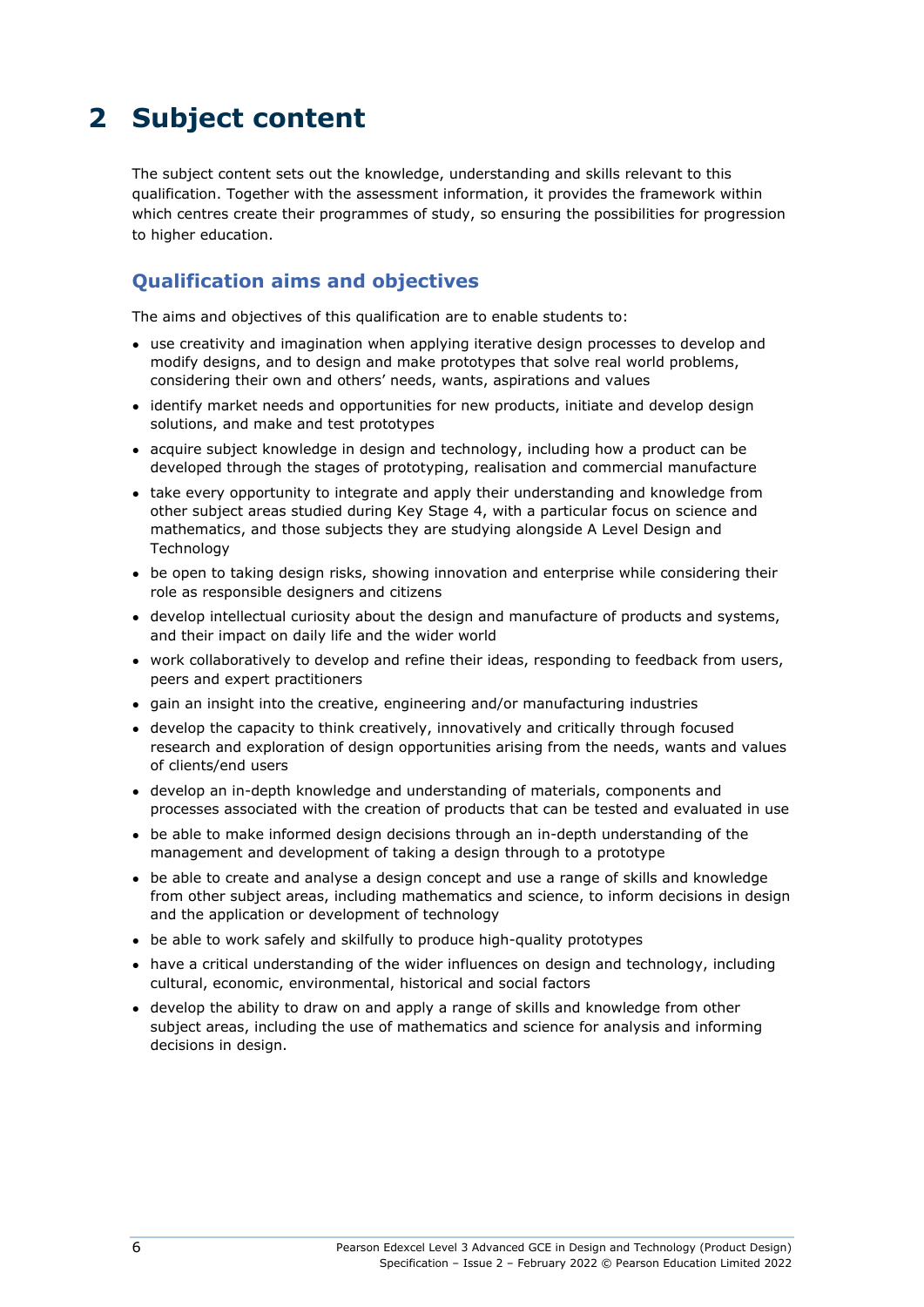# 2 Subject content

The subject content sets out the knowledge, understanding and skills relevant to this qualification. Together with the assessment information, it provides the framework within which centres create their programmes of study, so ensuring the possibilities for progression to higher education.

## Qualification aims and objectives

The aims and objectives of this qualification are to enable students to:

- use creativity and imagination when applying iterative design processes to develop and modify designs, and to design and make prototypes that solve real world problems, considering their own and others' needs, wants, aspirations and values
- identify market needs and opportunities for new products, initiate and develop design solutions, and make and test prototypes
- acquire subject knowledge in design and technology, including how a product can be developed through the stages of prototyping, realisation and commercial manufacture
- take every opportunity to integrate and apply their understanding and knowledge from other subject areas studied during Key Stage 4, with a particular focus on science and mathematics, and those subjects they are studying alongside A Level Design and Technology
- be open to taking design risks, showing innovation and enterprise while considering their role as responsible designers and citizens
- develop intellectual curiosity about the design and manufacture of products and systems, and their impact on daily life and the wider world
- work collaboratively to develop and refine their ideas, responding to feedback from users, peers and expert practitioners
- gain an insight into the creative, engineering and/or manufacturing industries
- develop the capacity to think creatively, innovatively and critically through focused research and exploration of design opportunities arising from the needs, wants and values of clients/end users
- develop an in-depth knowledge and understanding of materials, components and processes associated with the creation of products that can be tested and evaluated in use
- be able to make informed design decisions through an in-depth understanding of the management and development of taking a design through to a prototype
- be able to create and analyse a design concept and use a range of skills and knowledge from other subject areas, including mathematics and science, to inform decisions in design and the application or development of technology
- be able to work safely and skilfully to produce high-quality prototypes
- have a critical understanding of the wider influences on design and technology, including cultural, economic, environmental, historical and social factors
- develop the ability to draw on and apply a range of skills and knowledge from other subject areas, including the use of mathematics and science for analysis and informing decisions in design.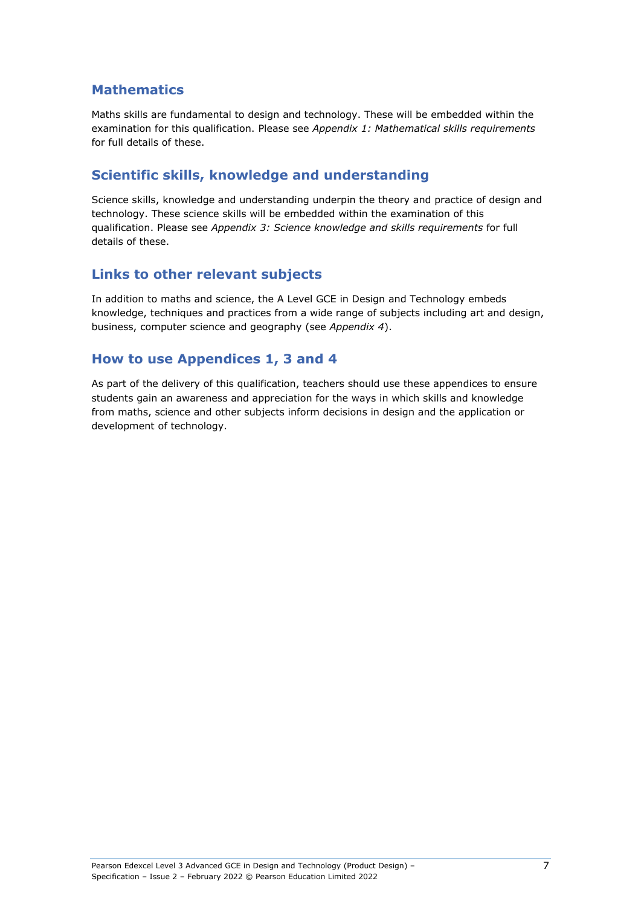## Mathematics

Maths skills are fundamental to design and technology. These will be embedded within the examination for this qualification. Please see *Appendix 1: Mathematical skills requirements* for full details of these.

## Scientific skills, knowledge and understanding

Science skills, knowledge and understanding underpin the theory and practice of design and technology. These science skills will be embedded within the examination of this qualification. Please see *Appendix 3: Science knowledge and skills requirements* for full details of these.

## Links to other relevant subjects

In addition to maths and science, the A Level GCE in Design and Technology embeds knowledge, techniques and practices from a wide range of subjects including art and design, business, computer science and geography (see *Appendix 4*).

## How to use Appendices 1, 3 and 4

As part of the delivery of this qualification, teachers should use these appendices to ensure students gain an awareness and appreciation for the ways in which skills and knowledge from maths, science and other subjects inform decisions in design and the application or development of technology.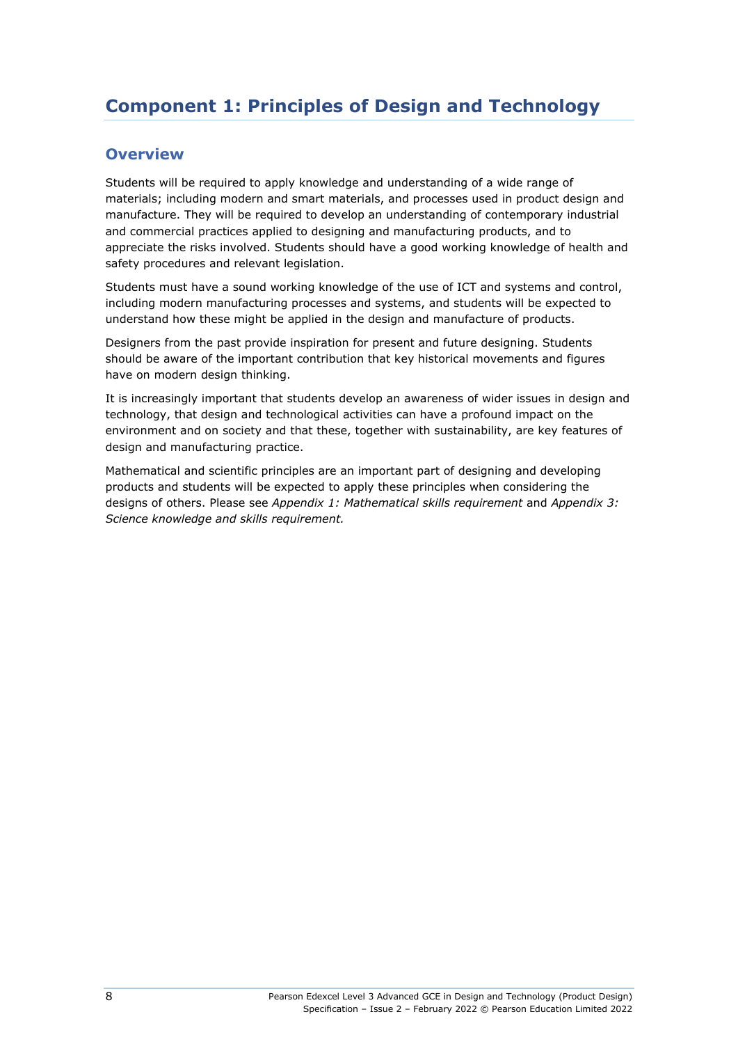# Component 1: Principles of Design and Technology

## Overview

Students will be required to apply knowledge and understanding of a wide range of materials; including modern and smart materials, and processes used in product design and manufacture. They will be required to develop an understanding of contemporary industrial and commercial practices applied to designing and manufacturing products, and to appreciate the risks involved. Students should have a good working knowledge of health and safety procedures and relevant legislation.

Students must have a sound working knowledge of the use of ICT and systems and control, including modern manufacturing processes and systems, and students will be expected to understand how these might be applied in the design and manufacture of products.

Designers from the past provide inspiration for present and future designing. Students should be aware of the important contribution that key historical movements and figures have on modern design thinking.

It is increasingly important that students develop an awareness of wider issues in design and technology, that design and technological activities can have a profound impact on the environment and on society and that these, together with sustainability, are key features of design and manufacturing practice.

Mathematical and scientific principles are an important part of designing and developing products and students will be expected to apply these principles when considering the designs of others. Please see *Appendix 1: Mathematical skills requirement* and *Appendix 3: Science knowledge and skills requirement.*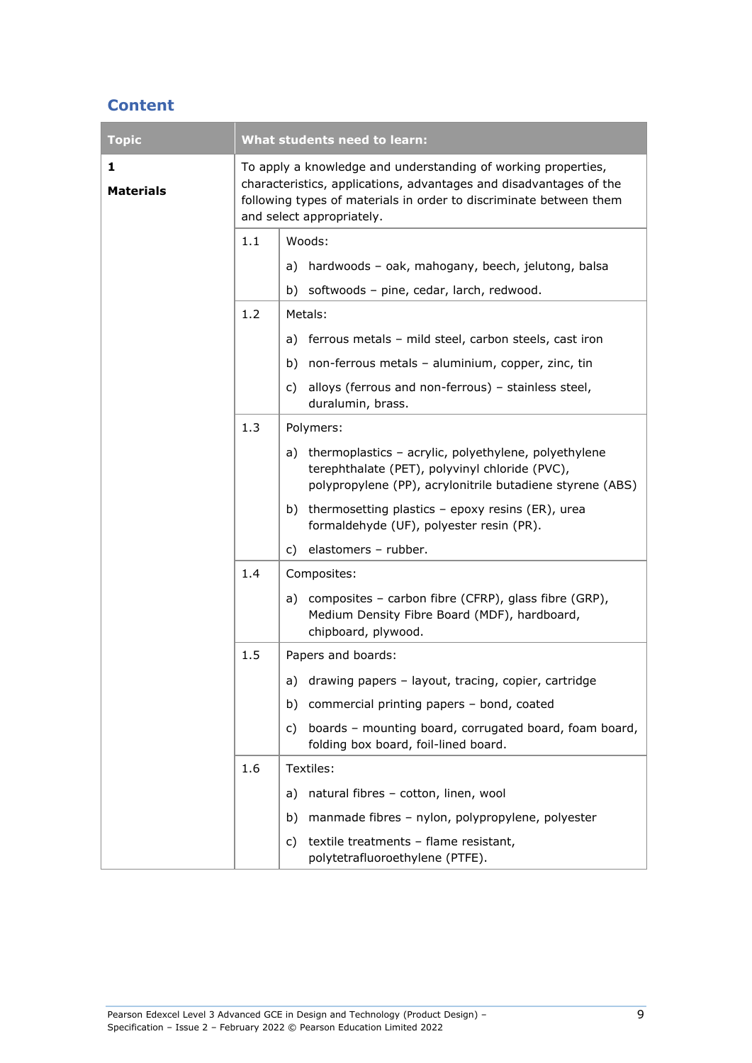## Content

| Topic | What students need to learn: | |
|---|---|---|
| **1**<br><br>**Materials** | To apply a knowledge and understanding of working properties, characteristics, applications, advantages and disadvantages of the following types of materials in order to discriminate between them and select appropriately. | |
| | 1.1 | Woods:<br><br>a) hardwoods – oak, mahogany, beech, jelutong, balsa<br><br>b) softwoods – pine, cedar, larch, redwood. |
| | 1.2 | Metals:<br><br>a) ferrous metals – mild steel, carbon steels, cast iron<br><br>b) non-ferrous metals – aluminium, copper, zinc, tin<br><br>c) alloys (ferrous and non-ferrous) – stainless steel, duralumin, brass. |
| | 1.3 | Polymers:<br><br>a) thermoplastics – acrylic, polyethylene, polyethylene terephthalate (PET), polyvinyl chloride (PVC), polypropylene (PP), acrylonitrile butadiene styrene (ABS)<br><br>b) thermosetting plastics – epoxy resins (ER), urea formaldehyde (UF), polyester resin (PR).<br><br>c) elastomers – rubber. |
| | 1.4 | Composites:<br><br>a) composites – carbon fibre (CFRP), glass fibre (GRP), Medium Density Fibre Board (MDF), hardboard, chipboard, plywood. |
| | 1.5 | Papers and boards:<br><br>a) drawing papers – layout, tracing, copier, cartridge<br><br>b) commercial printing papers – bond, coated<br><br>c) boards – mounting board, corrugated board, foam board, folding box board, foil-lined board. |
| | 1.6 | Textiles:<br><br>a) natural fibres – cotton, linen, wool<br><br>b) manmade fibres – nylon, polypropylene, polyester<br><br>c) textile treatments – flame resistant, polytetrafluoroethylene (PTFE). |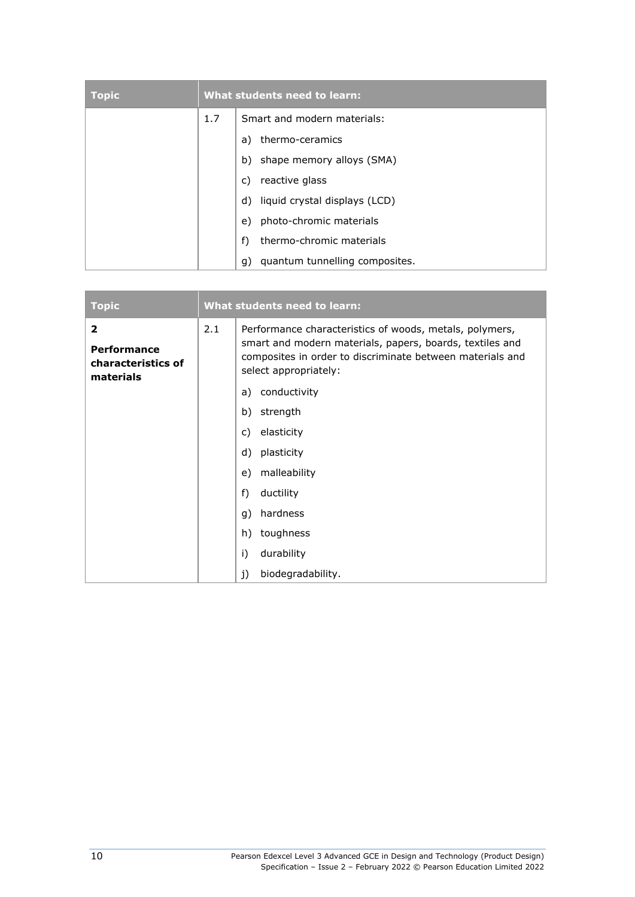| Topic | What students need to learn: | |
|---|---|---|
| | 1.7 | Smart and modern materials:<br>a) thermo-ceramics<br>b) shape memory alloys (SMA)<br>c) reactive glass<br>d) liquid crystal displays (LCD)<br>e) photo-chromic materials<br>f) thermo-chromic materials<br>g) quantum tunnelling composites. |

| Topic | What students need to learn: | |
|---|---|---|
| **2**<br>**Performance characteristics of materials** | 2.1 | Performance characteristics of woods, metals, polymers, smart and modern materials, papers, boards, textiles and composites in order to discriminate between materials and select appropriately:<br>a) conductivity<br>b) strength<br>c) elasticity<br>d) plasticity<br>e) malleability<br>f) ductility<br>g) hardness<br>h) toughness<br>i) durability<br>j) biodegradability. |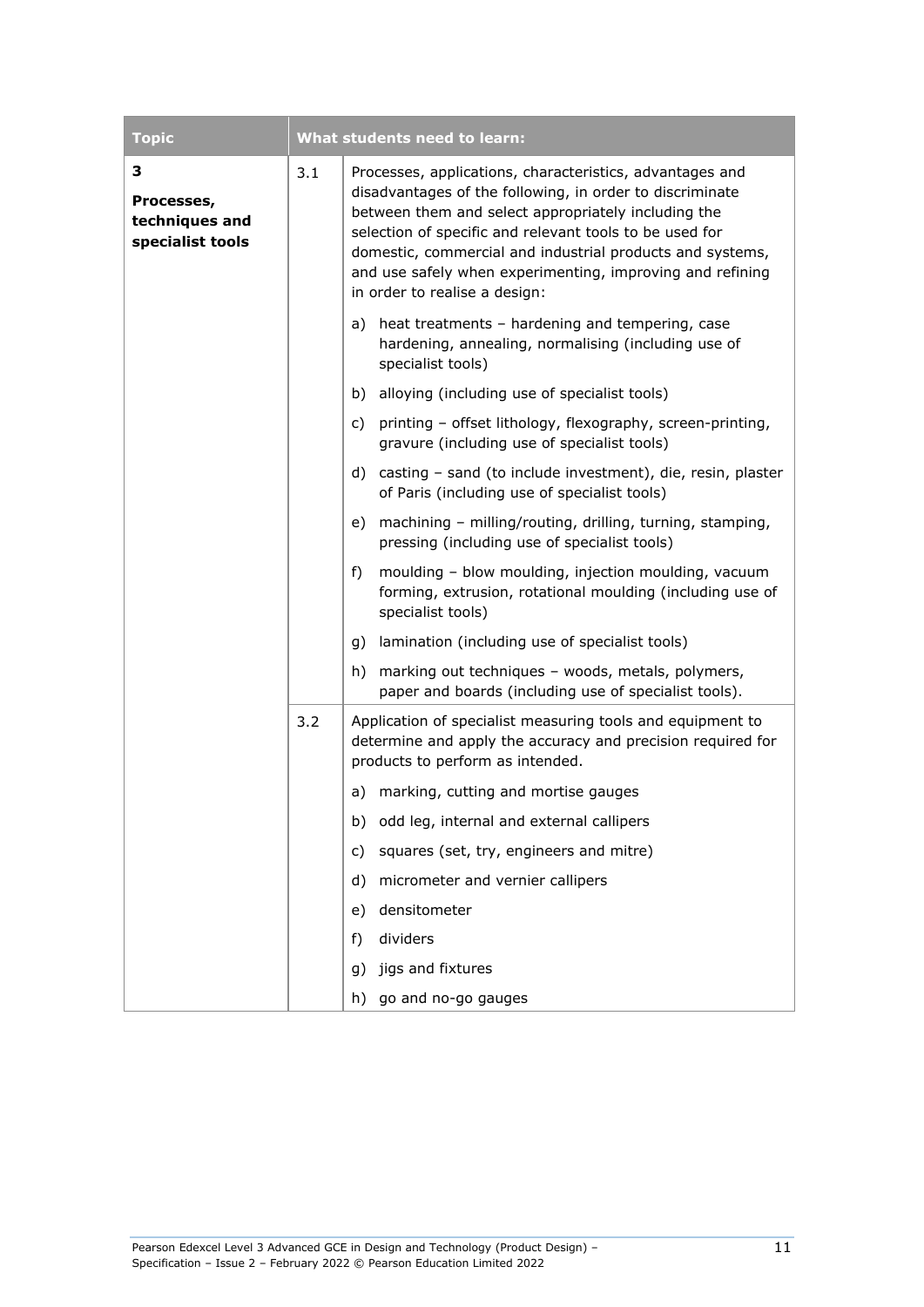| Topic | | What students need to learn: |
|---|---|---|
| **3**<br><br>**Processes, techniques and specialist tools** | 3.1 | Processes, applications, characteristics, advantages and disadvantages of the following, in order to discriminate between them and select appropriately including the selection of specific and relevant tools to be used for domestic, commercial and industrial products and systems, and use safely when experimenting, improving and refining in order to realise a design:<br><br>a) heat treatments – hardening and tempering, case hardening, annealing, normalising (including use of specialist tools)<br><br>b) alloying (including use of specialist tools)<br><br>c) printing – offset lithology, flexography, screen-printing, gravure (including use of specialist tools)<br><br>d) casting – sand (to include investment), die, resin, plaster of Paris (including use of specialist tools)<br><br>e) machining – milling/routing, drilling, turning, stamping, pressing (including use of specialist tools)<br><br>f) moulding – blow moulding, injection moulding, vacuum forming, extrusion, rotational moulding (including use of specialist tools)<br><br>g) lamination (including use of specialist tools)<br><br>h) marking out techniques – woods, metals, polymers, paper and boards (including use of specialist tools). |
| | 3.2 | Application of specialist measuring tools and equipment to determine and apply the accuracy and precision required for products to perform as intended.<br><br>a) marking, cutting and mortise gauges<br><br>b) odd leg, internal and external callipers<br><br>c) squares (set, try, engineers and mitre)<br><br>d) micrometer and vernier callipers<br><br>e) densitometer<br><br>f) dividers<br><br>g) jigs and fixtures<br><br>h) go and no-go gauges |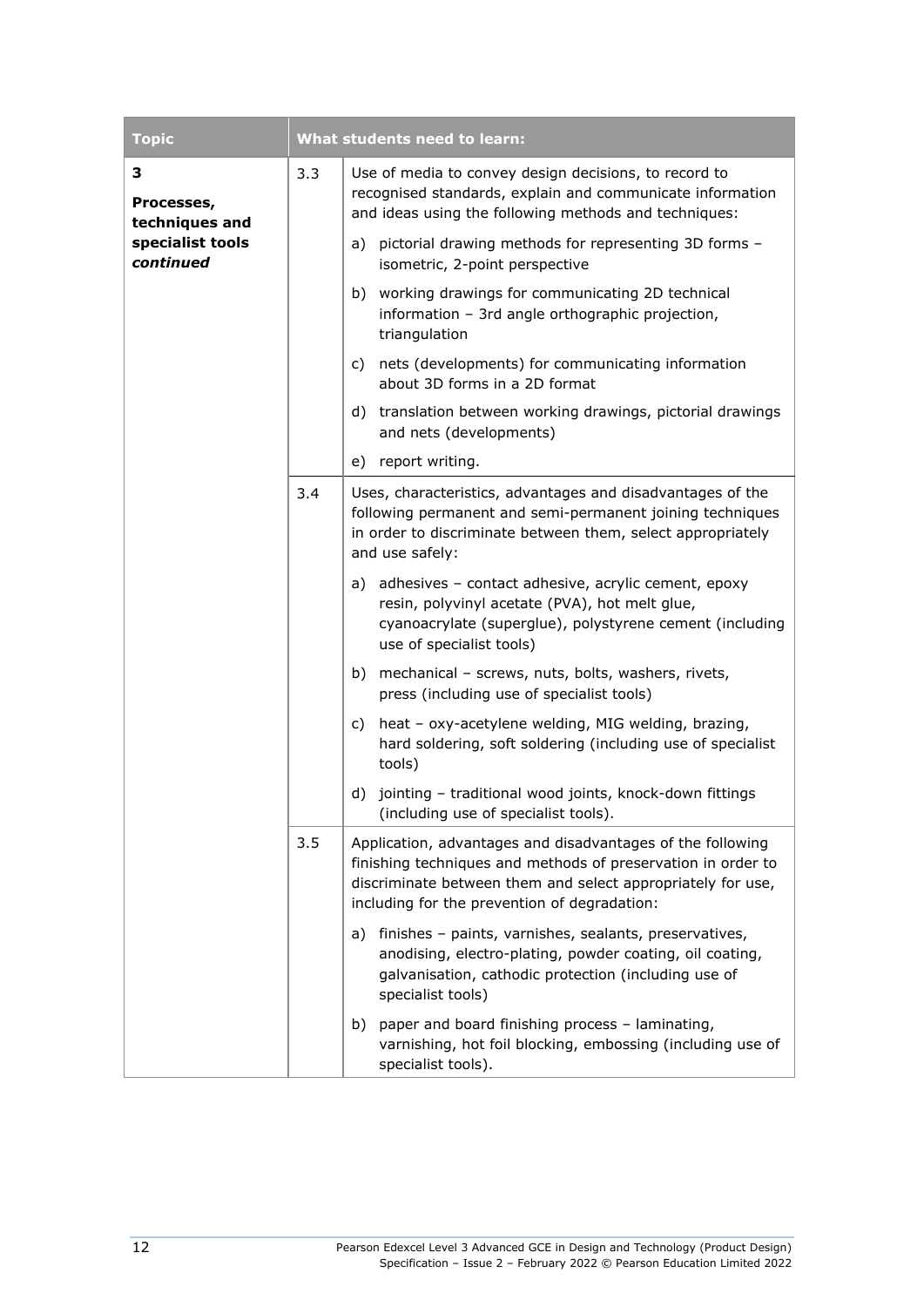| Topic | | What students need to learn: |
|---|---|---|
| **3**<br>**Processes, techniques and specialist tools** ***continued*** | 3.3 | Use of media to convey design decisions, to record to recognised standards, explain and communicate information and ideas using the following methods and techniques:<br>a) pictorial drawing methods for representing 3D forms – isometric, 2-point perspective<br>b) working drawings for communicating 2D technical information – 3rd angle orthographic projection, triangulation<br>c) nets (developments) for communicating information about 3D forms in a 2D format<br>d) translation between working drawings, pictorial drawings and nets (developments)<br>e) report writing. |
| | 3.4 | Uses, characteristics, advantages and disadvantages of the following permanent and semi-permanent joining techniques in order to discriminate between them, select appropriately and use safely:<br>a) adhesives – contact adhesive, acrylic cement, epoxy resin, polyvinyl acetate (PVA), hot melt glue, cyanoacrylate (superglue), polystyrene cement (including use of specialist tools)<br>b) mechanical – screws, nuts, bolts, washers, rivets, press (including use of specialist tools)<br>c) heat – oxy-acetylene welding, MIG welding, brazing, hard soldering, soft soldering (including use of specialist tools)<br>d) jointing – traditional wood joints, knock-down fittings (including use of specialist tools). |
| | 3.5 | Application, advantages and disadvantages of the following finishing techniques and methods of preservation in order to discriminate between them and select appropriately for use, including for the prevention of degradation:<br>a) finishes – paints, varnishes, sealants, preservatives, anodising, electro-plating, powder coating, oil coating, galvanisation, cathodic protection (including use of specialist tools)<br>b) paper and board finishing process – laminating, varnishing, hot foil blocking, embossing (including use of specialist tools). |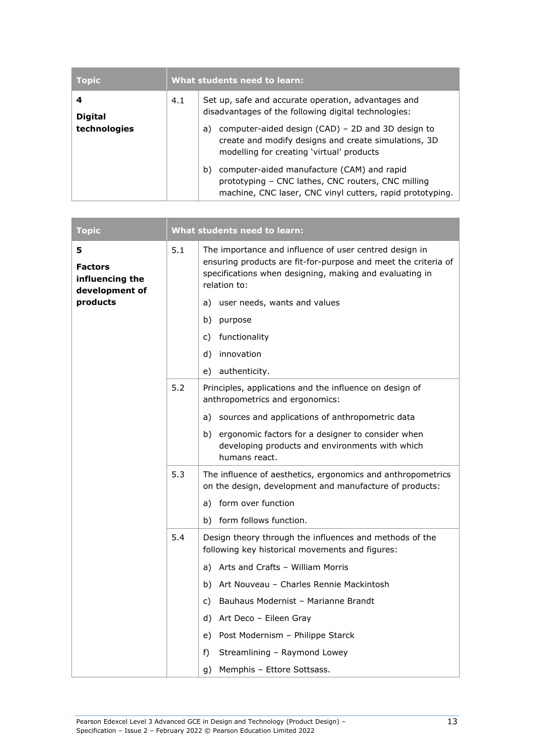| Topic | What students need to learn: | |
|---|---|---|
| **4** **Digital technologies** | 4.1 | Set up, safe and accurate operation, advantages and disadvantages of the following digital technologies:<br>a) computer-aided design (CAD) – 2D and 3D design to create and modify designs and create simulations, 3D modelling for creating 'virtual' products<br>b) computer-aided manufacture (CAM) and rapid prototyping – CNC lathes, CNC routers, CNC milling machine, CNC laser, CNC vinyl cutters, rapid prototyping. |

| Topic | What students need to learn: | |
|---|---|---|
| **5** **Factors influencing the development of products** | 5.1 | The importance and influence of user centred design in ensuring products are fit-for-purpose and meet the criteria of specifications when designing, making and evaluating in relation to:<br>a) user needs, wants and values<br>b) purpose<br>c) functionality<br>d) innovation<br>e) authenticity. |
| | 5.2 | Principles, applications and the influence on design of anthropometrics and ergonomics:<br>a) sources and applications of anthropometric data<br>b) ergonomic factors for a designer to consider when developing products and environments with which humans react. |
| | 5.3 | The influence of aesthetics, ergonomics and anthropometrics on the design, development and manufacture of products:<br>a) form over function<br>b) form follows function. |
| | 5.4 | Design theory through the influences and methods of the following key historical movements and figures:<br>a) Arts and Crafts – William Morris<br>b) Art Nouveau – Charles Rennie Mackintosh<br>c) Bauhaus Modernist – Marianne Brandt<br>d) Art Deco – Eileen Gray<br>e) Post Modernism – Philippe Starck<br>f) Streamlining – Raymond Lowey<br>g) Memphis – Ettore Sottsass. |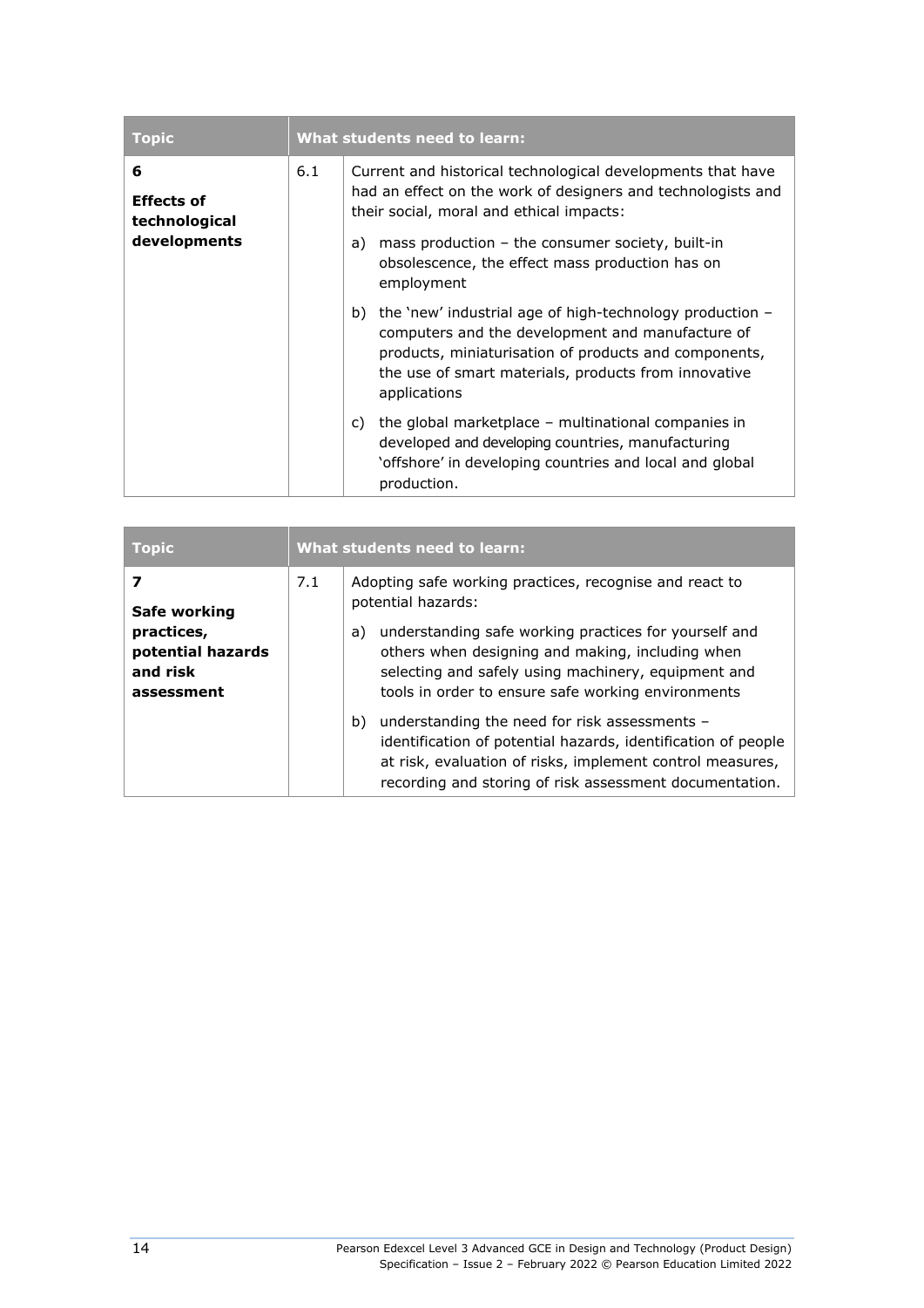| Topic | What students need to learn: | |
|---|---|---|
| **6**<br>**Effects of technological developments** | 6.1 | Current and historical technological developments that have had an effect on the work of designers and technologists and their social, moral and ethical impacts:<br>a) mass production – the consumer society, built-in obsolescence, the effect mass production has on employment<br>b) the 'new' industrial age of high-technology production – computers and the development and manufacture of products, miniaturisation of products and components, the use of smart materials, products from innovative applications<br>c) the global marketplace – multinational companies in developed and developing countries, manufacturing 'offshore' in developing countries and local and global production. |

| Topic | What students need to learn: | |
|---|---|---|
| **7**<br>**Safe working practices, potential hazards and risk assessment** | 7.1 | Adopting safe working practices, recognise and react to potential hazards:<br>a) understanding safe working practices for yourself and others when designing and making, including when selecting and safely using machinery, equipment and tools in order to ensure safe working environments<br>b) understanding the need for risk assessments – identification of potential hazards, identification of people at risk, evaluation of risks, implement control measures, recording and storing of risk assessment documentation. |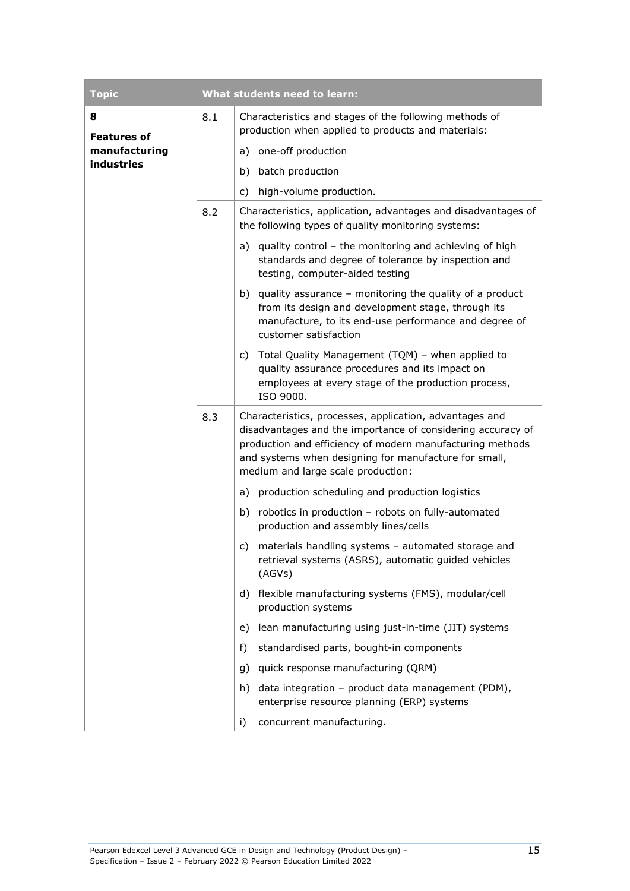| Topic | What students need to learn: | |
|---|---|---|
| **8** **Features of manufacturing industries** | 8.1 | Characteristics and stages of the following methods of production when applied to products and materials:<br>a) one-off production<br>b) batch production<br>c) high-volume production. |
| | 8.2 | Characteristics, application, advantages and disadvantages of the following types of quality monitoring systems:<br>a) quality control – the monitoring and achieving of high standards and degree of tolerance by inspection and testing, computer-aided testing<br>b) quality assurance – monitoring the quality of a product from its design and development stage, through its manufacture, to its end-use performance and degree of customer satisfaction<br>c) Total Quality Management (TQM) – when applied to quality assurance procedures and its impact on employees at every stage of the production process, ISO 9000. |
| | 8.3 | Characteristics, processes, application, advantages and disadvantages and the importance of considering accuracy of production and efficiency of modern manufacturing methods and systems when designing for manufacture for small, medium and large scale production:<br>a) production scheduling and production logistics<br>b) robotics in production – robots on fully-automated production and assembly lines/cells<br>c) materials handling systems – automated storage and retrieval systems (ASRS), automatic guided vehicles (AGVs)<br>d) flexible manufacturing systems (FMS), modular/cell production systems<br>e) lean manufacturing using just-in-time (JIT) systems<br>f) standardised parts, bought-in components<br>g) quick response manufacturing (QRM)<br>h) data integration – product data management (PDM), enterprise resource planning (ERP) systems<br>i) concurrent manufacturing. |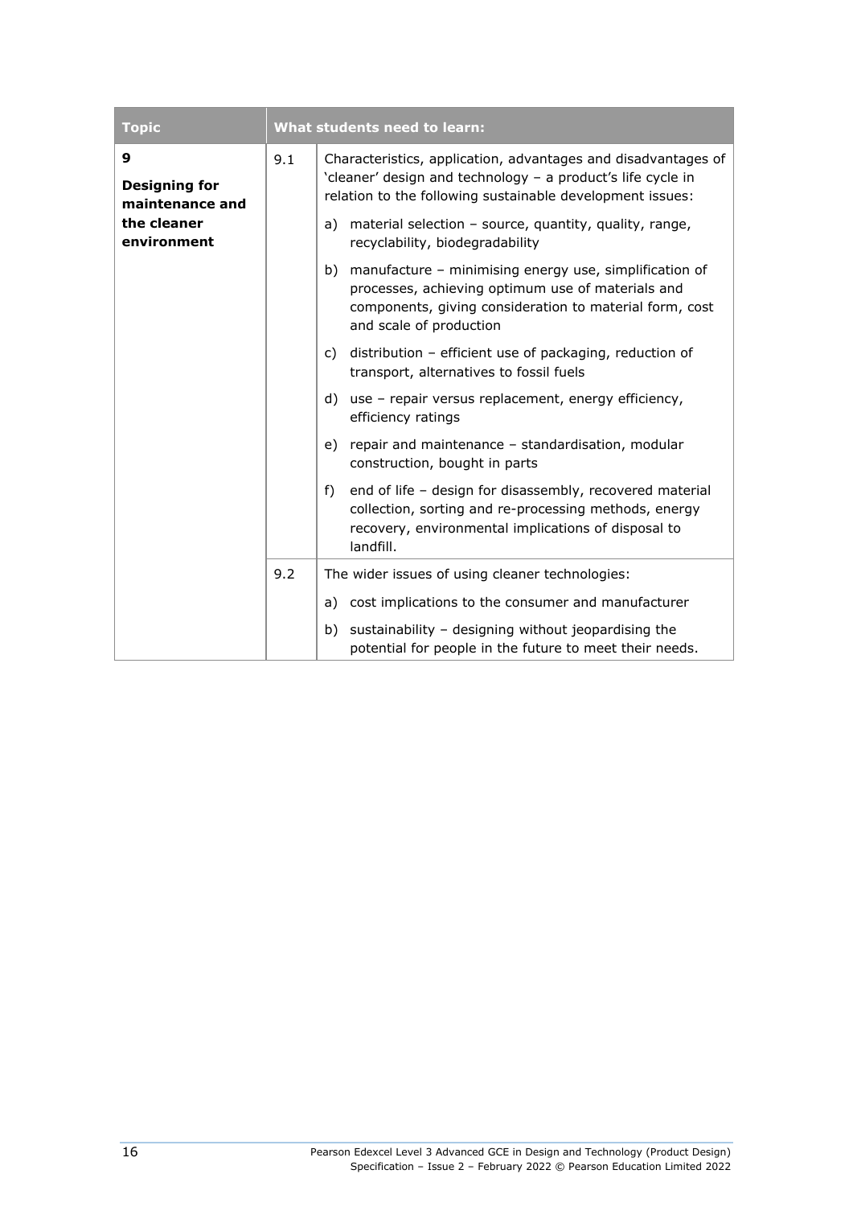| Topic | What students need to learn: | |
|---|---|---|
| **9**<br><br>**Designing for maintenance and the cleaner environment** | 9.1 | Characteristics, application, advantages and disadvantages of 'cleaner' design and technology – a product's life cycle in relation to the following sustainable development issues:<br><br>a) material selection – source, quantity, quality, range, recyclability, biodegradability<br><br>b) manufacture – minimising energy use, simplification of processes, achieving optimum use of materials and components, giving consideration to material form, cost and scale of production<br><br>c) distribution – efficient use of packaging, reduction of transport, alternatives to fossil fuels<br><br>d) use – repair versus replacement, energy efficiency, efficiency ratings<br><br>e) repair and maintenance – standardisation, modular construction, bought in parts<br><br>f) end of life – design for disassembly, recovered material collection, sorting and re-processing methods, energy recovery, environmental implications of disposal to landfill. |
| | 9.2 | The wider issues of using cleaner technologies:<br><br>a) cost implications to the consumer and manufacturer<br><br>b) sustainability – designing without jeopardising the potential for people in the future to meet their needs. |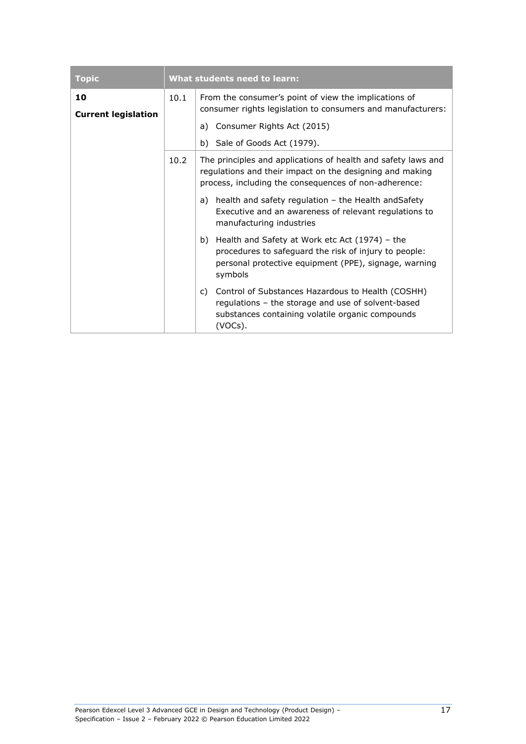| Topic | What students need to learn: | |
|---|---|---|
| **10**<br>**Current legislation** | 10.1 | From the consumer's point of view the implications of consumer rights legislation to consumers and manufacturers:<br>a) Consumer Rights Act (2015)<br>b) Sale of Goods Act (1979). |
| | 10.2 | The principles and applications of health and safety laws and regulations and their impact on the designing and making process, including the consequences of non-adherence:<br>a) health and safety regulation – the Health andSafety Executive and an awareness of relevant regulations to manufacturing industries<br>b) Health and Safety at Work etc Act (1974) – the procedures to safeguard the risk of injury to people: personal protective equipment (PPE), signage, warning symbols<br>c) Control of Substances Hazardous to Health (COSHH) regulations – the storage and use of solvent-based substances containing volatile organic compounds (VOCs). |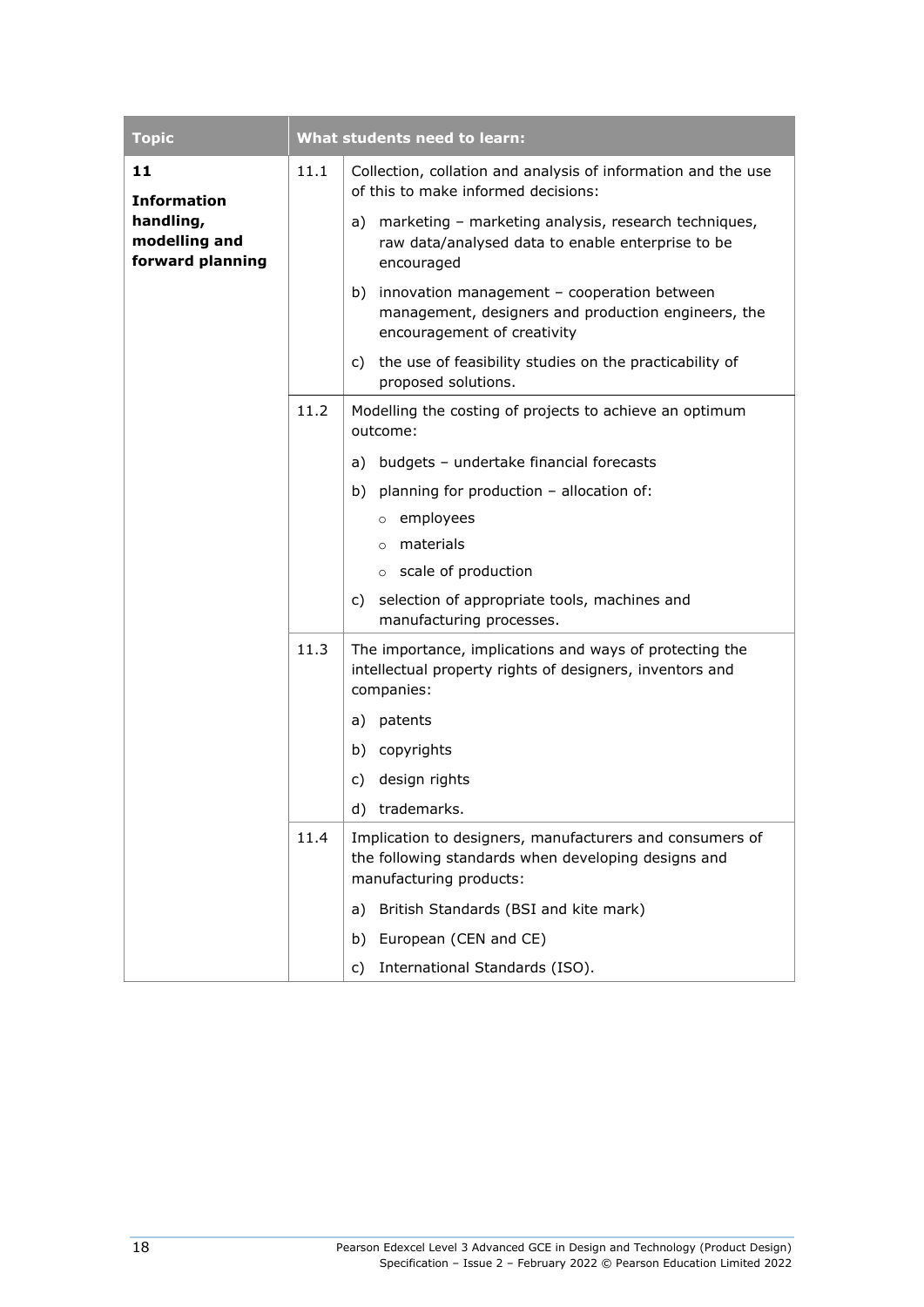| Topic | | What students need to learn: |
|---|---|---|
| **11**<br><br>**Information handling, modelling and forward planning** | 11.1 | Collection, collation and analysis of information and the use of this to make informed decisions:<br><br>a) marketing – marketing analysis, research techniques, raw data/analysed data to enable enterprise to be encouraged<br><br>b) innovation management – cooperation between management, designers and production engineers, the encouragement of creativity<br><br>c) the use of feasibility studies on the practicability of proposed solutions. |
| | 11.2 | Modelling the costing of projects to achieve an optimum outcome:<br><br>a) budgets – undertake financial forecasts<br><br>b) planning for production – allocation of:<br>- employees<br>- materials<br>- scale of production<br><br>c) selection of appropriate tools, machines and manufacturing processes. |
| | 11.3 | The importance, implications and ways of protecting the intellectual property rights of designers, inventors and companies:<br><br>a) patents<br><br>b) copyrights<br><br>c) design rights<br><br>d) trademarks. |
| | 11.4 | Implication to designers, manufacturers and consumers of the following standards when developing designs and manufacturing products:<br><br>a) British Standards (BSI and kite mark)<br><br>b) European (CEN and CE)<br><br>c) International Standards (ISO). |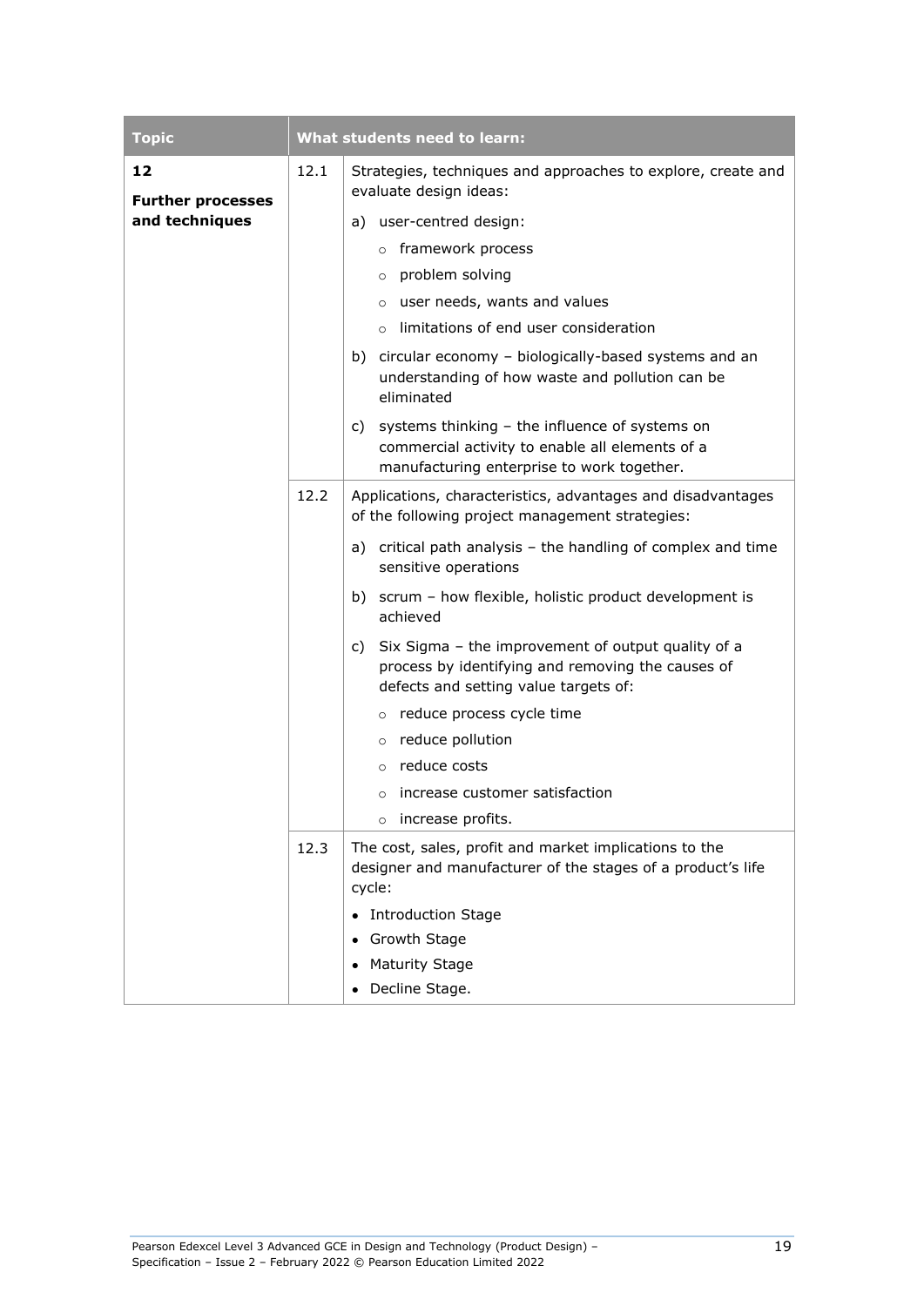| Topic | What students need to learn: | |
|---|---|---|
| **12**<br>**Further processes and techniques** | 12.1 | Strategies, techniques and approaches to explore, create and evaluate design ideas:<br>a) user-centred design:<br>○ framework process<br>○ problem solving<br>○ user needs, wants and values<br>○ limitations of end user consideration<br>b) circular economy – biologically-based systems and an understanding of how waste and pollution can be eliminated<br>c) systems thinking – the influence of systems on commercial activity to enable all elements of a manufacturing enterprise to work together. |
| | 12.2 | Applications, characteristics, advantages and disadvantages of the following project management strategies:<br>a) critical path analysis – the handling of complex and time sensitive operations<br>b) scrum – how flexible, holistic product development is achieved<br>c) Six Sigma – the improvement of output quality of a process by identifying and removing the causes of defects and setting value targets of:<br>○ reduce process cycle time<br>○ reduce pollution<br>○ reduce costs<br>○ increase customer satisfaction<br>○ increase profits. |
| | 12.3 | The cost, sales, profit and market implications to the designer and manufacturer of the stages of a product's life cycle:<br>• Introduction Stage<br>• Growth Stage<br>• Maturity Stage<br>• Decline Stage. |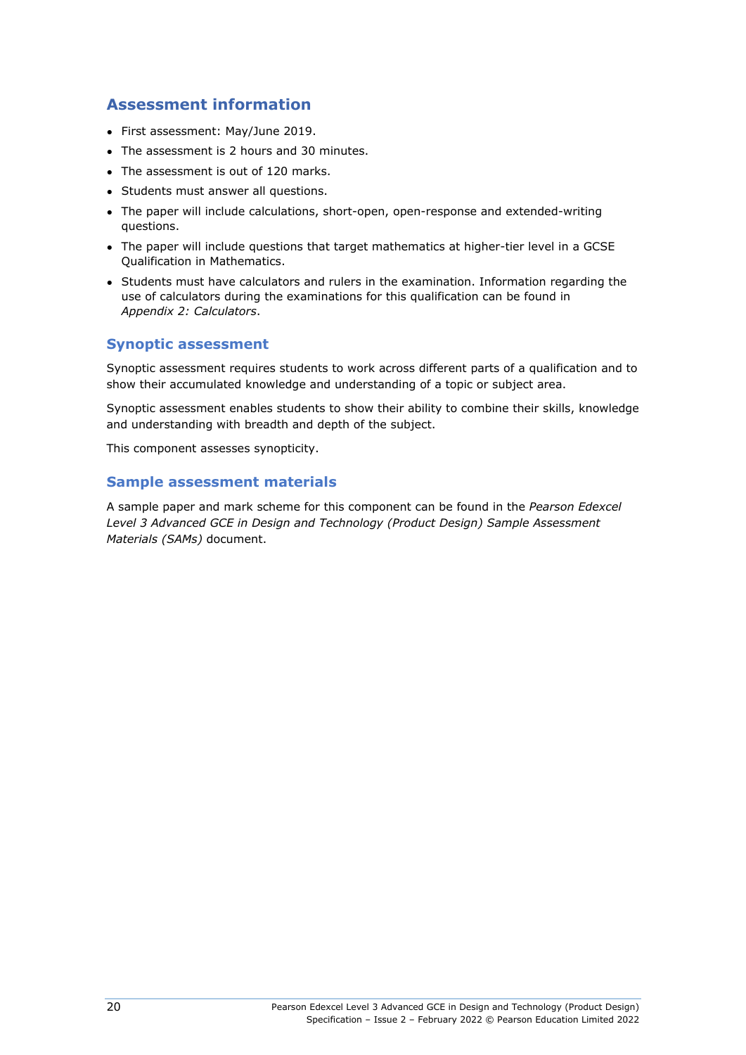## Assessment information

- First assessment: May/June 2019.
- The assessment is 2 hours and 30 minutes.
- The assessment is out of 120 marks.
- Students must answer all questions.
- The paper will include calculations, short-open, open-response and extended-writing questions.
- The paper will include questions that target mathematics at higher-tier level in a GCSE Qualification in Mathematics.
- Students must have calculators and rulers in the examination. Information regarding the use of calculators during the examinations for this qualification can be found in *Appendix 2: Calculators*.

### Synoptic assessment

Synoptic assessment requires students to work across different parts of a qualification and to show their accumulated knowledge and understanding of a topic or subject area.

Synoptic assessment enables students to show their ability to combine their skills, knowledge and understanding with breadth and depth of the subject.

This component assesses synopticity.

### Sample assessment materials

A sample paper and mark scheme for this component can be found in the *Pearson Edexcel Level 3 Advanced GCE in Design and Technology (Product Design) Sample Assessment Materials (SAMs)* document.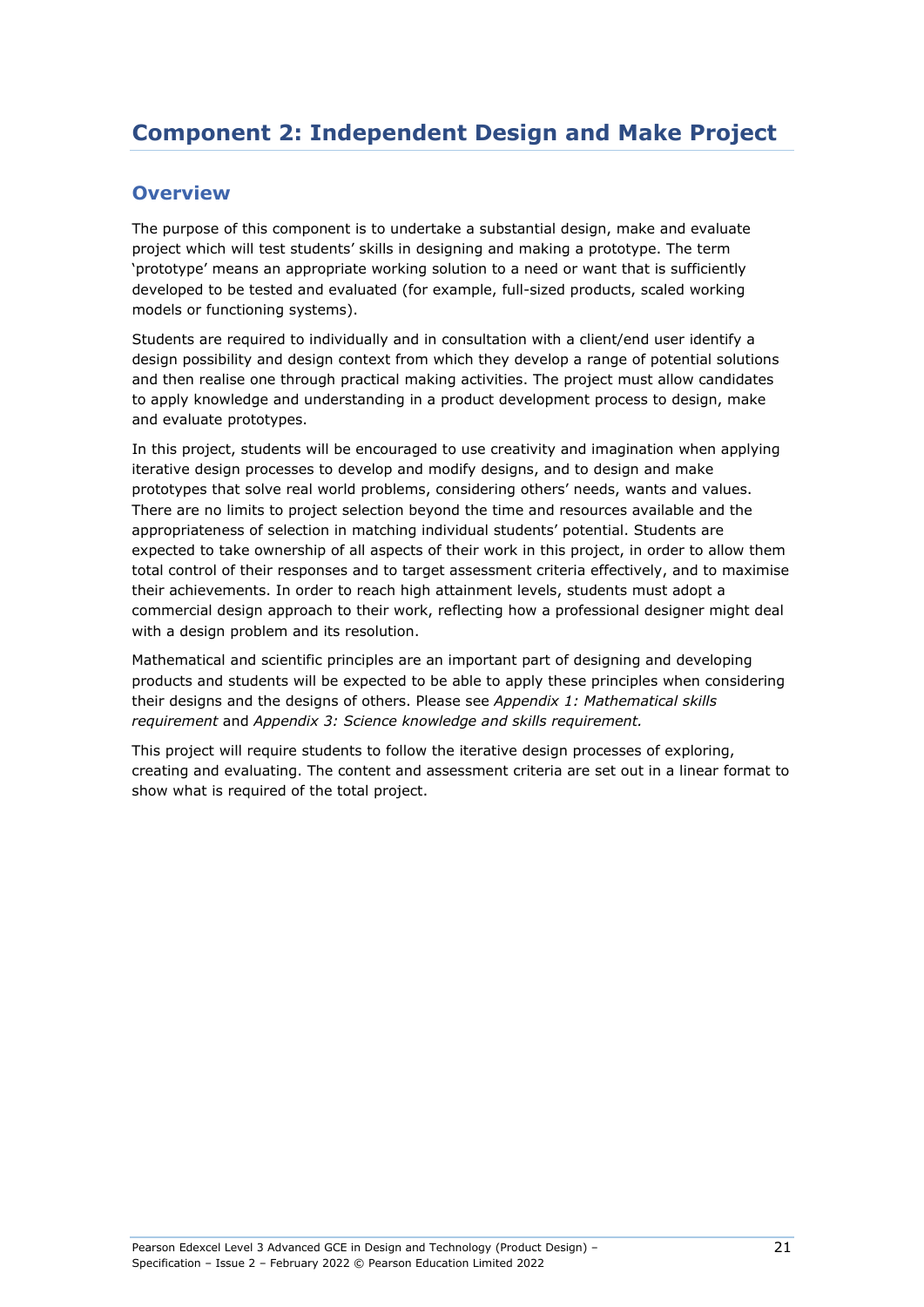# Component 2: Independent Design and Make Project

## Overview

The purpose of this component is to undertake a substantial design, make and evaluate project which will test students' skills in designing and making a prototype. The term 'prototype' means an appropriate working solution to a need or want that is sufficiently developed to be tested and evaluated (for example, full-sized products, scaled working models or functioning systems).

Students are required to individually and in consultation with a client/end user identify a design possibility and design context from which they develop a range of potential solutions and then realise one through practical making activities. The project must allow candidates to apply knowledge and understanding in a product development process to design, make and evaluate prototypes.

In this project, students will be encouraged to use creativity and imagination when applying iterative design processes to develop and modify designs, and to design and make prototypes that solve real world problems, considering others' needs, wants and values. There are no limits to project selection beyond the time and resources available and the appropriateness of selection in matching individual students' potential. Students are expected to take ownership of all aspects of their work in this project, in order to allow them total control of their responses and to target assessment criteria effectively, and to maximise their achievements. In order to reach high attainment levels, students must adopt a commercial design approach to their work, reflecting how a professional designer might deal with a design problem and its resolution.

Mathematical and scientific principles are an important part of designing and developing products and students will be expected to be able to apply these principles when considering their designs and the designs of others. Please see *Appendix 1: Mathematical skills requirement* and *Appendix 3: Science knowledge and skills requirement.*

This project will require students to follow the iterative design processes of exploring, creating and evaluating. The content and assessment criteria are set out in a linear format to show what is required of the total project.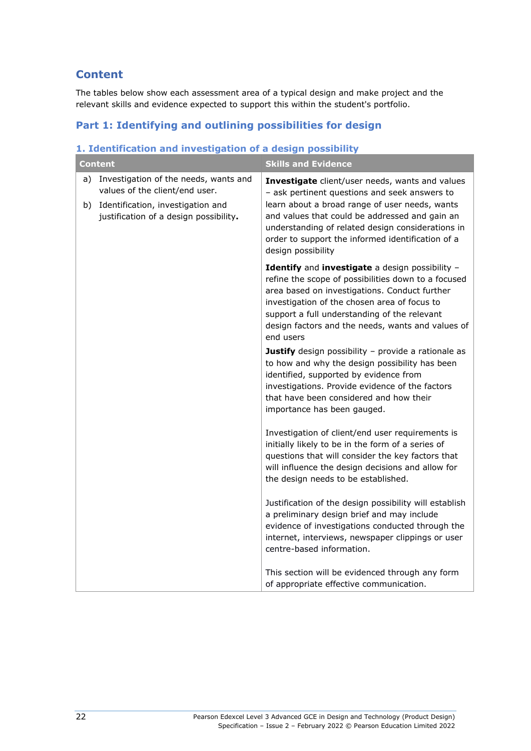## Content

The tables below show each assessment area of a typical design and make project and the relevant skills and evidence expected to support this within the student's portfolio.

## Part 1: Identifying and outlining possibilities for design

### 1. Identification and investigation of a design possibility

| Content | Skills and Evidence |
|---|---|
| a) Investigation of the needs, wants and values of the client/end user.<br><br>b) Identification, investigation and justification of a design possibility. | **Investigate** client/user needs, wants and values – ask pertinent questions and seek answers to learn about a broad range of user needs, wants and values that could be addressed and gain an understanding of related design considerations in order to support the informed identification of a design possibility<br><br>**Identify** and **investigate** a design possibility – refine the scope of possibilities down to a focused area based on investigations. Conduct further investigation of the chosen area of focus to support a full understanding of the relevant design factors and the needs, wants and values of end users<br><br>**Justify** design possibility – provide a rationale as to how and why the design possibility has been identified, supported by evidence from investigations. Provide evidence of the factors that have been considered and how their importance has been gauged.<br><br>Investigation of client/end user requirements is initially likely to be in the form of a series of questions that will consider the key factors that will influence the design decisions and allow for the design needs to be established.<br><br>Justification of the design possibility will establish a preliminary design brief and may include evidence of investigations conducted through the internet, interviews, newspaper clippings or user centre-based information.<br><br>This section will be evidenced through any form of appropriate effective communication. |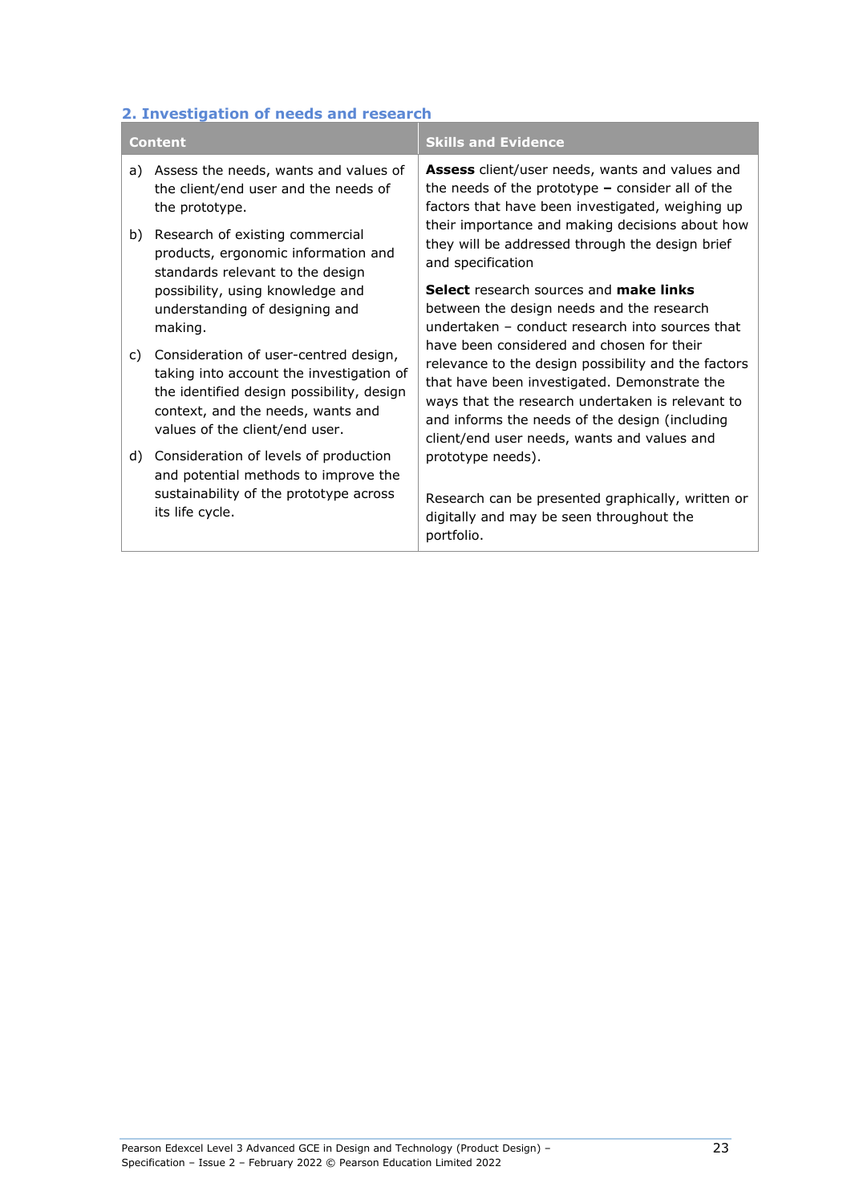## 2. Investigation of needs and research

| Content | Skills and Evidence |
| --- | --- |
| a) Assess the needs, wants and values of the client/end user and the needs of the prototype.<br><br>b) Research of existing commercial products, ergonomic information and standards relevant to the design possibility, using knowledge and understanding of designing and making.<br><br>c) Consideration of user-centred design, taking into account the investigation of the identified design possibility, design context, and the needs, wants and values of the client/end user.<br><br>d) Consideration of levels of production and potential methods to improve the sustainability of the prototype across its life cycle. | **Assess** client/user needs, wants and values and the needs of the prototype **–** consider all of the factors that have been investigated, weighing up their importance and making decisions about how they will be addressed through the design brief and specification<br><br>**Select** research sources and **make links** between the design needs and the research undertaken – conduct research into sources that have been considered and chosen for their relevance to the design possibility and the factors that have been investigated. Demonstrate the ways that the research undertaken is relevant to and informs the needs of the design (including client/end user needs, wants and values and prototype needs).<br><br>Research can be presented graphically, written or digitally and may be seen throughout the portfolio. |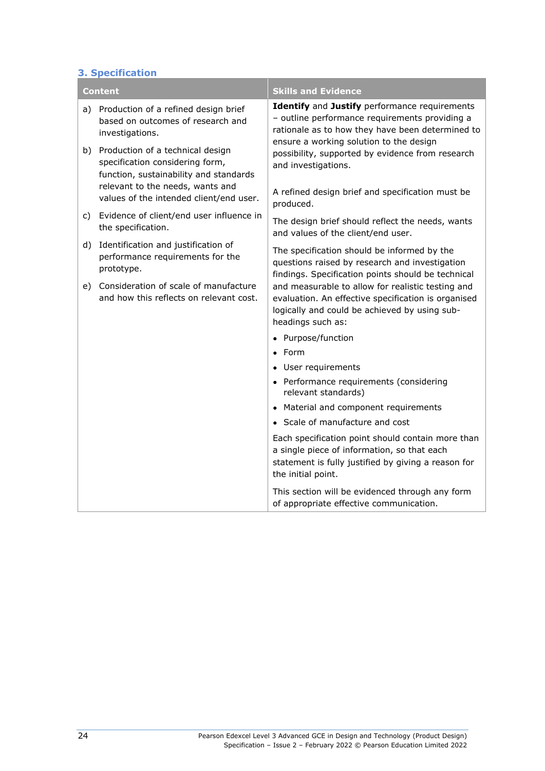### 3. Specification

| Content | Skills and Evidence |
|---|---|
| a) Production of a refined design brief based on outcomes of research and investigations.<br><br>b) Production of a technical design specification considering form, function, sustainability and standards relevant to the needs, wants and values of the intended client/end user.<br><br>c) Evidence of client/end user influence in the specification.<br><br>d) Identification and justification of performance requirements for the prototype.<br><br>e) Consideration of scale of manufacture and how this reflects on relevant cost. | **Identify** and **Justify** performance requirements – outline performance requirements providing a rationale as to how they have been determined to ensure a working solution to the design possibility, supported by evidence from research and investigations.<br><br>A refined design brief and specification must be produced.<br><br>The design brief should reflect the needs, wants and values of the client/end user.<br><br>The specification should be informed by the questions raised by research and investigation findings. Specification points should be technical and measurable to allow for realistic testing and evaluation. An effective specification is organised logically and could be achieved by using sub-headings such as:<br><br>• Purpose/function<br>• Form<br>• User requirements<br>• Performance requirements (considering relevant standards)<br>• Material and component requirements<br>• Scale of manufacture and cost<br><br>Each specification point should contain more than a single piece of information, so that each statement is fully justified by giving a reason for the initial point.<br><br>This section will be evidenced through any form of appropriate effective communication. |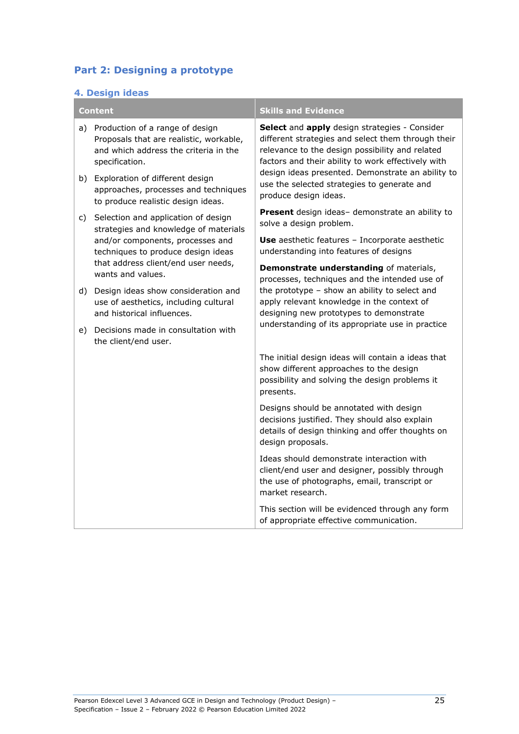## Part 2: Designing a prototype

### 4. Design ideas

| Content | Skills and Evidence |
|---|---|
| a) Production of a range of design Proposals that are realistic, workable, and which address the criteria in the specification.<br><br>b) Exploration of different design approaches, processes and techniques to produce realistic design ideas.<br><br>c) Selection and application of design strategies and knowledge of materials and/or components, processes and techniques to produce design ideas that address client/end user needs, wants and values.<br><br>d) Design ideas show consideration and use of aesthetics, including cultural and historical influences.<br><br>e) Decisions made in consultation with the client/end user. | **Select** and **apply** design strategies - Consider different strategies and select them through their relevance to the design possibility and related factors and their ability to work effectively with design ideas presented. Demonstrate an ability to use the selected strategies to generate and produce design ideas.<br><br>**Present** design ideas– demonstrate an ability to solve a design problem.<br><br>**Use** aesthetic features – Incorporate aesthetic understanding into features of designs<br><br>**Demonstrate understanding** of materials, processes, techniques and the intended use of the prototype – show an ability to select and apply relevant knowledge in the context of designing new prototypes to demonstrate understanding of its appropriate use in practice<br><br>The initial design ideas will contain a ideas that show different approaches to the design possibility and solving the design problems it presents.<br><br>Designs should be annotated with design decisions justified. They should also explain details of design thinking and offer thoughts on design proposals.<br><br>Ideas should demonstrate interaction with client/end user and designer, possibly through the use of photographs, email, transcript or market research.<br><br>This section will be evidenced through any form of appropriate effective communication. |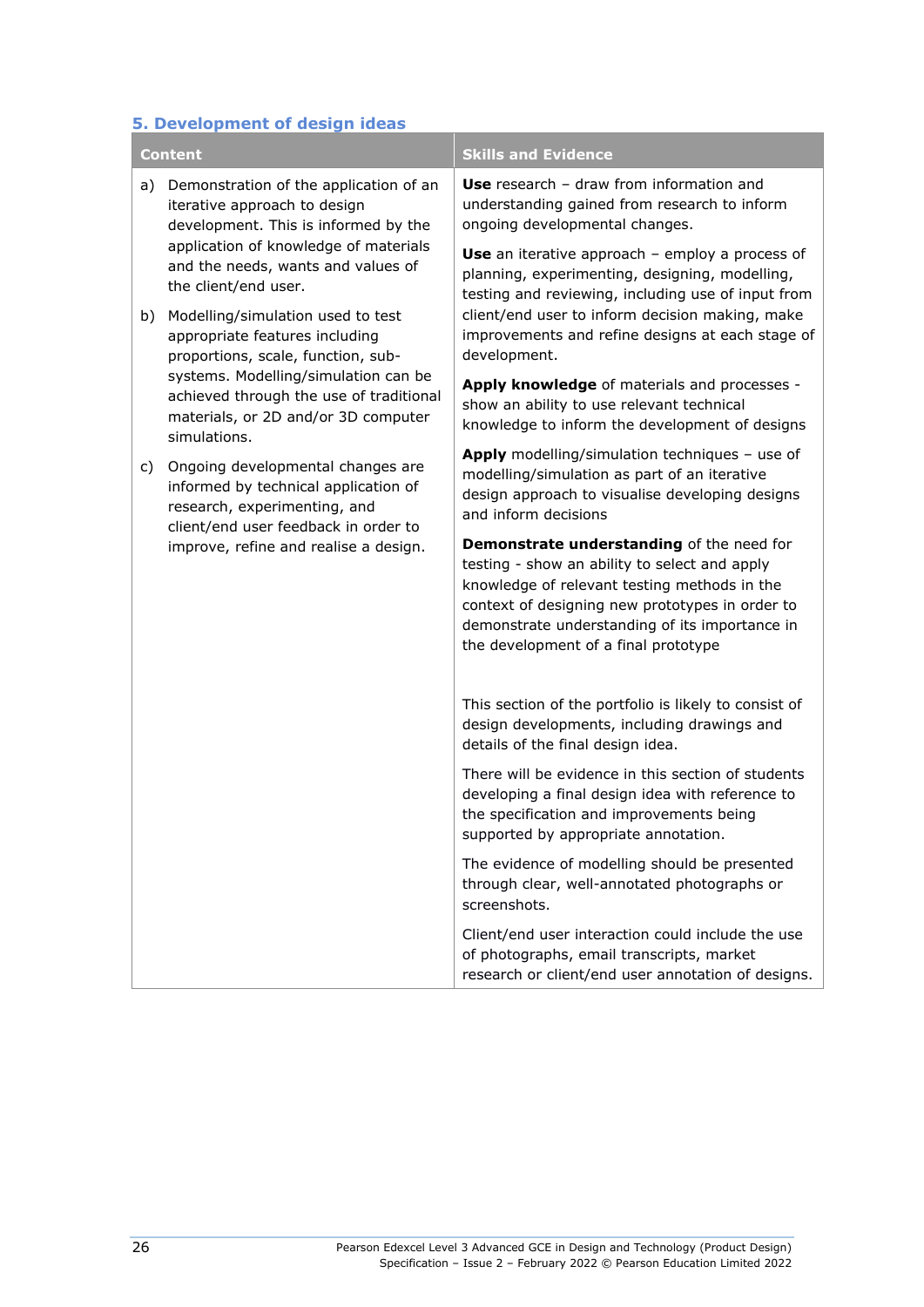### 5. Development of design ideas

| Content | Skills and Evidence |
|---|---|
| a) Demonstration of the application of an iterative approach to design development. This is informed by the application of knowledge of materials and the needs, wants and values of the client/end user.<br><br>b) Modelling/simulation used to test appropriate features including proportions, scale, function, sub-systems. Modelling/simulation can be achieved through the use of traditional materials, or 2D and/or 3D computer simulations.<br><br>c) Ongoing developmental changes are informed by technical application of research, experimenting, and client/end user feedback in order to improve, refine and realise a design. | **Use** research – draw from information and understanding gained from research to inform ongoing developmental changes.<br><br>**Use** an iterative approach – employ a process of planning, experimenting, designing, modelling, testing and reviewing, including use of input from client/end user to inform decision making, make improvements and refine designs at each stage of development.<br><br>**Apply knowledge** of materials and processes - show an ability to use relevant technical knowledge to inform the development of designs<br><br>**Apply** modelling/simulation techniques – use of modelling/simulation as part of an iterative design approach to visualise developing designs and inform decisions<br><br>**Demonstrate understanding** of the need for testing - show an ability to select and apply knowledge of relevant testing methods in the context of designing new prototypes in order to demonstrate understanding of its importance in the development of a final prototype<br><br>This section of the portfolio is likely to consist of design developments, including drawings and details of the final design idea.<br><br>There will be evidence in this section of students developing a final design idea with reference to the specification and improvements being supported by appropriate annotation.<br><br>The evidence of modelling should be presented through clear, well-annotated photographs or screenshots.<br><br>Client/end user interaction could include the use of photographs, email transcripts, market research or client/end user annotation of designs. |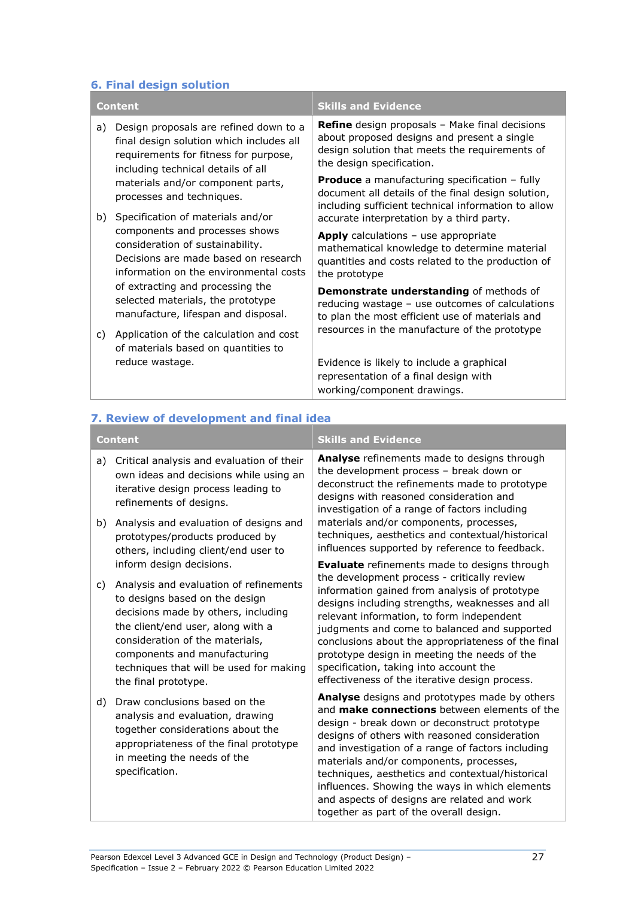### 6. Final design solution

| Content | Skills and Evidence |
|---|---|
| a) Design proposals are refined down to a final design solution which includes all requirements for fitness for purpose, including technical details of all materials and/or component parts, processes and techniques.<br><br>b) Specification of materials and/or components and processes shows consideration of sustainability. Decisions are made based on research information on the environmental costs of extracting and processing the selected materials, the prototype manufacture, lifespan and disposal.<br><br>c) Application of the calculation and cost of materials based on quantities to reduce wastage. | **Refine** design proposals – Make final decisions about proposed designs and present a single design solution that meets the requirements of the design specification.<br><br>**Produce** a manufacturing specification – fully document all details of the final design solution, including sufficient technical information to allow accurate interpretation by a third party.<br><br>**Apply** calculations – use appropriate mathematical knowledge to determine material quantities and costs related to the production of the prototype<br><br>**Demonstrate understanding** of methods of reducing wastage – use outcomes of calculations to plan the most efficient use of materials and resources in the manufacture of the prototype<br><br>Evidence is likely to include a graphical representation of a final design with working/component drawings. |

### 7. Review of development and final idea

| Content | Skills and Evidence |
|---|---|
| a) Critical analysis and evaluation of their own ideas and decisions while using an iterative design process leading to refinements of designs.<br><br>b) Analysis and evaluation of designs and prototypes/products produced by others, including client/end user to inform design decisions.<br><br>c) Analysis and evaluation of refinements to designs based on the design decisions made by others, including the client/end user, along with a consideration of the materials, components and manufacturing techniques that will be used for making the final prototype.<br><br>d) Draw conclusions based on the analysis and evaluation, drawing together considerations about the appropriateness of the final prototype in meeting the needs of the specification. | **Analyse** refinements made to designs through the development process – break down or deconstruct the refinements made to prototype designs with reasoned consideration and investigation of a range of factors including materials and/or components, processes, techniques, aesthetics and contextual/historical influences supported by reference to feedback.<br><br>**Evaluate** refinements made to designs through the development process - critically review information gained from analysis of prototype designs including strengths, weaknesses and all relevant information, to form independent judgments and come to balanced and supported conclusions about the appropriateness of the final prototype design in meeting the needs of the specification, taking into account the effectiveness of the iterative design process.<br><br>**Analyse** designs and prototypes made by others and **make connections** between elements of the design - break down or deconstruct prototype designs of others with reasoned consideration and investigation of a range of factors including materials and/or components, processes, techniques, aesthetics and contextual/historical influences. Showing the ways in which elements and aspects of designs are related and work together as part of the overall design. |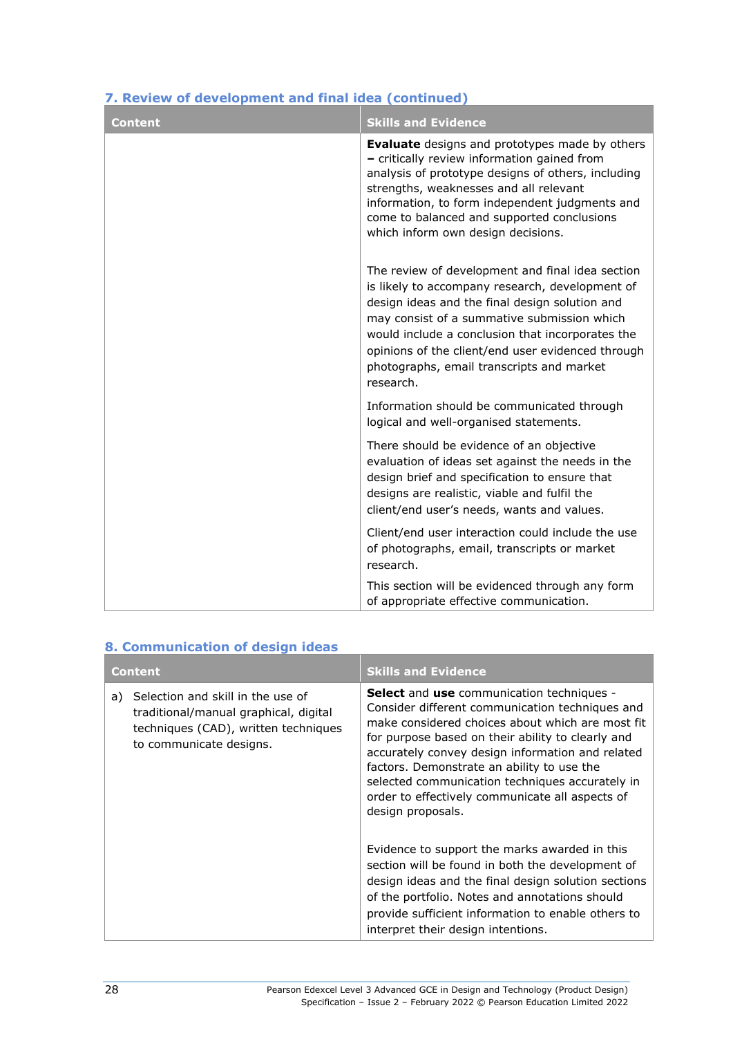### 7. Review of development and final idea (continued)

| Content | Skills and Evidence |
| --- | --- |
| | **Evaluate** designs and prototypes made by others **–** critically review information gained from analysis of prototype designs of others, including strengths, weaknesses and all relevant information, to form independent judgments and come to balanced and supported conclusions which inform own design decisions.<br><br>The review of development and final idea section is likely to accompany research, development of design ideas and the final design solution and may consist of a summative submission which would include a conclusion that incorporates the opinions of the client/end user evidenced through photographs, email transcripts and market research.<br><br>Information should be communicated through logical and well-organised statements.<br><br>There should be evidence of an objective evaluation of ideas set against the needs in the design brief and specification to ensure that designs are realistic, viable and fulfil the client/end user's needs, wants and values.<br><br>Client/end user interaction could include the use of photographs, email, transcripts or market research.<br><br>This section will be evidenced through any form of appropriate effective communication. |

### 8. Communication of design ideas

| Content | Skills and Evidence |
| --- | --- |
| a) Selection and skill in the use of traditional/manual graphical, digital techniques (CAD), written techniques to communicate designs. | **Select** and **use** communication techniques - Consider different communication techniques and make considered choices about which are most fit for purpose based on their ability to clearly and accurately convey design information and related factors. Demonstrate an ability to use the selected communication techniques accurately in order to effectively communicate all aspects of design proposals.<br><br>Evidence to support the marks awarded in this section will be found in both the development of design ideas and the final design solution sections of the portfolio. Notes and annotations should provide sufficient information to enable others to interpret their design intentions. |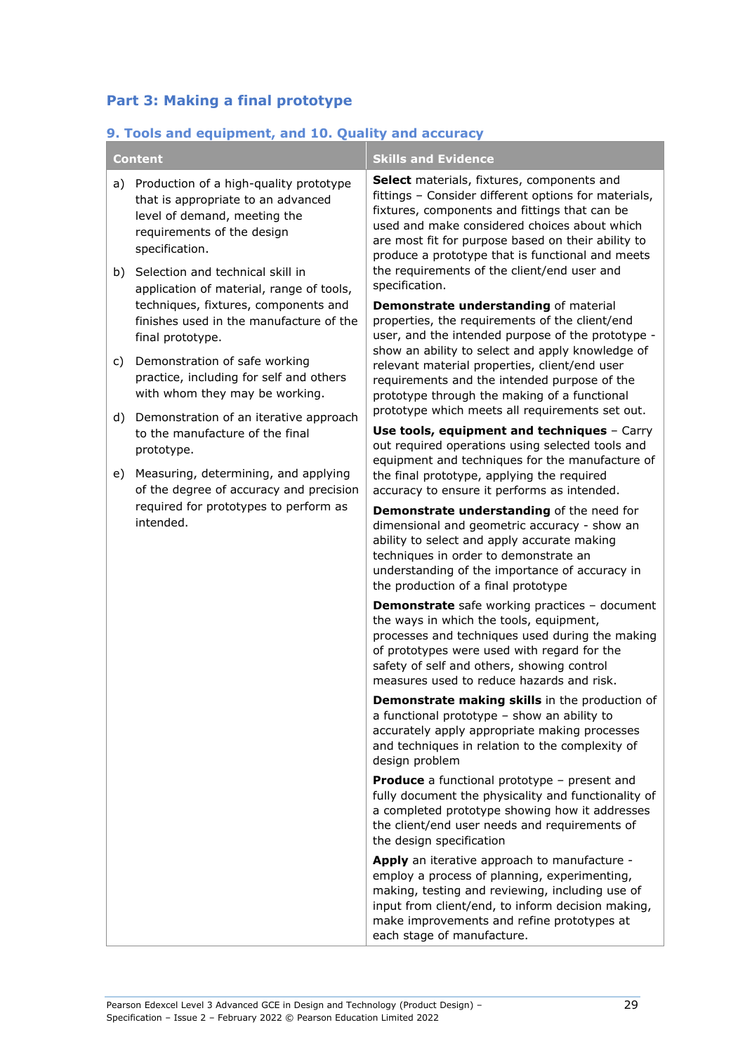## Part 3: Making a final prototype

### 9. Tools and equipment, and 10. Quality and accuracy

| Content | Skills and Evidence |
|---|---|
| a) Production of a high-quality prototype that is appropriate to an advanced level of demand, meeting the requirements of the design specification.<br><br>b) Selection and technical skill in application of material, range of tools, techniques, fixtures, components and finishes used in the manufacture of the final prototype.<br><br>c) Demonstration of safe working practice, including for self and others with whom they may be working.<br><br>d) Demonstration of an iterative approach to the manufacture of the final prototype.<br><br>e) Measuring, determining, and applying of the degree of accuracy and precision required for prototypes to perform as intended. | **Select** materials, fixtures, components and fittings – Consider different options for materials, fixtures, components and fittings that can be used and make considered choices about which are most fit for purpose based on their ability to produce a prototype that is functional and meets the requirements of the client/end user and specification.<br><br>**Demonstrate understanding** of material properties, the requirements of the client/end user, and the intended purpose of the prototype - show an ability to select and apply knowledge of relevant material properties, client/end user requirements and the intended purpose of the prototype through the making of a functional prototype which meets all requirements set out.<br><br>**Use tools, equipment and techniques** – Carry out required operations using selected tools and equipment and techniques for the manufacture of the final prototype, applying the required accuracy to ensure it performs as intended.<br><br>**Demonstrate understanding** of the need for dimensional and geometric accuracy - show an ability to select and apply accurate making techniques in order to demonstrate an understanding of the importance of accuracy in the production of a final prototype<br><br>**Demonstrate** safe working practices – document the ways in which the tools, equipment, processes and techniques used during the making of prototypes were used with regard for the safety of self and others, showing control measures used to reduce hazards and risk.<br><br>**Demonstrate making skills** in the production of a functional prototype – show an ability to accurately apply appropriate making processes and techniques in relation to the complexity of design problem<br><br>**Produce** a functional prototype – present and fully document the physicality and functionality of a completed prototype showing how it addresses the client/end user needs and requirements of the design specification<br><br>**Apply** an iterative approach to manufacture - employ a process of planning, experimenting, making, testing and reviewing, including use of input from client/end, to inform decision making, make improvements and refine prototypes at each stage of manufacture. |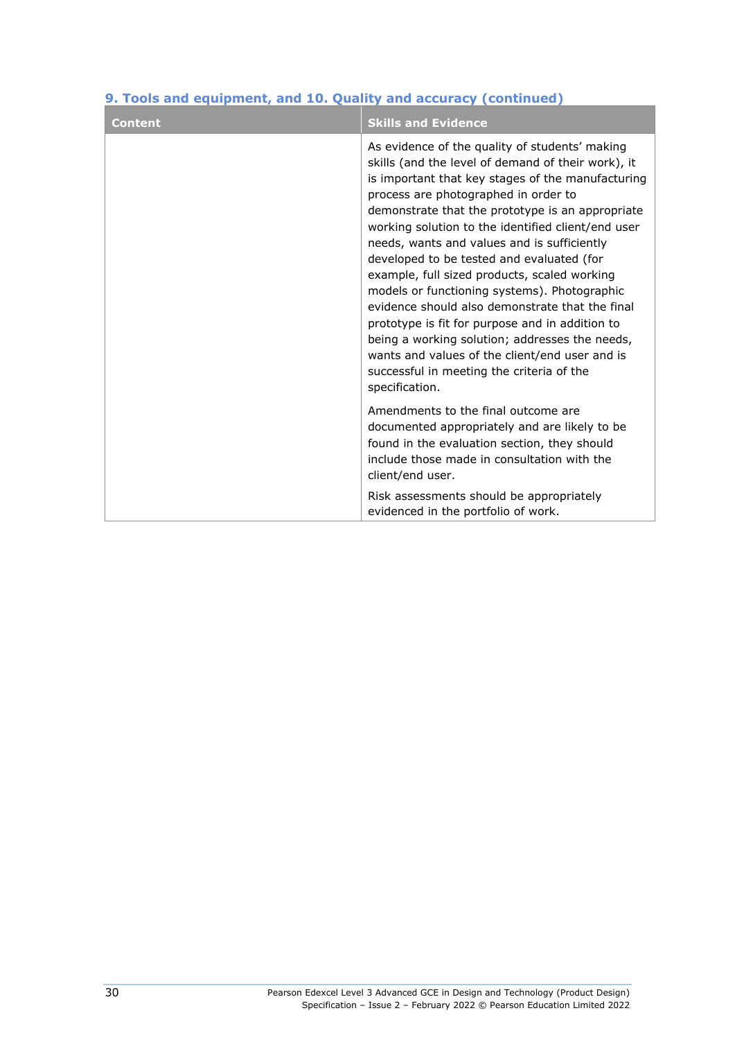### 9. Tools and equipment, and 10. Quality and accuracy (continued)

| Content | Skills and Evidence |
|---|---|
| | As evidence of the quality of students' making skills (and the level of demand of their work), it is important that key stages of the manufacturing process are photographed in order to demonstrate that the prototype is an appropriate working solution to the identified client/end user needs, wants and values and is sufficiently developed to be tested and evaluated (for example, full sized products, scaled working models or functioning systems). Photographic evidence should also demonstrate that the final prototype is fit for purpose and in addition to being a working solution; addresses the needs, wants and values of the client/end user and is successful in meeting the criteria of the specification.<br><br>Amendments to the final outcome are documented appropriately and are likely to be found in the evaluation section, they should include those made in consultation with the client/end user.<br><br>Risk assessments should be appropriately evidenced in the portfolio of work. |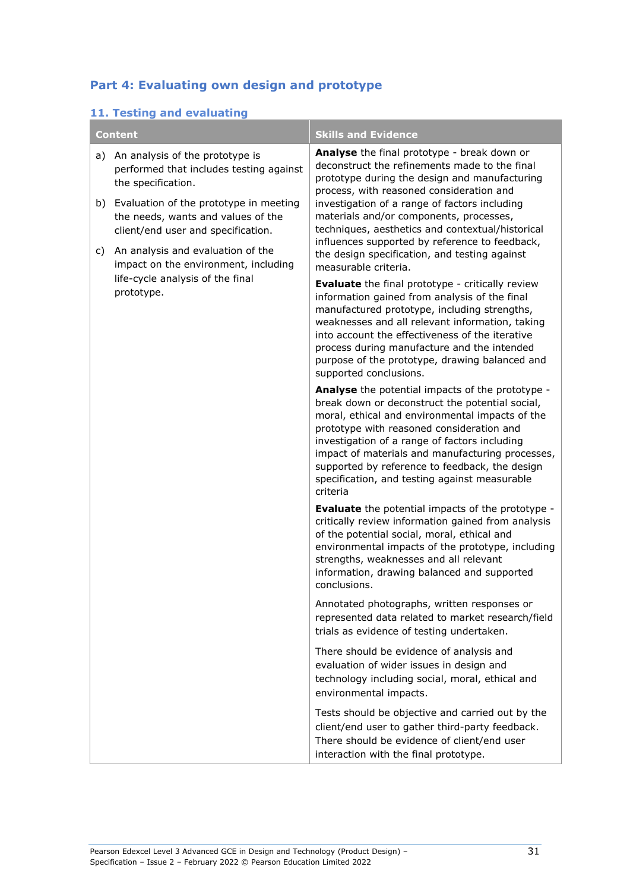## Part 4: Evaluating own design and prototype

### 11. Testing and evaluating

| Content | Skills and Evidence |
|---|---|
| a) An analysis of the prototype is performed that includes testing against the specification.<br><br>b) Evaluation of the prototype in meeting the needs, wants and values of the client/end user and specification.<br><br>c) An analysis and evaluation of the impact on the environment, including life-cycle analysis of the final prototype. | **Analyse** the final prototype - break down or deconstruct the refinements made to the final prototype during the design and manufacturing process, with reasoned consideration and investigation of a range of factors including materials and/or components, processes, techniques, aesthetics and contextual/historical influences supported by reference to feedback, the design specification, and testing against measurable criteria.<br><br>**Evaluate** the final prototype - critically review information gained from analysis of the final manufactured prototype, including strengths, weaknesses and all relevant information, taking into account the effectiveness of the iterative process during manufacture and the intended purpose of the prototype, drawing balanced and supported conclusions.<br><br>**Analyse** the potential impacts of the prototype - break down or deconstruct the potential social, moral, ethical and environmental impacts of the prototype with reasoned consideration and investigation of a range of factors including impact of materials and manufacturing processes, supported by reference to feedback, the design specification, and testing against measurable criteria<br><br>**Evaluate** the potential impacts of the prototype - critically review information gained from analysis of the potential social, moral, ethical and environmental impacts of the prototype, including strengths, weaknesses and all relevant information, drawing balanced and supported conclusions.<br><br>Annotated photographs, written responses or represented data related to market research/field trials as evidence of testing undertaken.<br><br>There should be evidence of analysis and evaluation of wider issues in design and technology including social, moral, ethical and environmental impacts.<br><br>Tests should be objective and carried out by the client/end user to gather third-party feedback. There should be evidence of client/end user interaction with the final prototype. |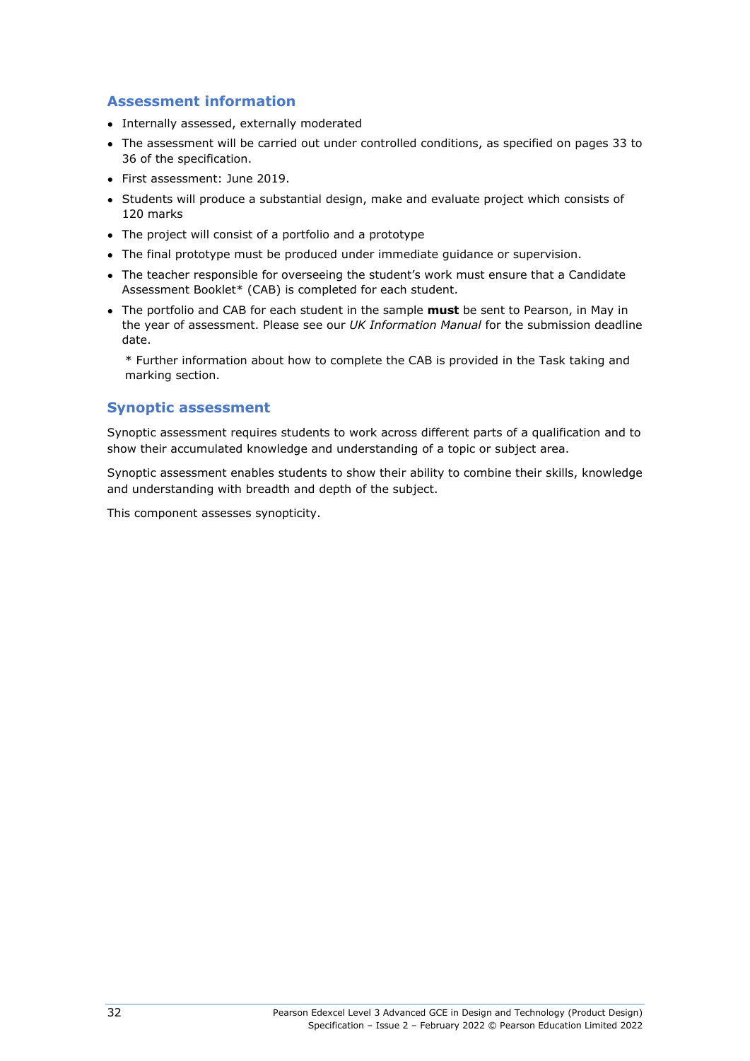## Assessment information

- Internally assessed, externally moderated
- The assessment will be carried out under controlled conditions, as specified on pages 33 to 36 of the specification.
- First assessment: June 2019.
- Students will produce a substantial design, make and evaluate project which consists of 120 marks
- The project will consist of a portfolio and a prototype
- The final prototype must be produced under immediate guidance or supervision.
- The teacher responsible for overseeing the student's work must ensure that a Candidate Assessment Booklet* (CAB) is completed for each student.
- The portfolio and CAB for each student in the sample **must** be sent to Pearson, in May in the year of assessment. Please see our *UK Information Manual* for the submission deadline date.

  * Further information about how to complete the CAB is provided in the Task taking and marking section.

## Synoptic assessment

Synoptic assessment requires students to work across different parts of a qualification and to show their accumulated knowledge and understanding of a topic or subject area.

Synoptic assessment enables students to show their ability to combine their skills, knowledge and understanding with breadth and depth of the subject.

This component assesses synopticity.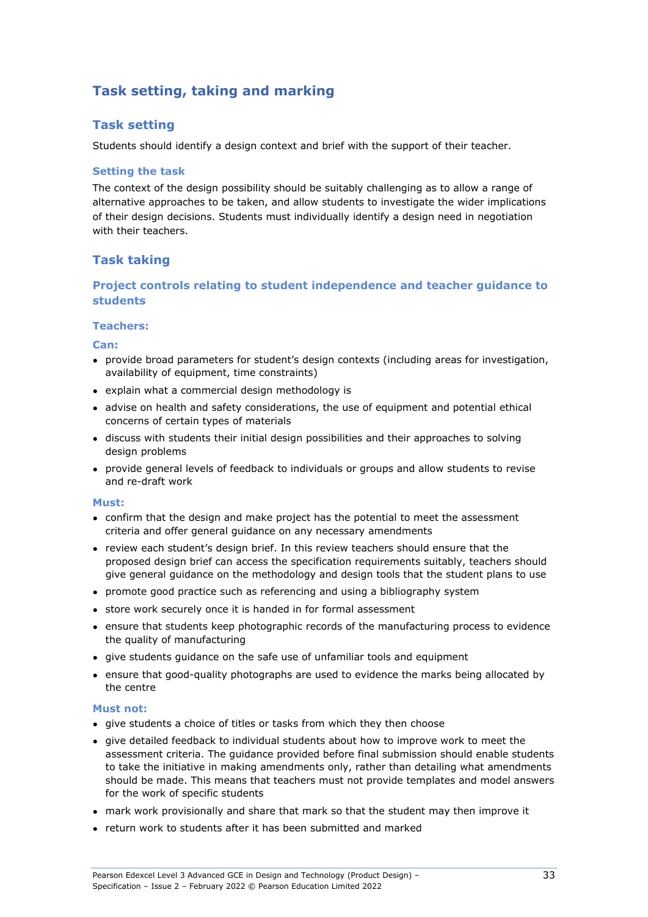# Task setting, taking and marking

## Task setting

Students should identify a design context and brief with the support of their teacher.

### Setting the task

The context of the design possibility should be suitably challenging as to allow a range of alternative approaches to be taken, and allow students to investigate the wider implications of their design decisions. Students must individually identify a design need in negotiation with their teachers.

## Task taking

### Project controls relating to student independence and teacher guidance to students

#### Teachers:

#### Can:

- provide broad parameters for student's design contexts (including areas for investigation, availability of equipment, time constraints)
- explain what a commercial design methodology is
- advise on health and safety considerations, the use of equipment and potential ethical concerns of certain types of materials
- discuss with students their initial design possibilities and their approaches to solving design problems
- provide general levels of feedback to individuals or groups and allow students to revise and re-draft work

#### Must:

- confirm that the design and make project has the potential to meet the assessment criteria and offer general guidance on any necessary amendments
- review each student's design brief. In this review teachers should ensure that the proposed design brief can access the specification requirements suitably, teachers should give general guidance on the methodology and design tools that the student plans to use
- promote good practice such as referencing and using a bibliography system
- store work securely once it is handed in for formal assessment
- ensure that students keep photographic records of the manufacturing process to evidence the quality of manufacturing
- give students guidance on the safe use of unfamiliar tools and equipment
- ensure that good-quality photographs are used to evidence the marks being allocated by the centre

#### Must not:

- give students a choice of titles or tasks from which they then choose
- give detailed feedback to individual students about how to improve work to meet the assessment criteria. The guidance provided before final submission should enable students to take the initiative in making amendments only, rather than detailing what amendments should be made. This means that teachers must not provide templates and model answers for the work of specific students
- mark work provisionally and share that mark so that the student may then improve it
- return work to students after it has been submitted and marked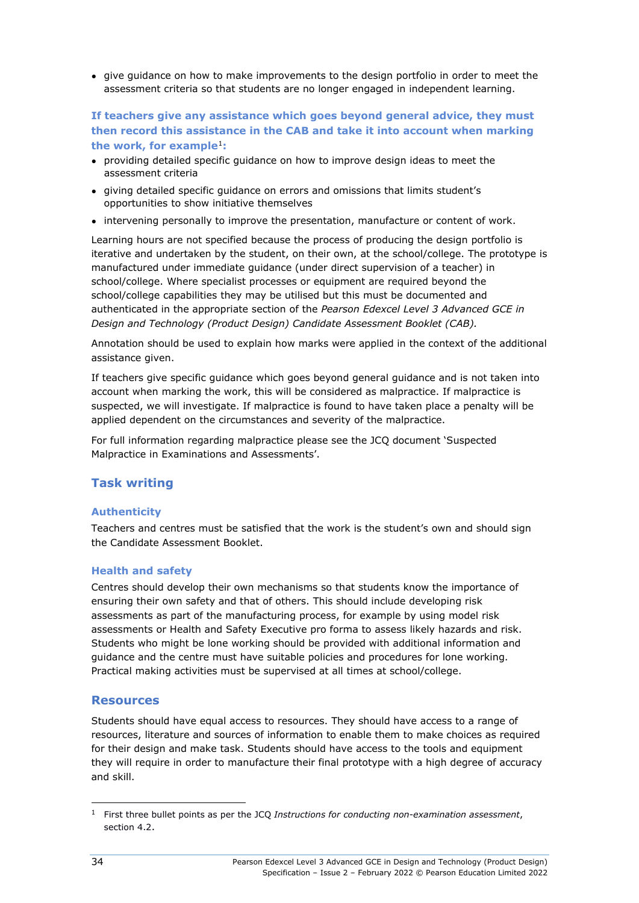- give guidance on how to make improvements to the design portfolio in order to meet the assessment criteria so that students are no longer engaged in independent learning.

**If teachers give any assistance which goes beyond general advice, they must then record this assistance in the CAB and take it into account when marking the work, for example[1]:**

- providing detailed specific guidance on how to improve design ideas to meet the assessment criteria
- giving detailed specific guidance on errors and omissions that limits student's opportunities to show initiative themselves
- intervening personally to improve the presentation, manufacture or content of work.

Learning hours are not specified because the process of producing the design portfolio is iterative and undertaken by the student, on their own, at the school/college. The prototype is manufactured under immediate guidance (under direct supervision of a teacher) in school/college. Where specialist processes or equipment are required beyond the school/college capabilities they may be utilised but this must be documented and authenticated in the appropriate section of the *Pearson Edexcel Level 3 Advanced GCE in Design and Technology (Product Design) Candidate Assessment Booklet (CAB).*

Annotation should be used to explain how marks were applied in the context of the additional assistance given.

If teachers give specific guidance which goes beyond general guidance and is not taken into account when marking the work, this will be considered as malpractice. If malpractice is suspected, we will investigate. If malpractice is found to have taken place a penalty will be applied dependent on the circumstances and severity of the malpractice.

For full information regarding malpractice please see the JCQ document 'Suspected Malpractice in Examinations and Assessments'.

## Task writing

### Authenticity

Teachers and centres must be satisfied that the work is the student's own and should sign the Candidate Assessment Booklet.

### Health and safety

Centres should develop their own mechanisms so that students know the importance of ensuring their own safety and that of others. This should include developing risk assessments as part of the manufacturing process, for example by using model risk assessments or Health and Safety Executive pro forma to assess likely hazards and risk. Students who might be lone working should be provided with additional information and guidance and the centre must have suitable policies and procedures for lone working. Practical making activities must be supervised at all times at school/college.

## Resources

Students should have equal access to resources. They should have access to a range of resources, literature and sources of information to enable them to make choices as required for their design and make task. Students should have access to the tools and equipment they will require in order to manufacture their final prototype with a high degree of accuracy and skill.

---

[1] First three bullet points as per the JCQ *Instructions for conducting non-examination assessment*, section 4.2.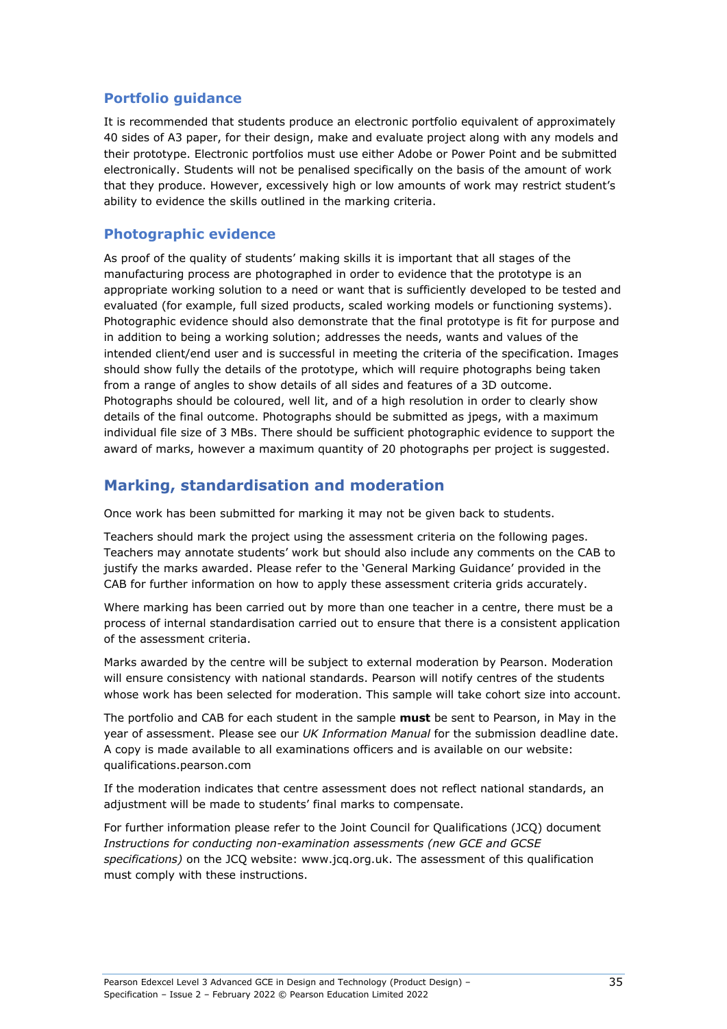### Portfolio guidance

It is recommended that students produce an electronic portfolio equivalent of approximately 40 sides of A3 paper, for their design, make and evaluate project along with any models and their prototype. Electronic portfolios must use either Adobe or Power Point and be submitted electronically. Students will not be penalised specifically on the basis of the amount of work that they produce. However, excessively high or low amounts of work may restrict student's ability to evidence the skills outlined in the marking criteria.

### Photographic evidence

As proof of the quality of students' making skills it is important that all stages of the manufacturing process are photographed in order to evidence that the prototype is an appropriate working solution to a need or want that is sufficiently developed to be tested and evaluated (for example, full sized products, scaled working models or functioning systems). Photographic evidence should also demonstrate that the final prototype is fit for purpose and in addition to being a working solution; addresses the needs, wants and values of the intended client/end user and is successful in meeting the criteria of the specification. Images should show fully the details of the prototype, which will require photographs being taken from a range of angles to show details of all sides and features of a 3D outcome. Photographs should be coloured, well lit, and of a high resolution in order to clearly show details of the final outcome. Photographs should be submitted as jpegs, with a maximum individual file size of 3 MBs. There should be sufficient photographic evidence to support the award of marks, however a maximum quantity of 20 photographs per project is suggested.

## Marking, standardisation and moderation

Once work has been submitted for marking it may not be given back to students.

Teachers should mark the project using the assessment criteria on the following pages. Teachers may annotate students' work but should also include any comments on the CAB to justify the marks awarded. Please refer to the 'General Marking Guidance' provided in the CAB for further information on how to apply these assessment criteria grids accurately.

Where marking has been carried out by more than one teacher in a centre, there must be a process of internal standardisation carried out to ensure that there is a consistent application of the assessment criteria.

Marks awarded by the centre will be subject to external moderation by Pearson. Moderation will ensure consistency with national standards. Pearson will notify centres of the students whose work has been selected for moderation. This sample will take cohort size into account.

The portfolio and CAB for each student in the sample **must** be sent to Pearson, in May in the year of assessment. Please see our *UK Information Manual* for the submission deadline date. A copy is made available to all examinations officers and is available on our website: qualifications.pearson.com

If the moderation indicates that centre assessment does not reflect national standards, an adjustment will be made to students' final marks to compensate.

For further information please refer to the Joint Council for Qualifications (JCQ) document *Instructions for conducting non-examination assessments (new GCE and GCSE specifications)* on the JCQ website: www.jcq.org.uk. The assessment of this qualification must comply with these instructions.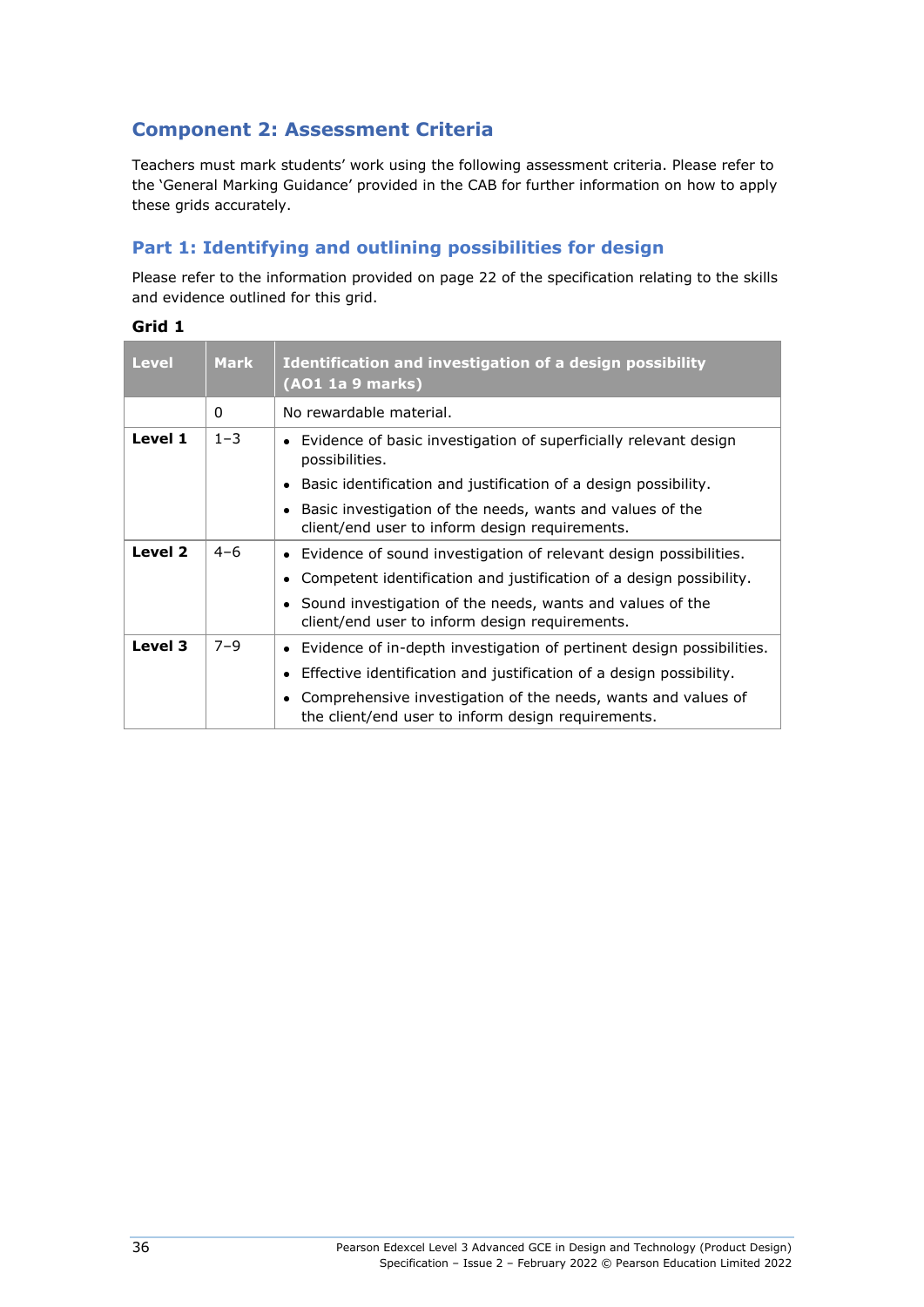## Component 2: Assessment Criteria

Teachers must mark students' work using the following assessment criteria. Please refer to the 'General Marking Guidance' provided in the CAB for further information on how to apply these grids accurately.

### Part 1: Identifying and outlining possibilities for design

Please refer to the information provided on page 22 of the specification relating to the skills and evidence outlined for this grid.

**Grid 1**

| Level | Mark | Identification and investigation of a design possibility (AO1 1a 9 marks) |
|---|---|---|
| | 0 | No rewardable material. |
| **Level 1** | 1–3 | • Evidence of basic investigation of superficially relevant design possibilities.<br>• Basic identification and justification of a design possibility.<br>• Basic investigation of the needs, wants and values of the client/end user to inform design requirements. |
| **Level 2** | 4–6 | • Evidence of sound investigation of relevant design possibilities.<br>• Competent identification and justification of a design possibility.<br>• Sound investigation of the needs, wants and values of the client/end user to inform design requirements. |
| **Level 3** | 7–9 | • Evidence of in-depth investigation of pertinent design possibilities.<br>• Effective identification and justification of a design possibility.<br>• Comprehensive investigation of the needs, wants and values of the client/end user to inform design requirements. |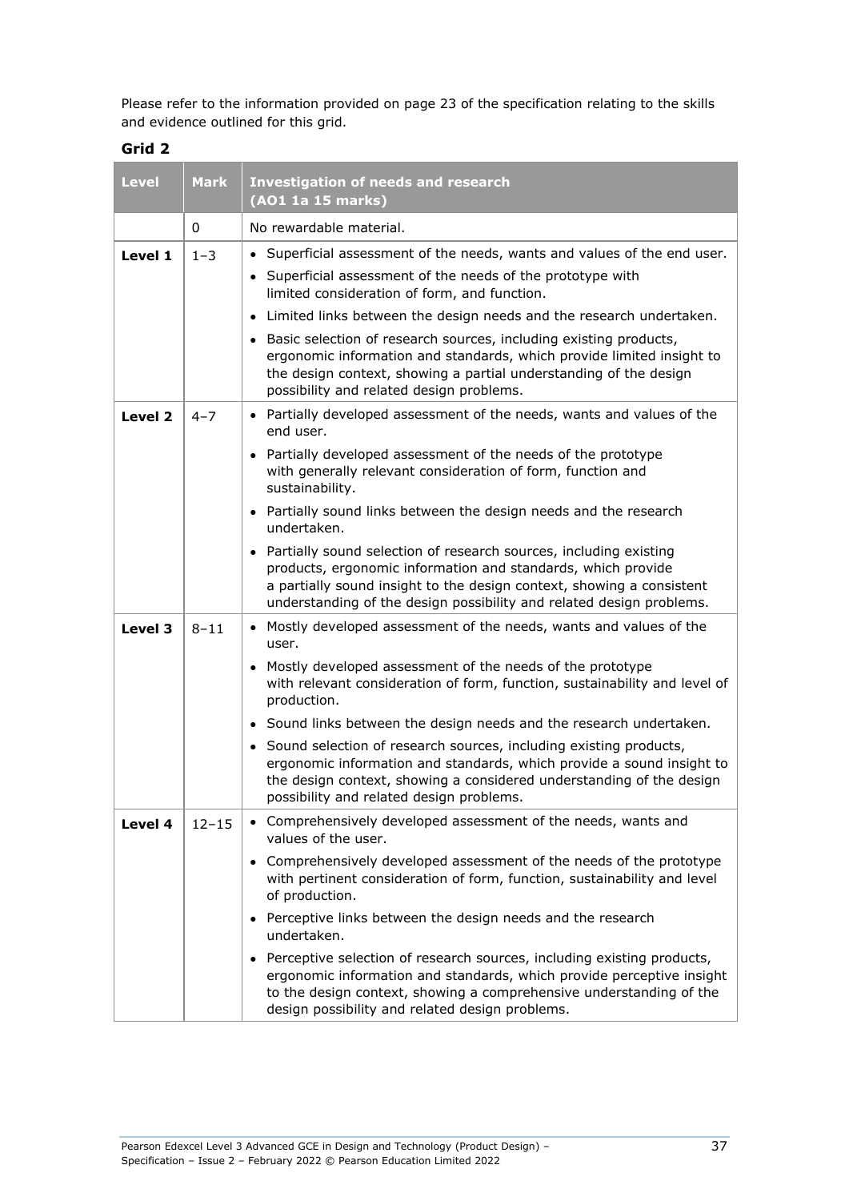Please refer to the information provided on page 23 of the specification relating to the skills and evidence outlined for this grid.

**Grid 2**

| Level | Mark | Investigation of needs and research (AO1 1a 15 marks) |
|---|---|---|
| | 0 | No rewardable material. |
| **Level 1** | 1–3 | • Superficial assessment of the needs, wants and values of the end user.<br>• Superficial assessment of the needs of the prototype with limited consideration of form, and function.<br>• Limited links between the design needs and the research undertaken.<br>• Basic selection of research sources, including existing products, ergonomic information and standards, which provide limited insight to the design context, showing a partial understanding of the design possibility and related design problems. |
| **Level 2** | 4–7 | • Partially developed assessment of the needs, wants and values of the end user.<br>• Partially developed assessment of the needs of the prototype with generally relevant consideration of form, function and sustainability.<br>• Partially sound links between the design needs and the research undertaken.<br>• Partially sound selection of research sources, including existing products, ergonomic information and standards, which provide a partially sound insight to the design context, showing a consistent understanding of the design possibility and related design problems. |
| **Level 3** | 8–11 | • Mostly developed assessment of the needs, wants and values of the user.<br>• Mostly developed assessment of the needs of the prototype with relevant consideration of form, function, sustainability and level of production.<br>• Sound links between the design needs and the research undertaken.<br>• Sound selection of research sources, including existing products, ergonomic information and standards, which provide a sound insight to the design context, showing a considered understanding of the design possibility and related design problems. |
| **Level 4** | 12–15 | • Comprehensively developed assessment of the needs, wants and values of the user.<br>• Comprehensively developed assessment of the needs of the prototype with pertinent consideration of form, function, sustainability and level of production.<br>• Perceptive links between the design needs and the research undertaken.<br>• Perceptive selection of research sources, including existing products, ergonomic information and standards, which provide perceptive insight to the design context, showing a comprehensive understanding of the design possibility and related design problems. |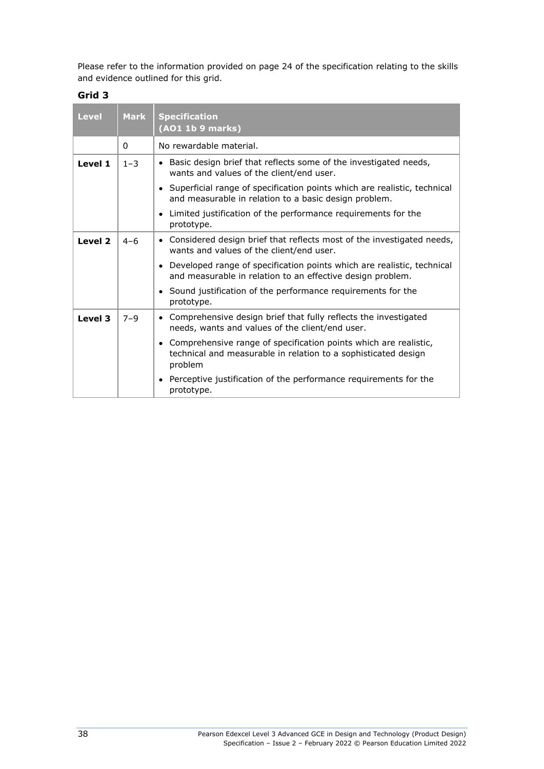Please refer to the information provided on page 24 of the specification relating to the skills and evidence outlined for this grid.

**Grid 3**

| Level | Mark | Specification (AO1 1b 9 marks) |
|---|---|---|
| | 0 | No rewardable material. |
| **Level 1** | 1–3 | • Basic design brief that reflects some of the investigated needs, wants and values of the client/end user.<br>• Superficial range of specification points which are realistic, technical and measurable in relation to a basic design problem.<br>• Limited justification of the performance requirements for the prototype. |
| **Level 2** | 4–6 | • Considered design brief that reflects most of the investigated needs, wants and values of the client/end user.<br>• Developed range of specification points which are realistic, technical and measurable in relation to an effective design problem.<br>• Sound justification of the performance requirements for the prototype. |
| **Level 3** | 7–9 | • Comprehensive design brief that fully reflects the investigated needs, wants and values of the client/end user.<br>• Comprehensive range of specification points which are realistic, technical and measurable in relation to a sophisticated design problem<br>• Perceptive justification of the performance requirements for the prototype. |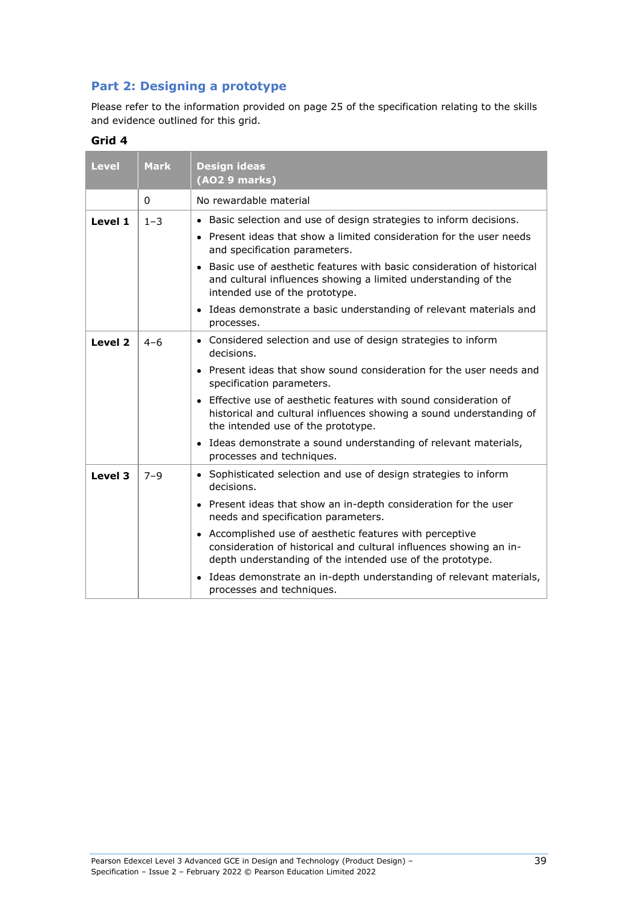## Part 2: Designing a prototype

Please refer to the information provided on page 25 of the specification relating to the skills and evidence outlined for this grid.

**Grid 4**

| Level | Mark | Design ideas (AO2 9 marks) |
|---|---|---|
| | 0 | No rewardable material |
| **Level 1** | 1–3 | • Basic selection and use of design strategies to inform decisions.<br>• Present ideas that show a limited consideration for the user needs and specification parameters.<br>• Basic use of aesthetic features with basic consideration of historical and cultural influences showing a limited understanding of the intended use of the prototype.<br>• Ideas demonstrate a basic understanding of relevant materials and processes. |
| **Level 2** | 4–6 | • Considered selection and use of design strategies to inform decisions.<br>• Present ideas that show sound consideration for the user needs and specification parameters.<br>• Effective use of aesthetic features with sound consideration of historical and cultural influences showing a sound understanding of the intended use of the prototype.<br>• Ideas demonstrate a sound understanding of relevant materials, processes and techniques. |
| **Level 3** | 7–9 | • Sophisticated selection and use of design strategies to inform decisions.<br>• Present ideas that show an in-depth consideration for the user needs and specification parameters.<br>• Accomplished use of aesthetic features with perceptive consideration of historical and cultural influences showing an in-depth understanding of the intended use of the prototype.<br>• Ideas demonstrate an in-depth understanding of relevant materials, processes and techniques. |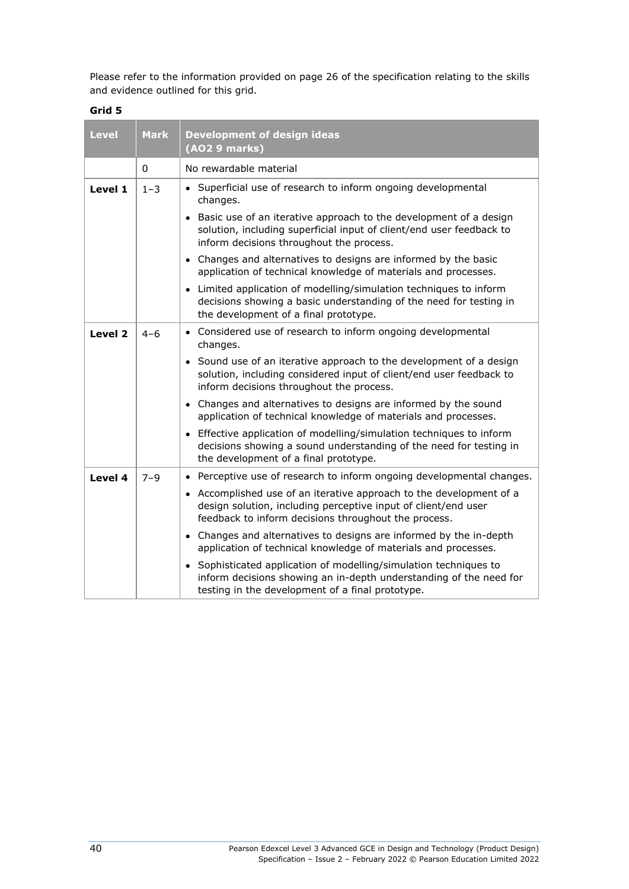Please refer to the information provided on page 26 of the specification relating to the skills and evidence outlined for this grid.

**Grid 5**

| Level | Mark | Development of design ideas (AO2 9 marks) |
|---|---|---|
| | 0 | No rewardable material |
| **Level 1** | 1–3 | • Superficial use of research to inform ongoing developmental changes.<br>• Basic use of an iterative approach to the development of a design solution, including superficial input of client/end user feedback to inform decisions throughout the process.<br>• Changes and alternatives to designs are informed by the basic application of technical knowledge of materials and processes.<br>• Limited application of modelling/simulation techniques to inform decisions showing a basic understanding of the need for testing in the development of a final prototype. |
| **Level 2** | 4–6 | • Considered use of research to inform ongoing developmental changes.<br>• Sound use of an iterative approach to the development of a design solution, including considered input of client/end user feedback to inform decisions throughout the process.<br>• Changes and alternatives to designs are informed by the sound application of technical knowledge of materials and processes.<br>• Effective application of modelling/simulation techniques to inform decisions showing a sound understanding of the need for testing in the development of a final prototype. |
| **Level 4** | 7–9 | • Perceptive use of research to inform ongoing developmental changes.<br>• Accomplished use of an iterative approach to the development of a design solution, including perceptive input of client/end user feedback to inform decisions throughout the process.<br>• Changes and alternatives to designs are informed by the in-depth application of technical knowledge of materials and processes.<br>• Sophisticated application of modelling/simulation techniques to inform decisions showing an in-depth understanding of the need for testing in the development of a final prototype. |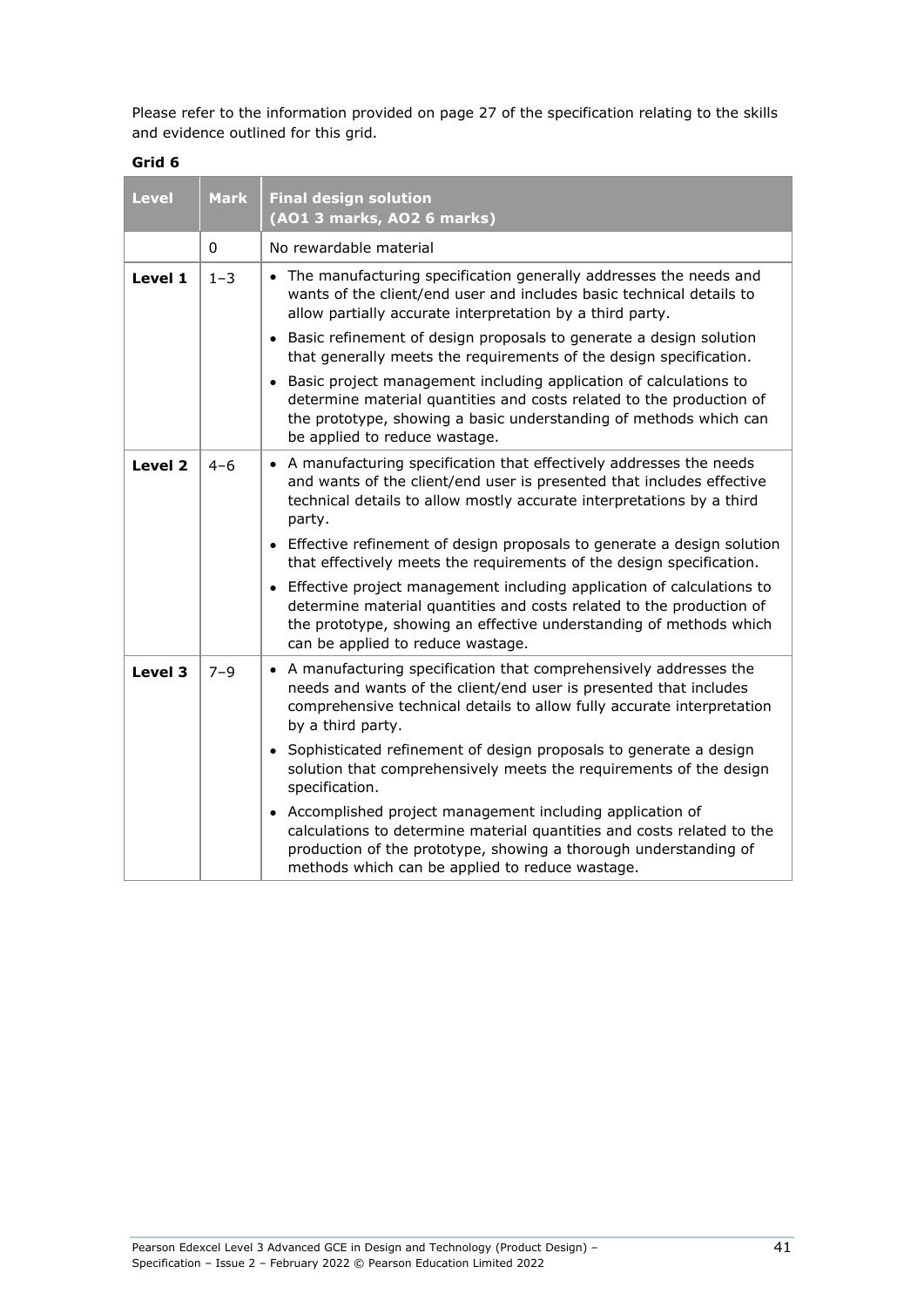Please refer to the information provided on page 27 of the specification relating to the skills and evidence outlined for this grid.

**Grid 6**

| Level | Mark | Final design solution (AO1 3 marks, AO2 6 marks) |
|---|---|---|
| | 0 | No rewardable material |
| **Level 1** | 1–3 | • The manufacturing specification generally addresses the needs and wants of the client/end user and includes basic technical details to allow partially accurate interpretation by a third party.<br>• Basic refinement of design proposals to generate a design solution that generally meets the requirements of the design specification.<br>• Basic project management including application of calculations to determine material quantities and costs related to the production of the prototype, showing a basic understanding of methods which can be applied to reduce wastage. |
| **Level 2** | 4–6 | • A manufacturing specification that effectively addresses the needs and wants of the client/end user is presented that includes effective technical details to allow mostly accurate interpretations by a third party.<br>• Effective refinement of design proposals to generate a design solution that effectively meets the requirements of the design specification.<br>• Effective project management including application of calculations to determine material quantities and costs related to the production of the prototype, showing an effective understanding of methods which can be applied to reduce wastage. |
| **Level 3** | 7–9 | • A manufacturing specification that comprehensively addresses the needs and wants of the client/end user is presented that includes comprehensive technical details to allow fully accurate interpretation by a third party.<br>• Sophisticated refinement of design proposals to generate a design solution that comprehensively meets the requirements of the design specification.<br>• Accomplished project management including application of calculations to determine material quantities and costs related to the production of the prototype, showing a thorough understanding of methods which can be applied to reduce wastage. |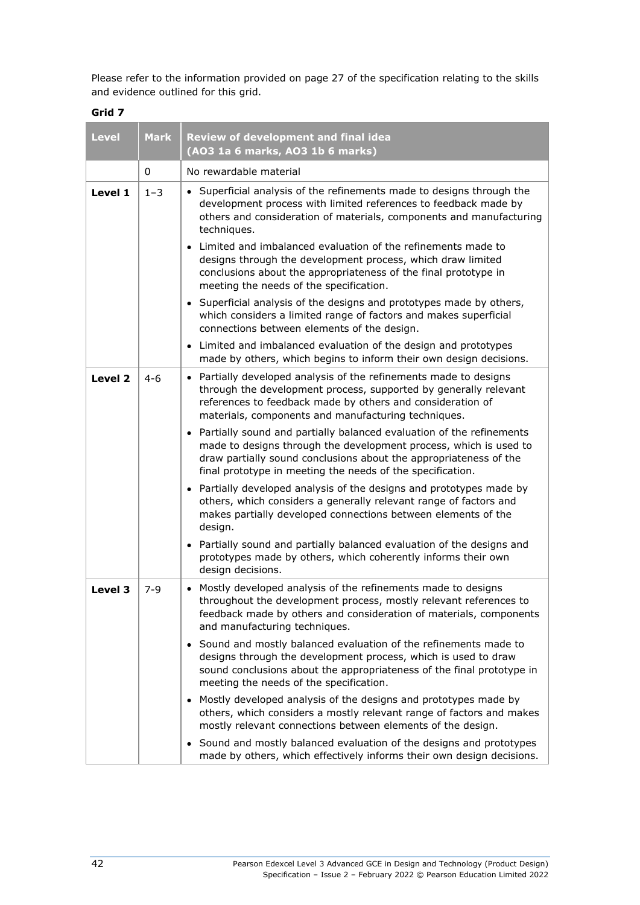Please refer to the information provided on page 27 of the specification relating to the skills and evidence outlined for this grid.

**Grid 7**

| Level | Mark | Review of development and final idea (AO3 1a 6 marks, AO3 1b 6 marks) |
|---|---|---|
| | 0 | No rewardable material |
| **Level 1** | 1–3 | • Superficial analysis of the refinements made to designs through the development process with limited references to feedback made by others and consideration of materials, components and manufacturing techniques.<br>• Limited and imbalanced evaluation of the refinements made to designs through the development process, which draw limited conclusions about the appropriateness of the final prototype in meeting the needs of the specification.<br>• Superficial analysis of the designs and prototypes made by others, which considers a limited range of factors and makes superficial connections between elements of the design.<br>• Limited and imbalanced evaluation of the design and prototypes made by others, which begins to inform their own design decisions. |
| **Level 2** | 4-6 | • Partially developed analysis of the refinements made to designs through the development process, supported by generally relevant references to feedback made by others and consideration of materials, components and manufacturing techniques.<br>• Partially sound and partially balanced evaluation of the refinements made to designs through the development process, which is used to draw partially sound conclusions about the appropriateness of the final prototype in meeting the needs of the specification.<br>• Partially developed analysis of the designs and prototypes made by others, which considers a generally relevant range of factors and makes partially developed connections between elements of the design.<br>• Partially sound and partially balanced evaluation of the designs and prototypes made by others, which coherently informs their own design decisions. |
| **Level 3** | 7-9 | • Mostly developed analysis of the refinements made to designs throughout the development process, mostly relevant references to feedback made by others and consideration of materials, components and manufacturing techniques.<br>• Sound and mostly balanced evaluation of the refinements made to designs through the development process, which is used to draw sound conclusions about the appropriateness of the final prototype in meeting the needs of the specification.<br>• Mostly developed analysis of the designs and prototypes made by others, which considers a mostly relevant range of factors and makes mostly relevant connections between elements of the design.<br>• Sound and mostly balanced evaluation of the designs and prototypes made by others, which effectively informs their own design decisions. |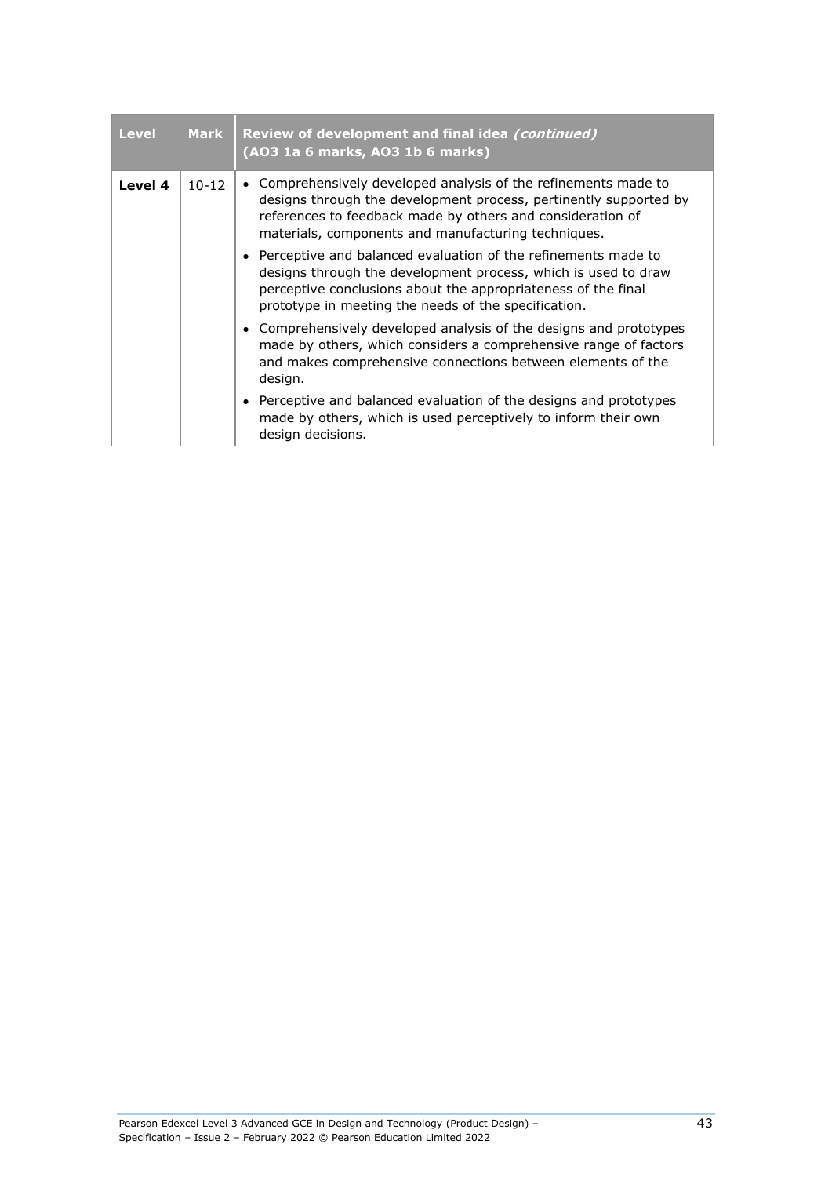| Level | Mark | Review of development and final idea *(continued)* (AO3 1a 6 marks, AO3 1b 6 marks) |
|---|---|---|
| **Level 4** | 10-12 | • Comprehensively developed analysis of the refinements made to designs through the development process, pertinently supported by references to feedback made by others and consideration of materials, components and manufacturing techniques.<br>• Perceptive and balanced evaluation of the refinements made to designs through the development process, which is used to draw perceptive conclusions about the appropriateness of the final prototype in meeting the needs of the specification.<br>• Comprehensively developed analysis of the designs and prototypes made by others, which considers a comprehensive range of factors and makes comprehensive connections between elements of the design.<br>• Perceptive and balanced evaluation of the designs and prototypes made by others, which is used perceptively to inform their own design decisions. |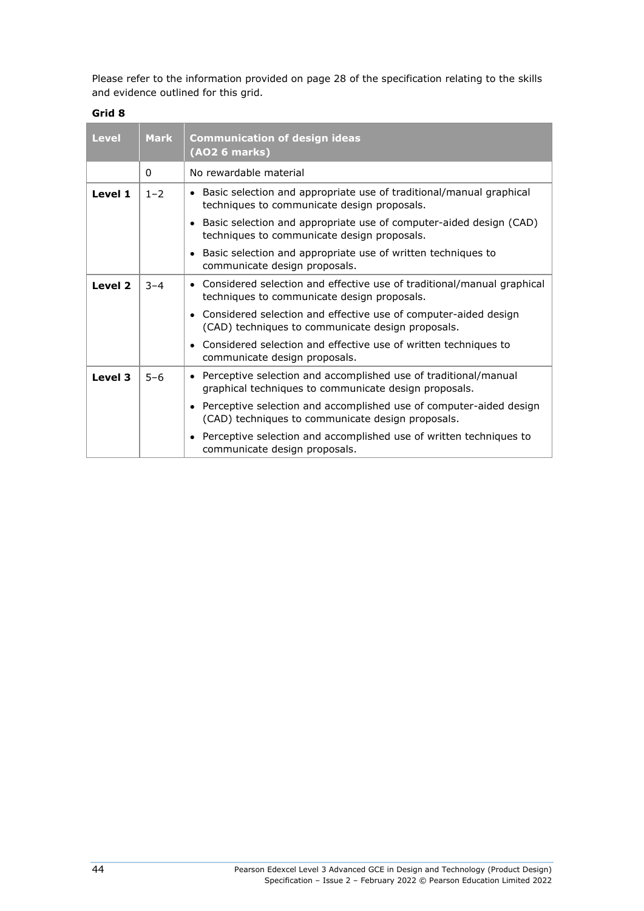Please refer to the information provided on page 28 of the specification relating to the skills and evidence outlined for this grid.

**Grid 8**

| Level | Mark | Communication of design ideas (AO2 6 marks) |
|---|---|---|
| | 0 | No rewardable material |
| **Level 1** | 1–2 | • Basic selection and appropriate use of traditional/manual graphical techniques to communicate design proposals.<br>• Basic selection and appropriate use of computer-aided design (CAD) techniques to communicate design proposals.<br>• Basic selection and appropriate use of written techniques to communicate design proposals. |
| **Level 2** | 3–4 | • Considered selection and effective use of traditional/manual graphical techniques to communicate design proposals.<br>• Considered selection and effective use of computer-aided design (CAD) techniques to communicate design proposals.<br>• Considered selection and effective use of written techniques to communicate design proposals. |
| **Level 3** | 5–6 | • Perceptive selection and accomplished use of traditional/manual graphical techniques to communicate design proposals.<br>• Perceptive selection and accomplished use of computer-aided design (CAD) techniques to communicate design proposals.<br>• Perceptive selection and accomplished use of written techniques to communicate design proposals. |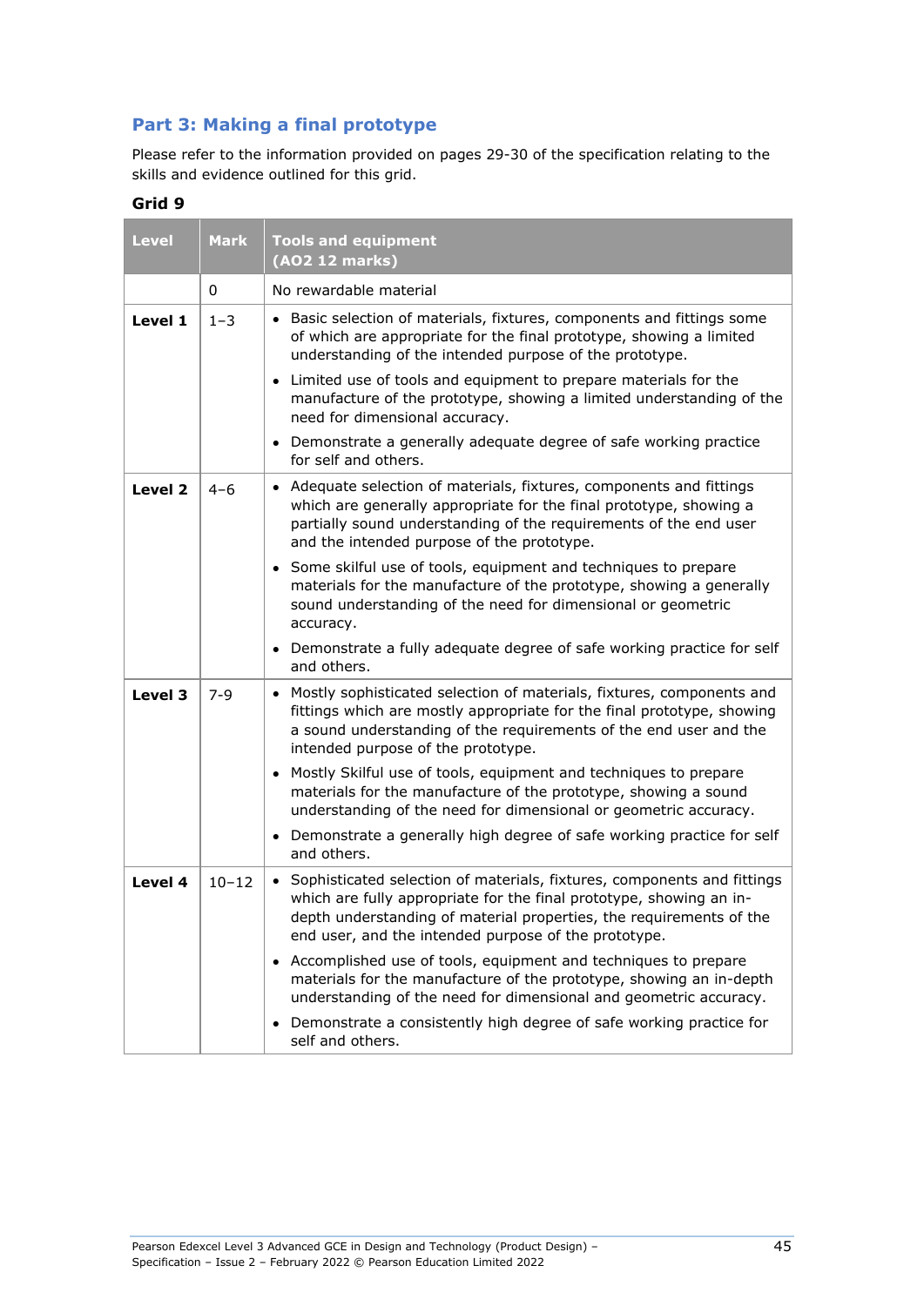## Part 3: Making a final prototype

Please refer to the information provided on pages 29-30 of the specification relating to the skills and evidence outlined for this grid.

**Grid 9**

| Level | Mark | Tools and equipment (AO2 12 marks) |
|---|---|---|
| | 0 | No rewardable material |
| **Level 1** | 1–3 | • Basic selection of materials, fixtures, components and fittings some of which are appropriate for the final prototype, showing a limited understanding of the intended purpose of the prototype.<br>• Limited use of tools and equipment to prepare materials for the manufacture of the prototype, showing a limited understanding of the need for dimensional accuracy.<br>• Demonstrate a generally adequate degree of safe working practice for self and others. |
| **Level 2** | 4–6 | • Adequate selection of materials, fixtures, components and fittings which are generally appropriate for the final prototype, showing a partially sound understanding of the requirements of the end user and the intended purpose of the prototype.<br>• Some skilful use of tools, equipment and techniques to prepare materials for the manufacture of the prototype, showing a generally sound understanding of the need for dimensional or geometric accuracy.<br>• Demonstrate a fully adequate degree of safe working practice for self and others. |
| **Level 3** | 7-9 | • Mostly sophisticated selection of materials, fixtures, components and fittings which are mostly appropriate for the final prototype, showing a sound understanding of the requirements of the end user and the intended purpose of the prototype.<br>• Mostly Skilful use of tools, equipment and techniques to prepare materials for the manufacture of the prototype, showing a sound understanding of the need for dimensional or geometric accuracy.<br>• Demonstrate a generally high degree of safe working practice for self and others. |
| **Level 4** | 10–12 | • Sophisticated selection of materials, fixtures, components and fittings which are fully appropriate for the final prototype, showing an in-depth understanding of material properties, the requirements of the end user, and the intended purpose of the prototype.<br>• Accomplished use of tools, equipment and techniques to prepare materials for the manufacture of the prototype, showing an in-depth understanding of the need for dimensional and geometric accuracy.<br>• Demonstrate a consistently high degree of safe working practice for self and others. |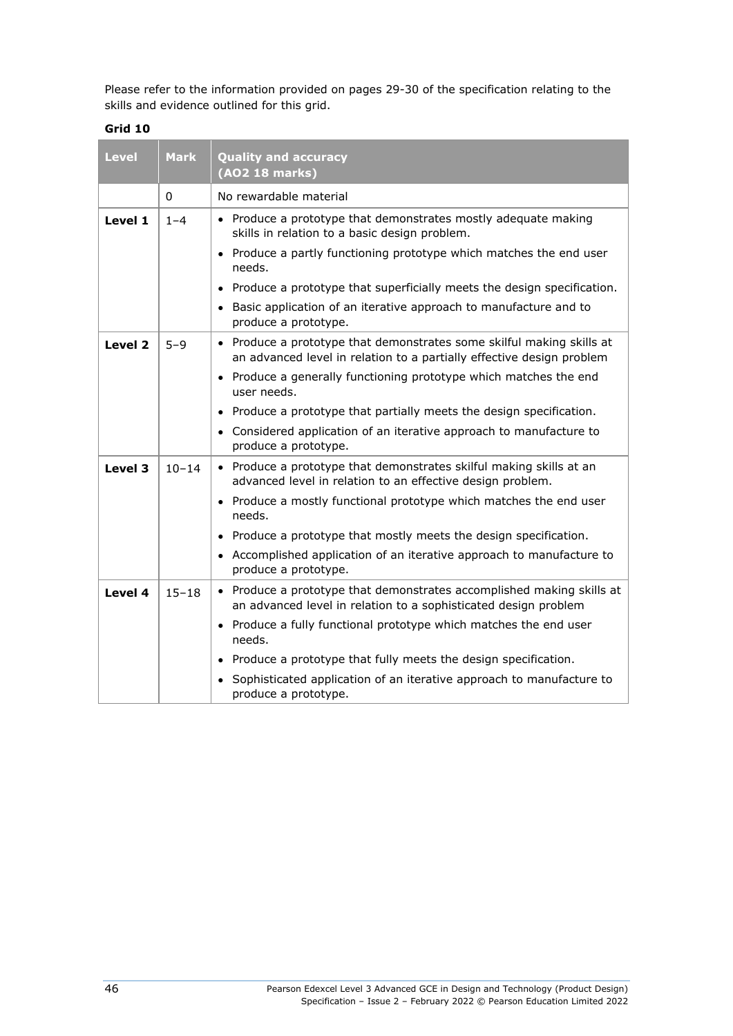Please refer to the information provided on pages 29-30 of the specification relating to the skills and evidence outlined for this grid.

**Grid 10**

| Level | Mark | Quality and accuracy (AO2 18 marks) |
|---|---|---|
| | 0 | No rewardable material |
| **Level 1** | 1–4 | • Produce a prototype that demonstrates mostly adequate making skills in relation to a basic design problem.<br>• Produce a partly functioning prototype which matches the end user needs.<br>• Produce a prototype that superficially meets the design specification.<br>• Basic application of an iterative approach to manufacture and to produce a prototype. |
| **Level 2** | 5–9 | • Produce a prototype that demonstrates some skilful making skills at an advanced level in relation to a partially effective design problem<br>• Produce a generally functioning prototype which matches the end user needs.<br>• Produce a prototype that partially meets the design specification.<br>• Considered application of an iterative approach to manufacture to produce a prototype. |
| **Level 3** | 10–14 | • Produce a prototype that demonstrates skilful making skills at an advanced level in relation to an effective design problem.<br>• Produce a mostly functional prototype which matches the end user needs.<br>• Produce a prototype that mostly meets the design specification.<br>• Accomplished application of an iterative approach to manufacture to produce a prototype. |
| **Level 4** | 15–18 | • Produce a prototype that demonstrates accomplished making skills at an advanced level in relation to a sophisticated design problem<br>• Produce a fully functional prototype which matches the end user needs.<br>• Produce a prototype that fully meets the design specification.<br>• Sophisticated application of an iterative approach to manufacture to produce a prototype. |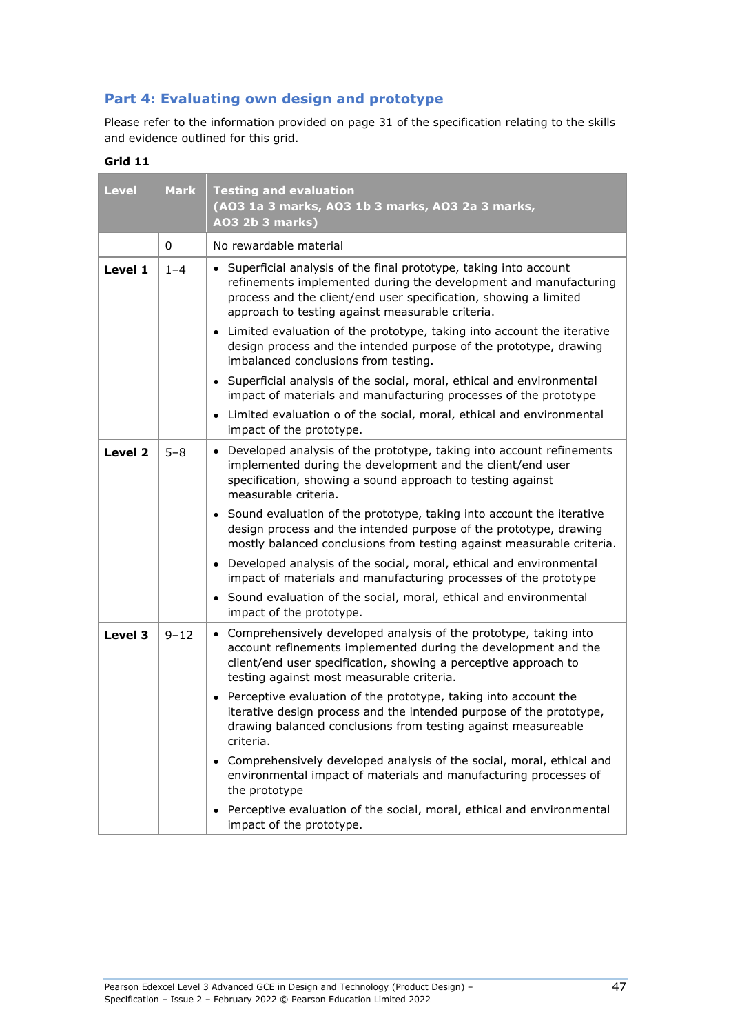## Part 4: Evaluating own design and prototype

Please refer to the information provided on page 31 of the specification relating to the skills and evidence outlined for this grid.

**Grid 11**

| Level | Mark | Testing and evaluation (AO3 1a 3 marks, AO3 1b 3 marks, AO3 2a 3 marks, AO3 2b 3 marks) |
|---|---|---|
| | 0 | No rewardable material |
| **Level 1** | 1–4 | • Superficial analysis of the final prototype, taking into account refinements implemented during the development and manufacturing process and the client/end user specification, showing a limited approach to testing against measurable criteria.<br>• Limited evaluation of the prototype, taking into account the iterative design process and the intended purpose of the prototype, drawing imbalanced conclusions from testing.<br>• Superficial analysis of the social, moral, ethical and environmental impact of materials and manufacturing processes of the prototype<br>• Limited evaluation o of the social, moral, ethical and environmental impact of the prototype. |
| **Level 2** | 5–8 | • Developed analysis of the prototype, taking into account refinements implemented during the development and the client/end user specification, showing a sound approach to testing against measurable criteria.<br>• Sound evaluation of the prototype, taking into account the iterative design process and the intended purpose of the prototype, drawing mostly balanced conclusions from testing against measurable criteria.<br>• Developed analysis of the social, moral, ethical and environmental impact of materials and manufacturing processes of the prototype<br>• Sound evaluation of the social, moral, ethical and environmental impact of the prototype. |
| **Level 3** | 9–12 | • Comprehensively developed analysis of the prototype, taking into account refinements implemented during the development and the client/end user specification, showing a perceptive approach to testing against most measurable criteria.<br>• Perceptive evaluation of the prototype, taking into account the iterative design process and the intended purpose of the prototype, drawing balanced conclusions from testing against measureable criteria.<br>• Comprehensively developed analysis of the social, moral, ethical and environmental impact of materials and manufacturing processes of the prototype<br>• Perceptive evaluation of the social, moral, ethical and environmental impact of the prototype. |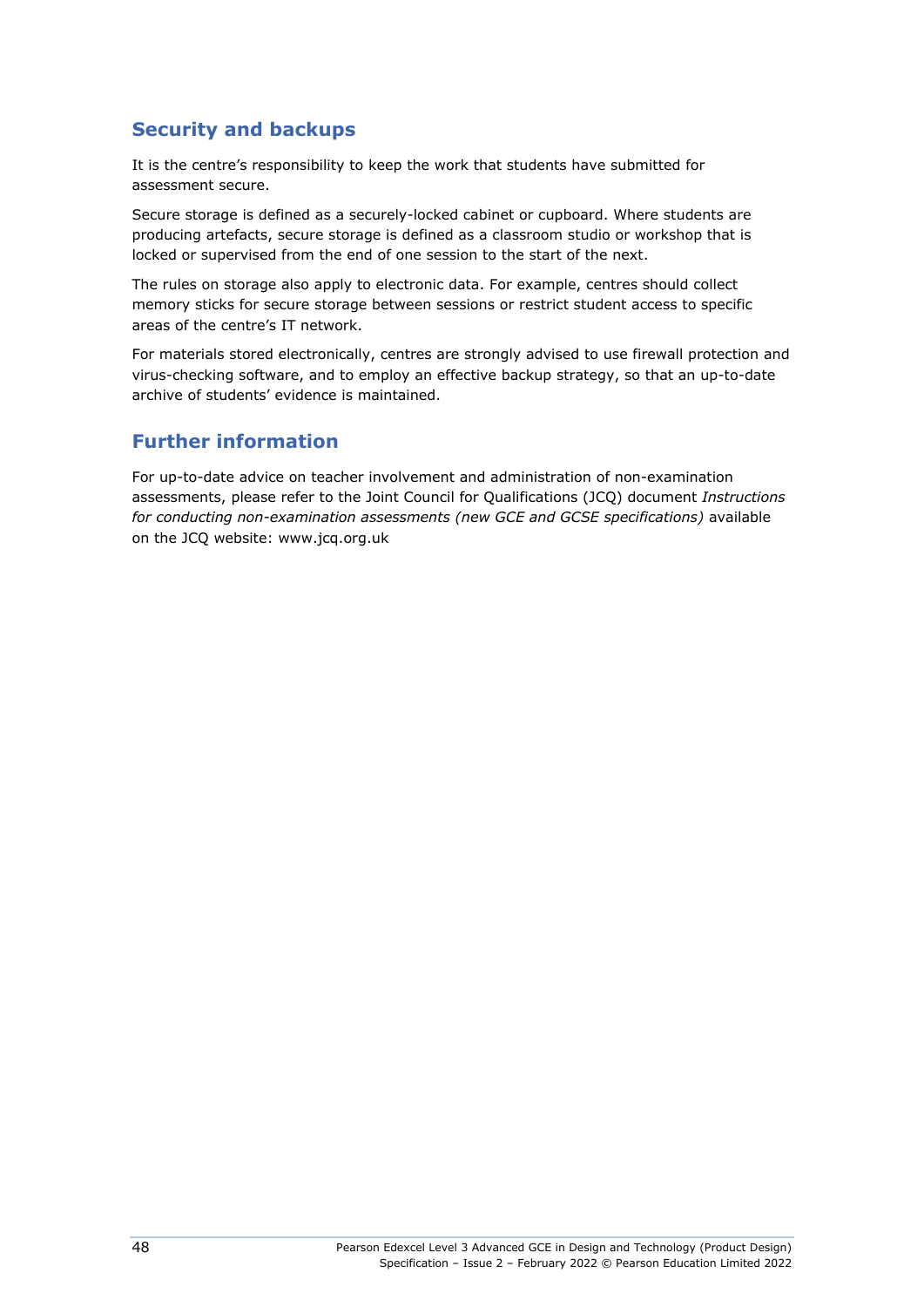## Security and backups

It is the centre's responsibility to keep the work that students have submitted for assessment secure.

Secure storage is defined as a securely-locked cabinet or cupboard. Where students are producing artefacts, secure storage is defined as a classroom studio or workshop that is locked or supervised from the end of one session to the start of the next.

The rules on storage also apply to electronic data. For example, centres should collect memory sticks for secure storage between sessions or restrict student access to specific areas of the centre's IT network.

For materials stored electronically, centres are strongly advised to use firewall protection and virus-checking software, and to employ an effective backup strategy, so that an up-to-date archive of students' evidence is maintained.

## Further information

For up-to-date advice on teacher involvement and administration of non-examination assessments, please refer to the Joint Council for Qualifications (JCQ) document *Instructions for conducting non-examination assessments (new GCE and GCSE specifications)* available on the JCQ website: www.jcq.org.uk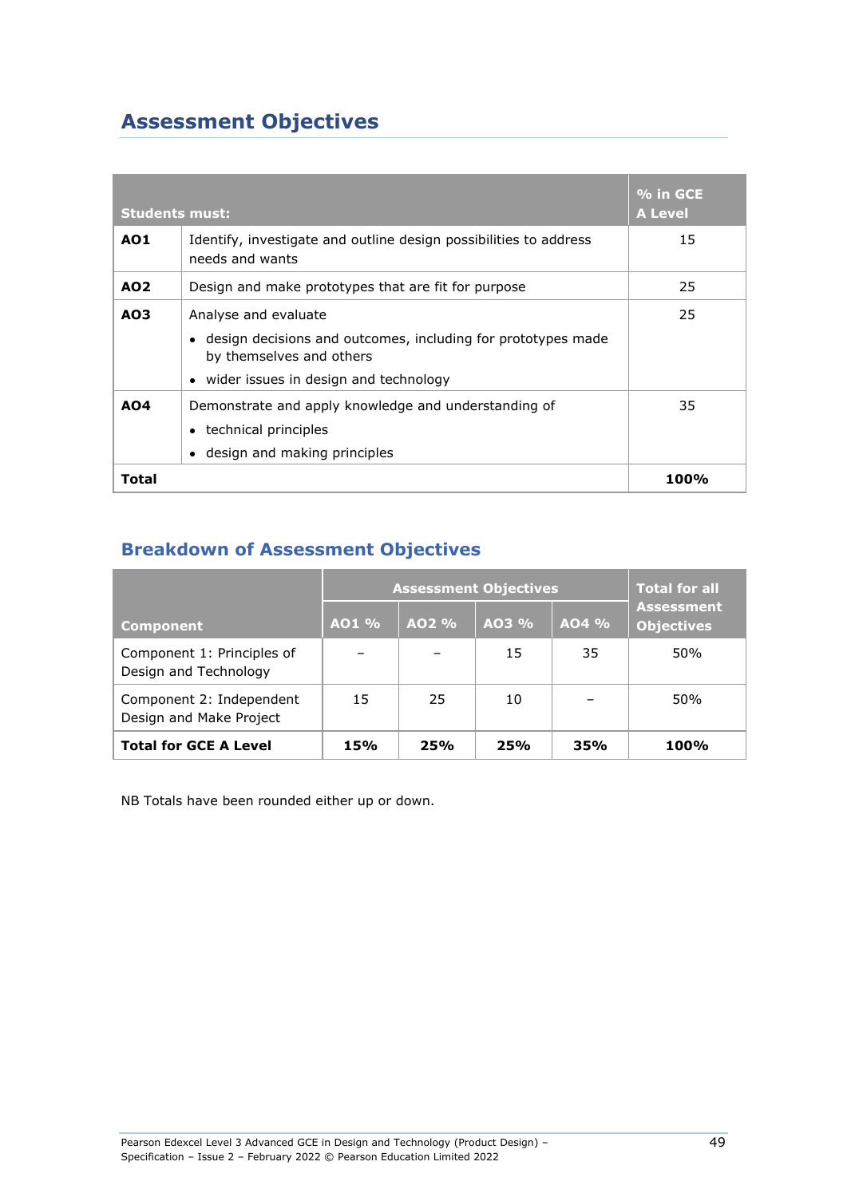## Assessment Objectives

| Students must: | | % in GCE A Level |
|---|---|---|
| **AO1** | Identify, investigate and outline design possibilities to address needs and wants | 15 |
| **AO2** | Design and make prototypes that are fit for purpose | 25 |
| **AO3** | Analyse and evaluate<br>• design decisions and outcomes, including for prototypes made by themselves and others<br>• wider issues in design and technology | 25 |
| **AO4** | Demonstrate and apply knowledge and understanding of<br>• technical principles<br>• design and making principles | 35 |
| **Total** | | **100%** |

### Breakdown of Assessment Objectives

| Component | Assessment Objectives | | | | Total for all Assessment Objectives |
|---|---|---|---|---|---|
| | AO1 % | AO2 % | AO3 % | AO4 % | |
| Component 1: Principles of Design and Technology | – | – | 15 | 35 | 50% |
| Component 2: Independent Design and Make Project | 15 | 25 | 10 | – | 50% |
| **Total for GCE A Level** | **15%** | **25%** | **25%** | **35%** | **100%** |

NB Totals have been rounded either up or down.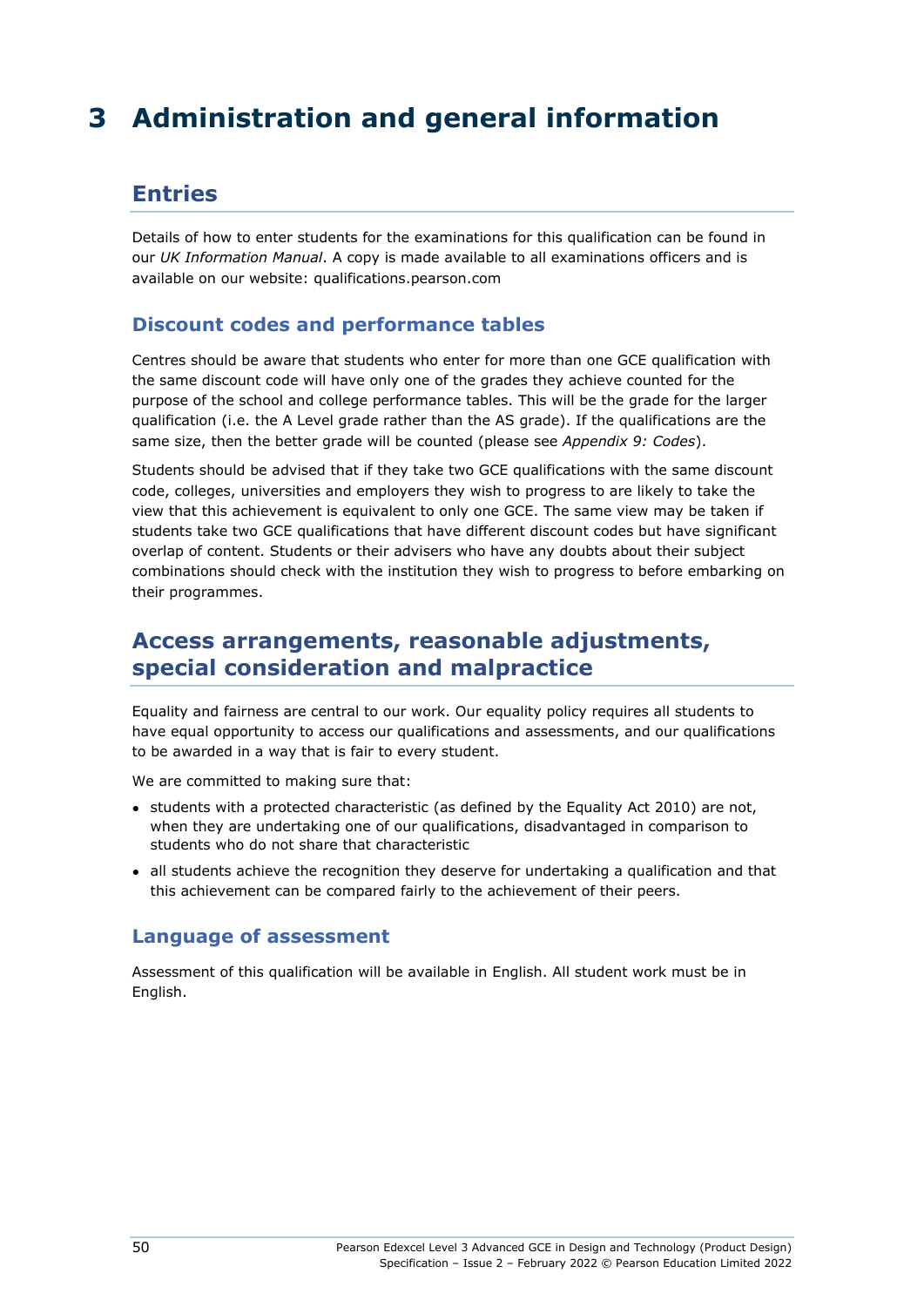# 3 Administration and general information

## Entries

Details of how to enter students for the examinations for this qualification can be found in our *UK Information Manual*. A copy is made available to all examinations officers and is available on our website: qualifications.pearson.com

### Discount codes and performance tables

Centres should be aware that students who enter for more than one GCE qualification with the same discount code will have only one of the grades they achieve counted for the purpose of the school and college performance tables. This will be the grade for the larger qualification (i.e. the A Level grade rather than the AS grade). If the qualifications are the same size, then the better grade will be counted (please see *Appendix 9: Codes*).

Students should be advised that if they take two GCE qualifications with the same discount code, colleges, universities and employers they wish to progress to are likely to take the view that this achievement is equivalent to only one GCE. The same view may be taken if students take two GCE qualifications that have different discount codes but have significant overlap of content. Students or their advisers who have any doubts about their subject combinations should check with the institution they wish to progress to before embarking on their programmes.

## Access arrangements, reasonable adjustments, special consideration and malpractice

Equality and fairness are central to our work. Our equality policy requires all students to have equal opportunity to access our qualifications and assessments, and our qualifications to be awarded in a way that is fair to every student.

We are committed to making sure that:

- students with a protected characteristic (as defined by the Equality Act 2010) are not, when they are undertaking one of our qualifications, disadvantaged in comparison to students who do not share that characteristic
- all students achieve the recognition they deserve for undertaking a qualification and that this achievement can be compared fairly to the achievement of their peers.

### Language of assessment

Assessment of this qualification will be available in English. All student work must be in English.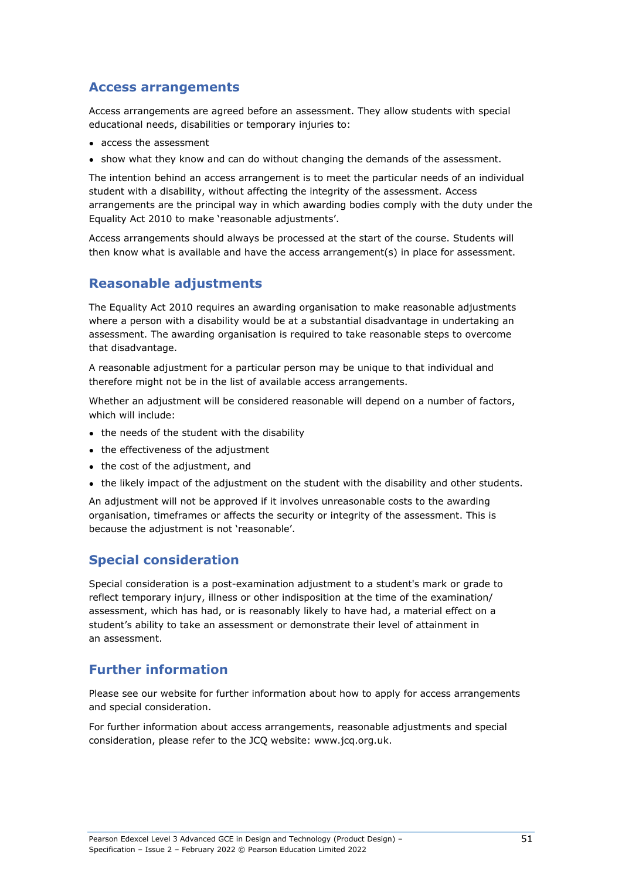## Access arrangements

Access arrangements are agreed before an assessment. They allow students with special educational needs, disabilities or temporary injuries to:

- access the assessment
- show what they know and can do without changing the demands of the assessment.

The intention behind an access arrangement is to meet the particular needs of an individual student with a disability, without affecting the integrity of the assessment. Access arrangements are the principal way in which awarding bodies comply with the duty under the Equality Act 2010 to make 'reasonable adjustments'.

Access arrangements should always be processed at the start of the course. Students will then know what is available and have the access arrangement(s) in place for assessment.

## Reasonable adjustments

The Equality Act 2010 requires an awarding organisation to make reasonable adjustments where a person with a disability would be at a substantial disadvantage in undertaking an assessment. The awarding organisation is required to take reasonable steps to overcome that disadvantage.

A reasonable adjustment for a particular person may be unique to that individual and therefore might not be in the list of available access arrangements.

Whether an adjustment will be considered reasonable will depend on a number of factors, which will include:

- the needs of the student with the disability
- the effectiveness of the adjustment
- the cost of the adjustment, and
- the likely impact of the adjustment on the student with the disability and other students.

An adjustment will not be approved if it involves unreasonable costs to the awarding organisation, timeframes or affects the security or integrity of the assessment. This is because the adjustment is not 'reasonable'.

## Special consideration

Special consideration is a post-examination adjustment to a student's mark or grade to reflect temporary injury, illness or other indisposition at the time of the examination/assessment, which has had, or is reasonably likely to have had, a material effect on a student's ability to take an assessment or demonstrate their level of attainment in an assessment.

## Further information

Please see our website for further information about how to apply for access arrangements and special consideration.

For further information about access arrangements, reasonable adjustments and special consideration, please refer to the JCQ website: www.jcq.org.uk.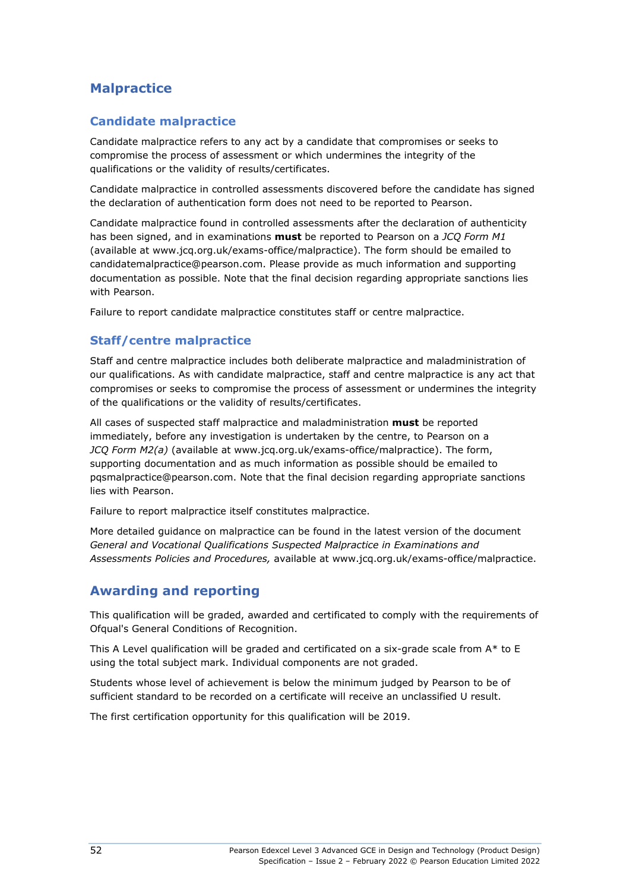## Malpractice

### Candidate malpractice

Candidate malpractice refers to any act by a candidate that compromises or seeks to compromise the process of assessment or which undermines the integrity of the qualifications or the validity of results/certificates.

Candidate malpractice in controlled assessments discovered before the candidate has signed the declaration of authentication form does not need to be reported to Pearson.

Candidate malpractice found in controlled assessments after the declaration of authenticity has been signed, and in examinations **must** be reported to Pearson on a *JCQ Form M1* (available at www.jcq.org.uk/exams-office/malpractice). The form should be emailed to candidatemalpractice@pearson.com. Please provide as much information and supporting documentation as possible. Note that the final decision regarding appropriate sanctions lies with Pearson.

Failure to report candidate malpractice constitutes staff or centre malpractice.

### Staff/centre malpractice

Staff and centre malpractice includes both deliberate malpractice and maladministration of our qualifications. As with candidate malpractice, staff and centre malpractice is any act that compromises or seeks to compromise the process of assessment or undermines the integrity of the qualifications or the validity of results/certificates.

All cases of suspected staff malpractice and maladministration **must** be reported immediately, before any investigation is undertaken by the centre, to Pearson on a *JCQ Form M2(a)* (available at www.jcq.org.uk/exams-office/malpractice). The form, supporting documentation and as much information as possible should be emailed to pqsmalpractice@pearson.com. Note that the final decision regarding appropriate sanctions lies with Pearson.

Failure to report malpractice itself constitutes malpractice.

More detailed guidance on malpractice can be found in the latest version of the document *General and Vocational Qualifications Suspected Malpractice in Examinations and Assessments Policies and Procedures,* available at www.jcq.org.uk/exams-office/malpractice.

## Awarding and reporting

This qualification will be graded, awarded and certificated to comply with the requirements of Ofqual's General Conditions of Recognition.

This A Level qualification will be graded and certificated on a six-grade scale from A* to E using the total subject mark. Individual components are not graded.

Students whose level of achievement is below the minimum judged by Pearson to be of sufficient standard to be recorded on a certificate will receive an unclassified U result.

The first certification opportunity for this qualification will be 2019.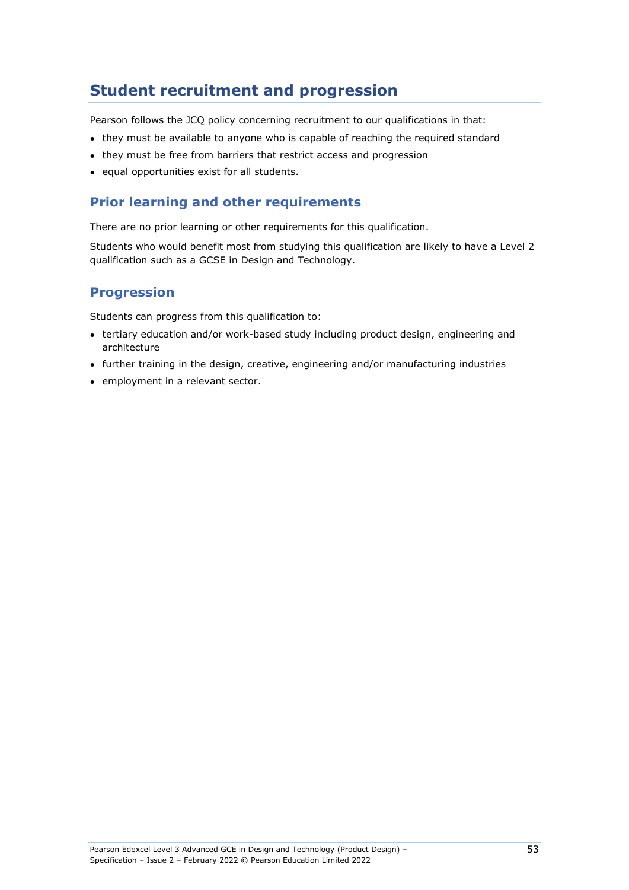## Student recruitment and progression

Pearson follows the JCQ policy concerning recruitment to our qualifications in that:

- they must be available to anyone who is capable of reaching the required standard
- they must be free from barriers that restrict access and progression
- equal opportunities exist for all students.

### Prior learning and other requirements

There are no prior learning or other requirements for this qualification.

Students who would benefit most from studying this qualification are likely to have a Level 2 qualification such as a GCSE in Design and Technology.

### Progression

Students can progress from this qualification to:

- tertiary education and/or work-based study including product design, engineering and architecture
- further training in the design, creative, engineering and/or manufacturing industries
- employment in a relevant sector.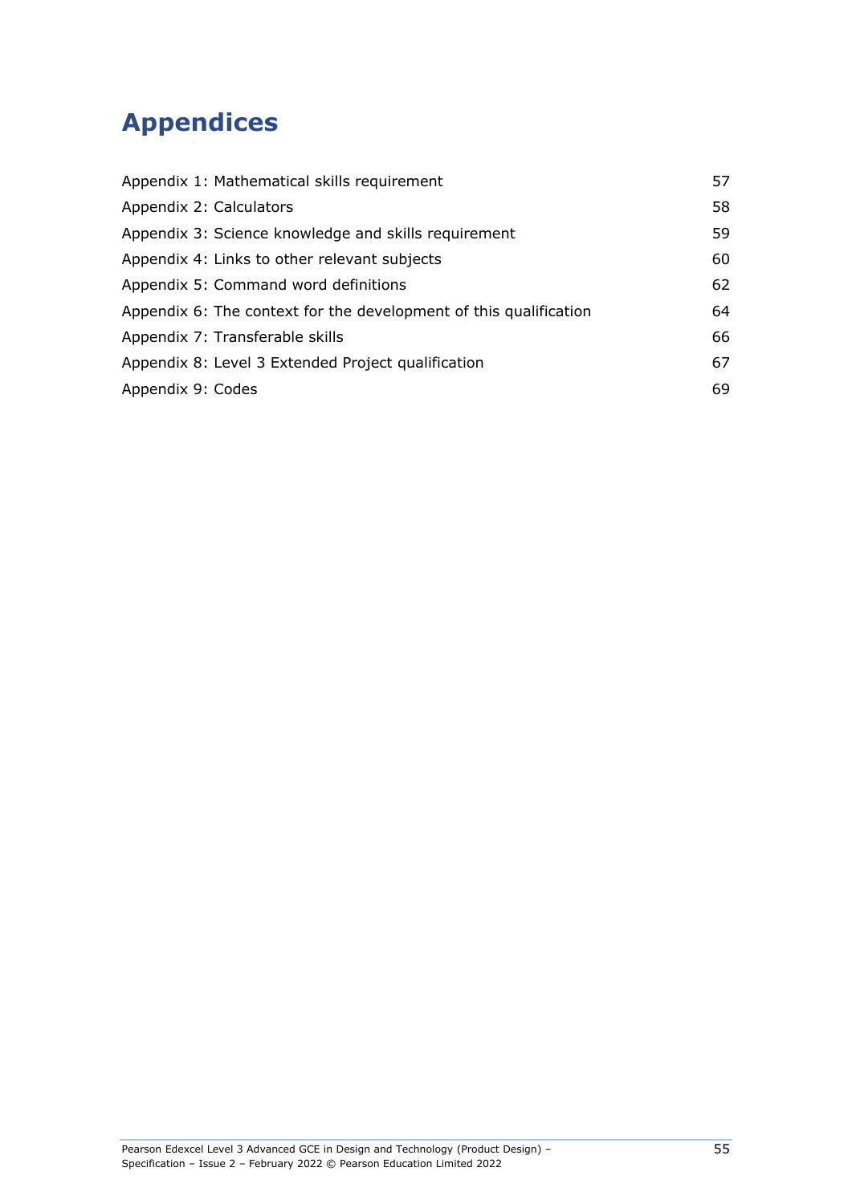# Appendices

| | |
|---|---|
| Appendix 1: Mathematical skills requirement | 57 |
| Appendix 2: Calculators | 58 |
| Appendix 3: Science knowledge and skills requirement | 59 |
| Appendix 4: Links to other relevant subjects | 60 |
| Appendix 5: Command word definitions | 62 |
| Appendix 6: The context for the development of this qualification | 64 |
| Appendix 7: Transferable skills | 66 |
| Appendix 8: Level 3 Extended Project qualification | 67 |
| Appendix 9: Codes | 69 |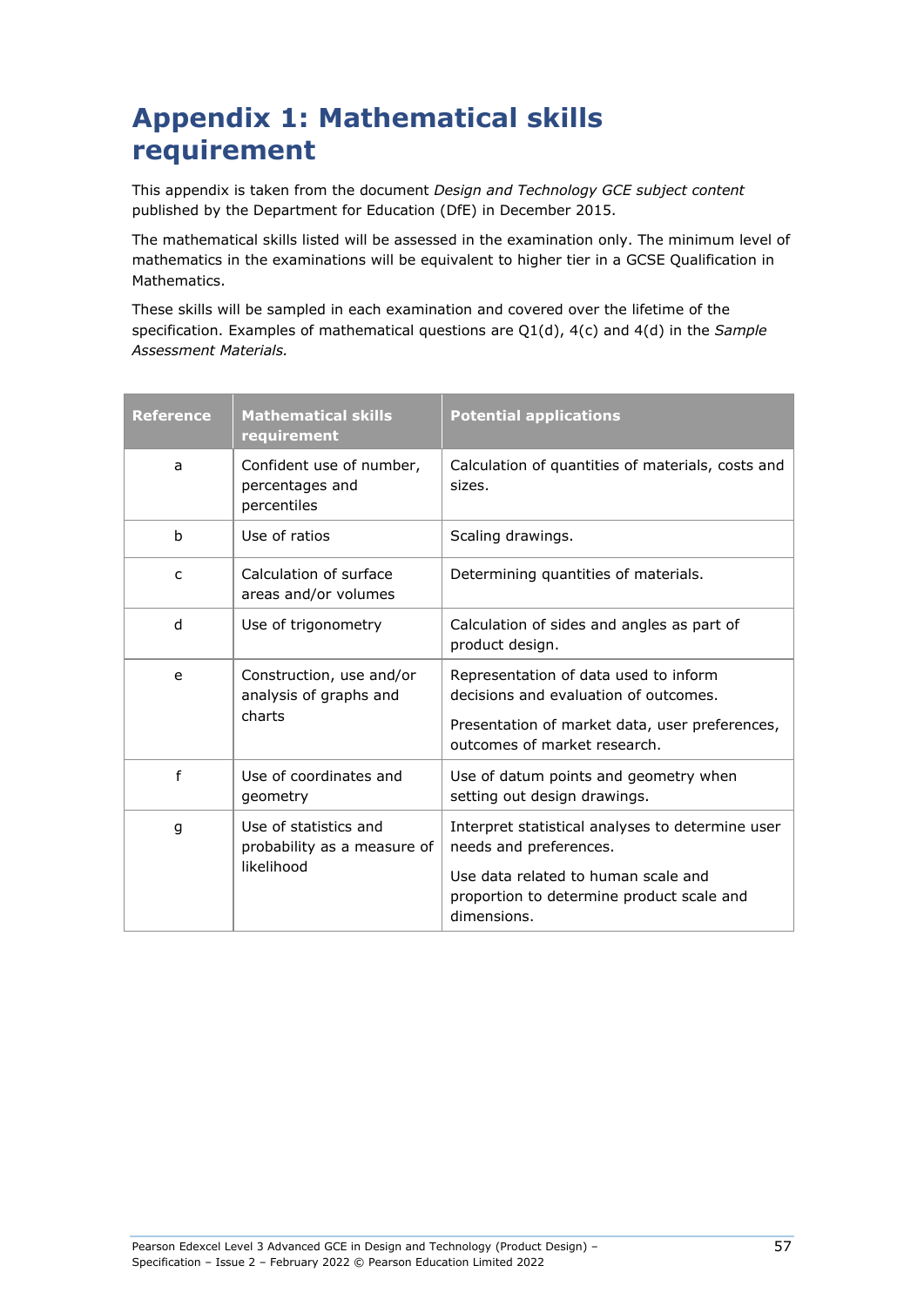# Appendix 1: Mathematical skills requirement

This appendix is taken from the document *Design and Technology GCE subject content* published by the Department for Education (DfE) in December 2015.

The mathematical skills listed will be assessed in the examination only. The minimum level of mathematics in the examinations will be equivalent to higher tier in a GCSE Qualification in Mathematics.

These skills will be sampled in each examination and covered over the lifetime of the specification. Examples of mathematical questions are Q1(d), 4(c) and 4(d) in the *Sample Assessment Materials.*

| Reference | Mathematical skills requirement | Potential applications |
|---|---|---|
| a | Confident use of number, percentages and percentiles | Calculation of quantities of materials, costs and sizes. |
| b | Use of ratios | Scaling drawings. |
| c | Calculation of surface areas and/or volumes | Determining quantities of materials. |
| d | Use of trigonometry | Calculation of sides and angles as part of product design. |
| e | Construction, use and/or analysis of graphs and charts | Representation of data used to inform decisions and evaluation of outcomes.<br><br>Presentation of market data, user preferences, outcomes of market research. |
| f | Use of coordinates and geometry | Use of datum points and geometry when setting out design drawings. |
| g | Use of statistics and probability as a measure of likelihood | Interpret statistical analyses to determine user needs and preferences.<br><br>Use data related to human scale and proportion to determine product scale and dimensions. |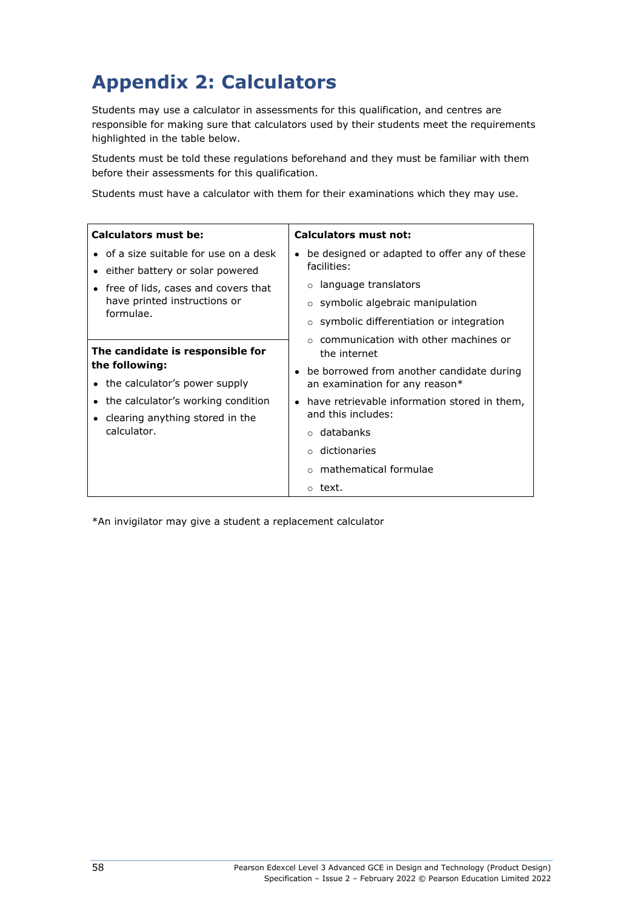# Appendix 2: Calculators

Students may use a calculator in assessments for this qualification, and centres are responsible for making sure that calculators used by their students meet the requirements highlighted in the table below.

Students must be told these regulations beforehand and they must be familiar with them before their assessments for this qualification.

Students must have a calculator with them for their examinations which they may use.

| **Calculators must be:** | **Calculators must not:** |
|---|---|
| • of a size suitable for use on a desk<br>• either battery or solar powered<br>• free of lids, cases and covers that have printed instructions or formulae.<br><br>**The candidate is responsible for the following:**<br>• the calculator's power supply<br>• the calculator's working condition<br>• clearing anything stored in the calculator. | • be designed or adapted to offer any of these facilities:<br>&nbsp;&nbsp;○ language translators<br>&nbsp;&nbsp;○ symbolic algebraic manipulation<br>&nbsp;&nbsp;○ symbolic differentiation or integration<br>&nbsp;&nbsp;○ communication with other machines or the internet<br>• be borrowed from another candidate during an examination for any reason*<br>• have retrievable information stored in them, and this includes:<br>&nbsp;&nbsp;○ databanks<br>&nbsp;&nbsp;○ dictionaries<br>&nbsp;&nbsp;○ mathematical formulae<br>&nbsp;&nbsp;○ text. |

*An invigilator may give a student a replacement calculator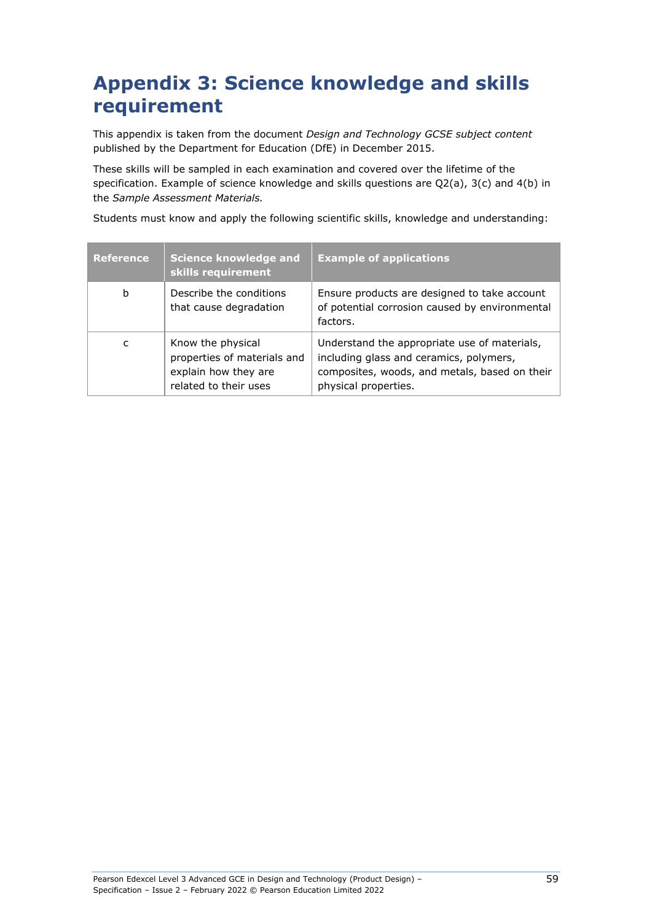# Appendix 3: Science knowledge and skills requirement

This appendix is taken from the document *Design and Technology GCSE subject content* published by the Department for Education (DfE) in December 2015.

These skills will be sampled in each examination and covered over the lifetime of the specification. Example of science knowledge and skills questions are Q2(a), 3(c) and 4(b) in the *Sample Assessment Materials.*

Students must know and apply the following scientific skills, knowledge and understanding:

| Reference | Science knowledge and skills requirement | Example of applications |
| --- | --- | --- |
| b | Describe the conditions that cause degradation | Ensure products are designed to take account of potential corrosion caused by environmental factors. |
| c | Know the physical properties of materials and explain how they are related to their uses | Understand the appropriate use of materials, including glass and ceramics, polymers, composites, woods, and metals, based on their physical properties. |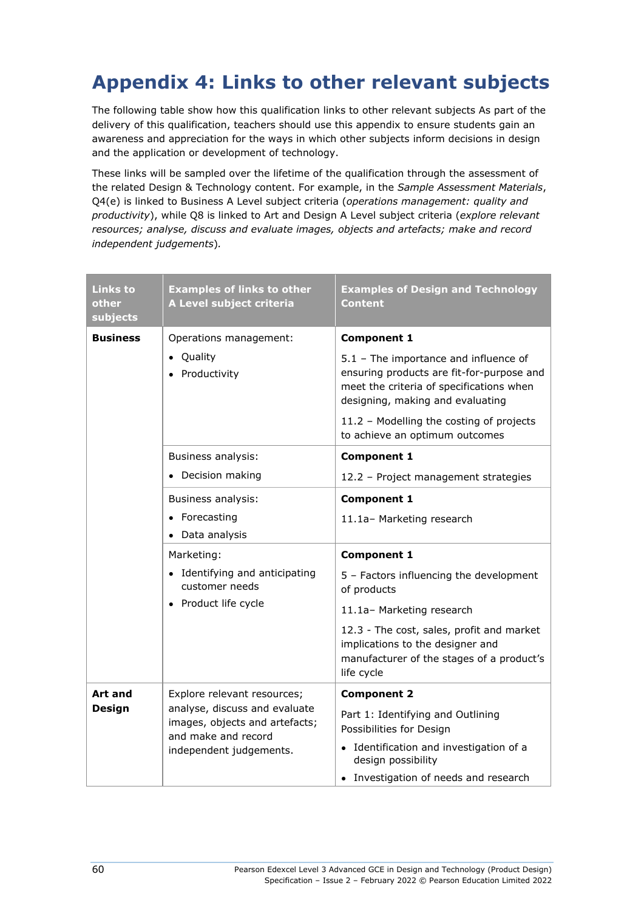# Appendix 4: Links to other relevant subjects

The following table show how this qualification links to other relevant subjects As part of the delivery of this qualification, teachers should use this appendix to ensure students gain an awareness and appreciation for the ways in which other subjects inform decisions in design and the application or development of technology.

These links will be sampled over the lifetime of the qualification through the assessment of the related Design & Technology content. For example, in the *Sample Assessment Materials*, Q4(e) is linked to Business A Level subject criteria (*operations management: quality and productivity*), while Q8 is linked to Art and Design A Level subject criteria (*explore relevant resources; analyse, discuss and evaluate images, objects and artefacts; make and record independent judgements*).

| Links to other subjects | Examples of links to other A Level subject criteria | Examples of Design and Technology Content |
|---|---|---|
| **Business** | Operations management:<br>• Quality<br>• Productivity | **Component 1**<br>5.1 – The importance and influence of ensuring products are fit-for-purpose and meet the criteria of specifications when designing, making and evaluating<br>11.2 – Modelling the costing of projects to achieve an optimum outcomes |
| | Business analysis:<br>• Decision making | **Component 1**<br>12.2 – Project management strategies |
| | Business analysis:<br>• Forecasting<br>• Data analysis | **Component 1**<br>11.1a– Marketing research |
| | Marketing:<br>• Identifying and anticipating customer needs<br>• Product life cycle | **Component 1**<br>5 – Factors influencing the development of products<br>11.1a– Marketing research<br>12.3 - The cost, sales, profit and market implications to the designer and manufacturer of the stages of a product's life cycle |
| **Art and Design** | Explore relevant resources; analyse, discuss and evaluate images, objects and artefacts; and make and record independent judgements. | **Component 2**<br>Part 1: Identifying and Outlining Possibilities for Design<br>• Identification and investigation of a design possibility<br>• Investigation of needs and research |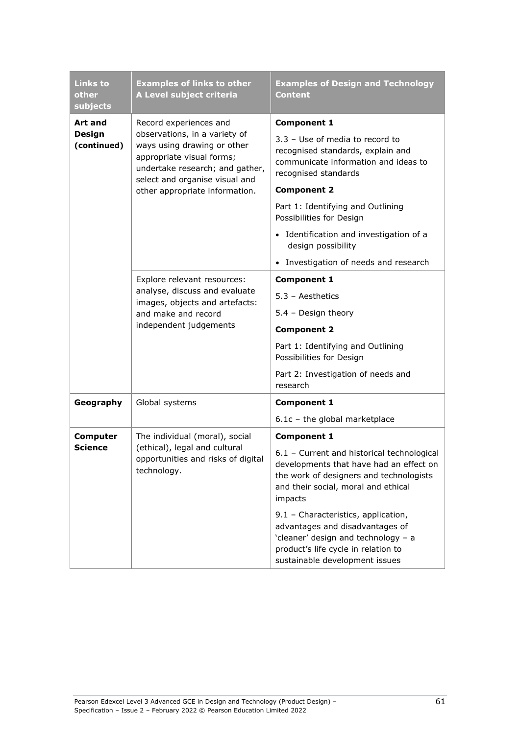| Links to other subjects | Examples of links to other A Level subject criteria | Examples of Design and Technology Content |
|---|---|---|
| **Art and Design (continued)** | Record experiences and observations, in a variety of ways using drawing or other appropriate visual forms; undertake research; and gather, select and organise visual and other appropriate information. | **Component 1**<br><br>3.3 – Use of media to record to recognised standards, explain and communicate information and ideas to recognised standards<br><br>**Component 2**<br><br>Part 1: Identifying and Outlining Possibilities for Design<br><br>• Identification and investigation of a design possibility<br><br>• Investigation of needs and research |
| | Explore relevant resources: analyse, discuss and evaluate images, objects and artefacts: and make and record independent judgements | **Component 1**<br><br>5.3 – Aesthetics<br><br>5.4 – Design theory<br><br>**Component 2**<br><br>Part 1: Identifying and Outlining Possibilities for Design<br><br>Part 2: Investigation of needs and research |
| **Geography** | Global systems | **Component 1**<br><br>6.1c – the global marketplace |
| **Computer Science** | The individual (moral), social (ethical), legal and cultural opportunities and risks of digital technology. | **Component 1**<br><br>6.1 – Current and historical technological developments that have had an effect on the work of designers and technologists and their social, moral and ethical impacts<br><br>9.1 – Characteristics, application, advantages and disadvantages of 'cleaner' design and technology – a product's life cycle in relation to sustainable development issues |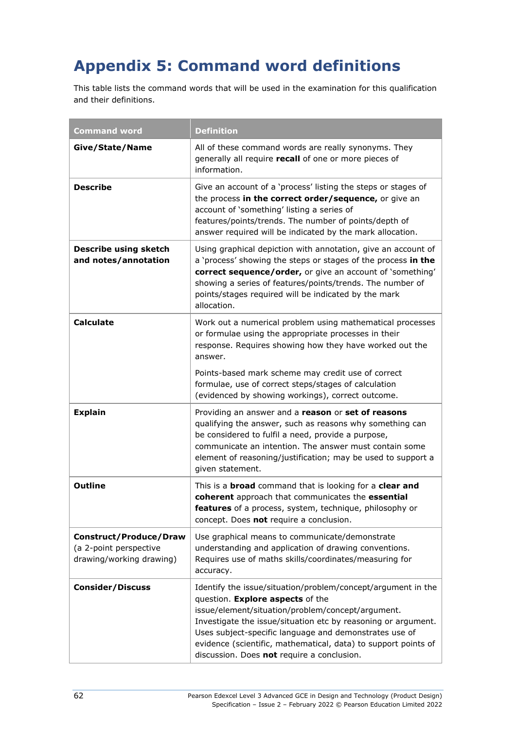# Appendix 5: Command word definitions

This table lists the command words that will be used in the examination for this qualification and their definitions.

| Command word | Definition |
|---|---|
| **Give/State/Name** | All of these command words are really synonyms. They generally all require **recall** of one or more pieces of information. |
| **Describe** | Give an account of a 'process' listing the steps or stages of the process **in the correct order/sequence,** or give an account of 'something' listing a series of features/points/trends. The number of points/depth of answer required will be indicated by the mark allocation. |
| **Describe using sketch and notes/annotation** | Using graphical depiction with annotation, give an account of a 'process' showing the steps or stages of the process **in the correct sequence/order,** or give an account of 'something' showing a series of features/points/trends. The number of points/stages required will be indicated by the mark allocation. |
| **Calculate** | Work out a numerical problem using mathematical processes or formulae using the appropriate processes in their response. Requires showing how they have worked out the answer.<br><br>Points-based mark scheme may credit use of correct formulae, use of correct steps/stages of calculation (evidenced by showing workings), correct outcome. |
| **Explain** | Providing an answer and a **reason** or **set of reasons** qualifying the answer, such as reasons why something can be considered to fulfil a need, provide a purpose, communicate an intention. The answer must contain some element of reasoning/justification; may be used to support a given statement. |
| **Outline** | This is a **broad** command that is looking for a **clear and coherent** approach that communicates the **essential features** of a process, system, technique, philosophy or concept. Does **not** require a conclusion. |
| **Construct/Produce/Draw** (a 2-point perspective drawing/working drawing) | Use graphical means to communicate/demonstrate understanding and application of drawing conventions. Requires use of maths skills/coordinates/measuring for accuracy. |
| **Consider/Discuss** | Identify the issue/situation/problem/concept/argument in the question. **Explore aspects** of the issue/element/situation/problem/concept/argument. Investigate the issue/situation etc by reasoning or argument. Uses subject-specific language and demonstrates use of evidence (scientific, mathematical, data) to support points of discussion. Does **not** require a conclusion. |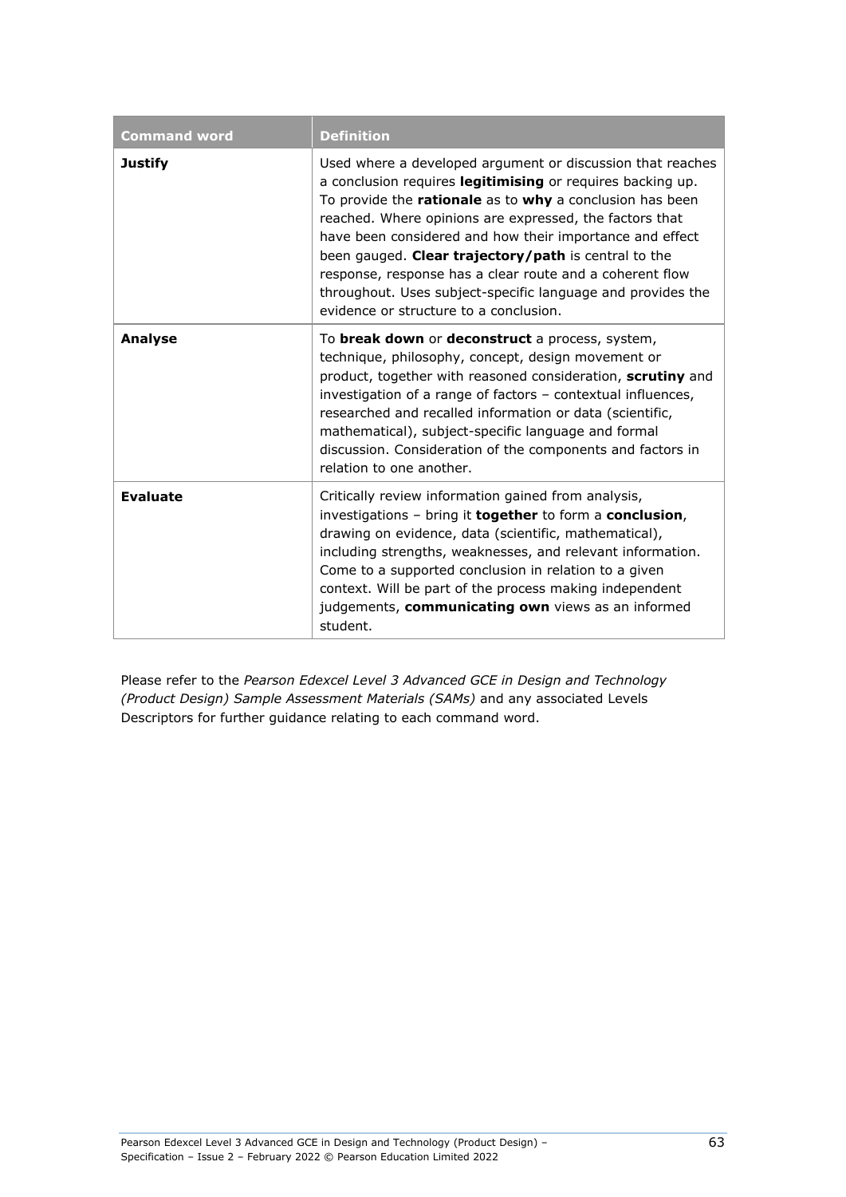| Command word | Definition |
|---|---|
| **Justify** | Used where a developed argument or discussion that reaches a conclusion requires **legitimising** or requires backing up. To provide the **rationale** as to **why** a conclusion has been reached. Where opinions are expressed, the factors that have been considered and how their importance and effect been gauged. **Clear trajectory/path** is central to the response, response has a clear route and a coherent flow throughout. Uses subject-specific language and provides the evidence or structure to a conclusion. |
| **Analyse** | To **break down** or **deconstruct** a process, system, technique, philosophy, concept, design movement or product, together with reasoned consideration, **scrutiny** and investigation of a range of factors – contextual influences, researched and recalled information or data (scientific, mathematical), subject-specific language and formal discussion. Consideration of the components and factors in relation to one another. |
| **Evaluate** | Critically review information gained from analysis, investigations – bring it **together** to form a **conclusion**, drawing on evidence, data (scientific, mathematical), including strengths, weaknesses, and relevant information. Come to a supported conclusion in relation to a given context. Will be part of the process making independent judgements, **communicating own** views as an informed student. |

Please refer to the *Pearson Edexcel Level 3 Advanced GCE in Design and Technology (Product Design) Sample Assessment Materials (SAMs)* and any associated Levels Descriptors for further guidance relating to each command word.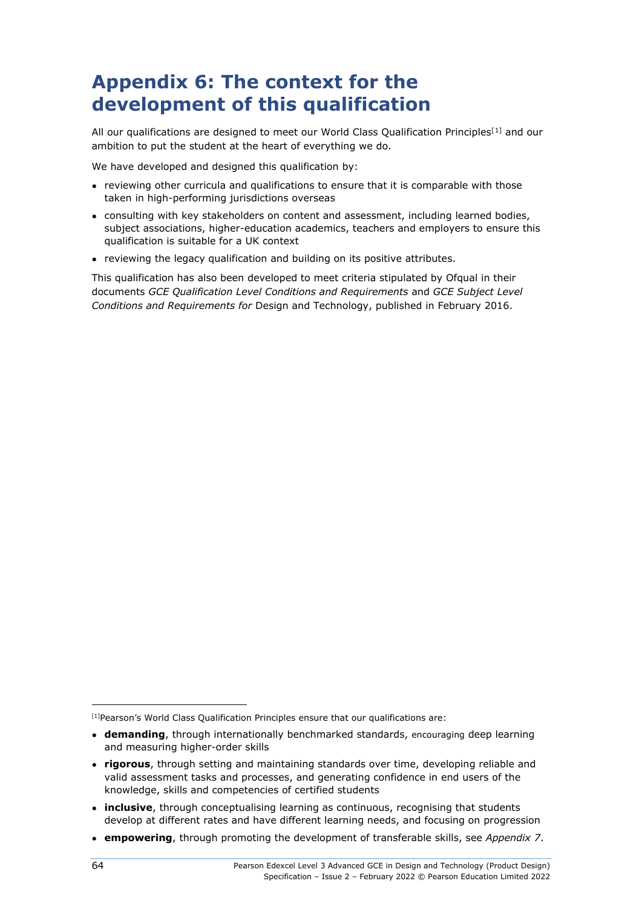# Appendix 6: The context for the development of this qualification

All our qualifications are designed to meet our World Class Qualification Principles[1] and our ambition to put the student at the heart of everything we do.

We have developed and designed this qualification by:

- reviewing other curricula and qualifications to ensure that it is comparable with those taken in high-performing jurisdictions overseas
- consulting with key stakeholders on content and assessment, including learned bodies, subject associations, higher-education academics, teachers and employers to ensure this qualification is suitable for a UK context
- reviewing the legacy qualification and building on its positive attributes.

This qualification has also been developed to meet criteria stipulated by Ofqual in their documents *GCE Qualification Level Conditions and Requirements* and *GCE Subject Level Conditions and Requirements for* Design and Technology, published in February 2016.

---

[1]Pearson's World Class Qualification Principles ensure that our qualifications are:

- **demanding**, through internationally benchmarked standards, encouraging deep learning and measuring higher-order skills
- **rigorous**, through setting and maintaining standards over time, developing reliable and valid assessment tasks and processes, and generating confidence in end users of the knowledge, skills and competencies of certified students
- **inclusive**, through conceptualising learning as continuous, recognising that students develop at different rates and have different learning needs, and focusing on progression
- **empowering**, through promoting the development of transferable skills, see *Appendix 7*.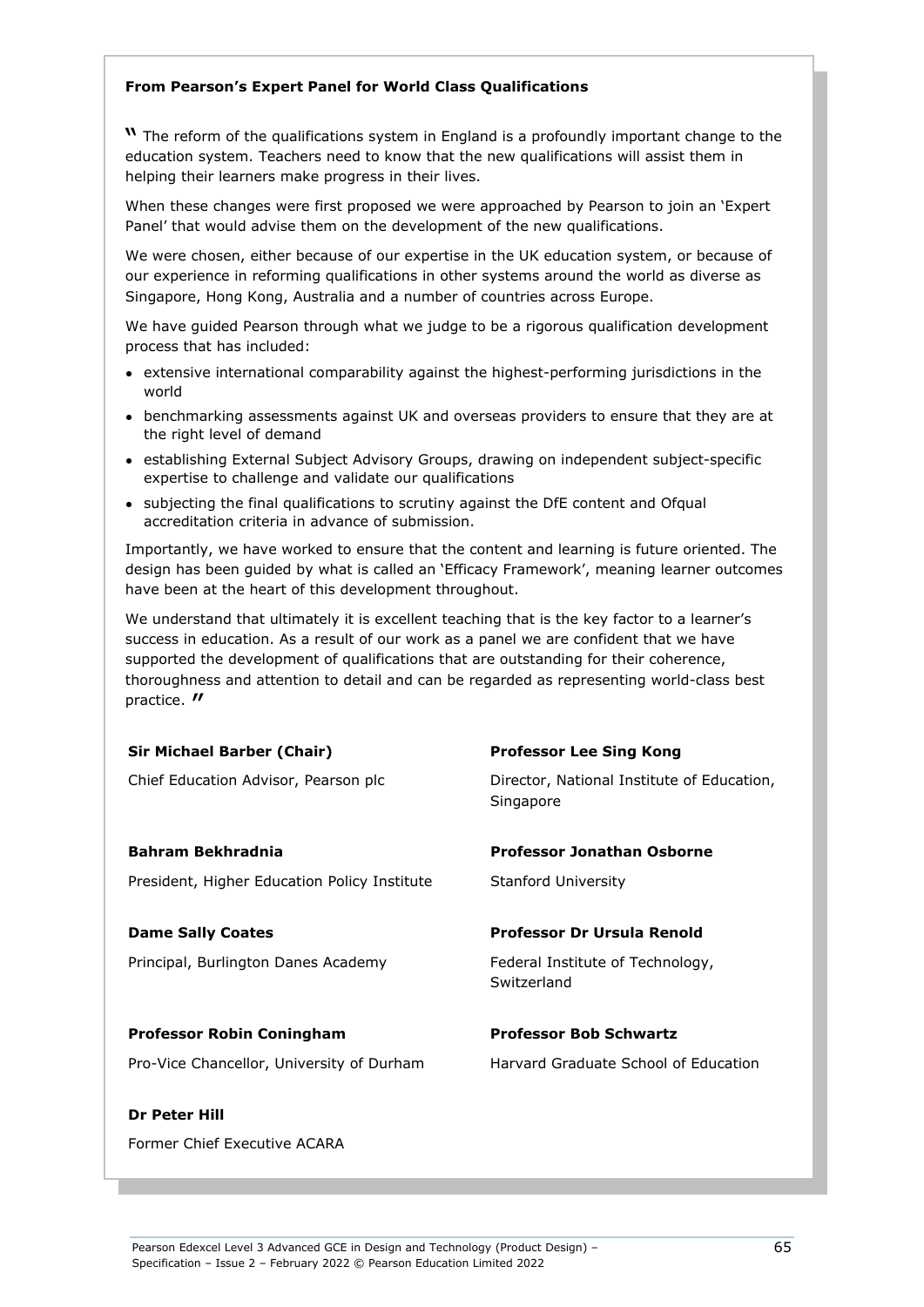**From Pearson's Expert Panel for World Class Qualifications**

" The reform of the qualifications system in England is a profoundly important change to the education system. Teachers need to know that the new qualifications will assist them in helping their learners make progress in their lives.

When these changes were first proposed we were approached by Pearson to join an 'Expert Panel' that would advise them on the development of the new qualifications.

We were chosen, either because of our expertise in the UK education system, or because of our experience in reforming qualifications in other systems around the world as diverse as Singapore, Hong Kong, Australia and a number of countries across Europe.

We have guided Pearson through what we judge to be a rigorous qualification development process that has included:

- extensive international comparability against the highest-performing jurisdictions in the world
- benchmarking assessments against UK and overseas providers to ensure that they are at the right level of demand
- establishing External Subject Advisory Groups, drawing on independent subject-specific expertise to challenge and validate our qualifications
- subjecting the final qualifications to scrutiny against the DfE content and Ofqual accreditation criteria in advance of submission.

Importantly, we have worked to ensure that the content and learning is future oriented. The design has been guided by what is called an 'Efficacy Framework', meaning learner outcomes have been at the heart of this development throughout.

We understand that ultimately it is excellent teaching that is the key factor to a learner's success in education. As a result of our work as a panel we are confident that we have supported the development of qualifications that are outstanding for their coherence, thoroughness and attention to detail and can be regarded as representing world-class best practice. "

**Sir Michael Barber (Chair)**

Chief Education Advisor, Pearson plc

**Bahram Bekhradnia**

President, Higher Education Policy Institute

**Dame Sally Coates**

Principal, Burlington Danes Academy

**Professor Robin Coningham**

Pro-Vice Chancellor, University of Durham

**Dr Peter Hill**

Former Chief Executive ACARA

**Professor Lee Sing Kong**

Director, National Institute of Education, Singapore

**Professor Jonathan Osborne**

Stanford University

**Professor Dr Ursula Renold**

Federal Institute of Technology, Switzerland

**Professor Bob Schwartz**

Harvard Graduate School of Education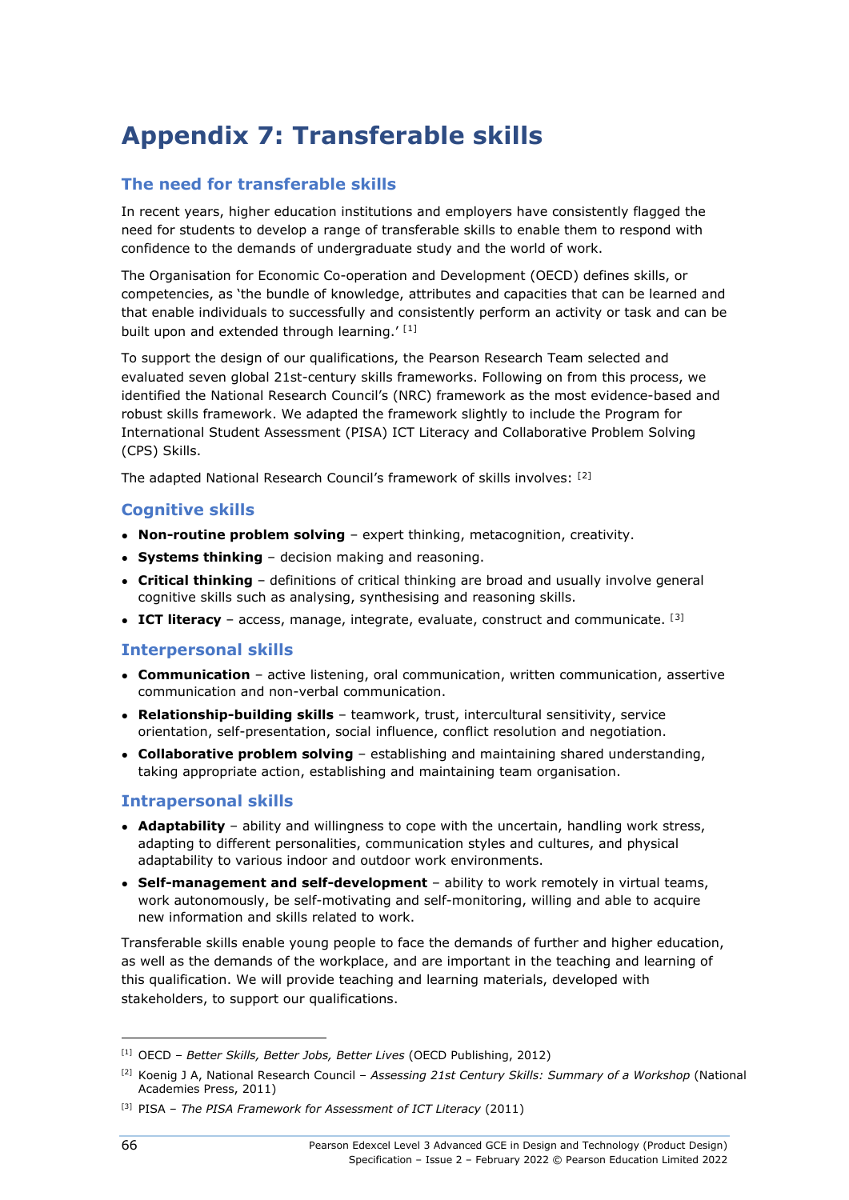# Appendix 7: Transferable skills

## The need for transferable skills

In recent years, higher education institutions and employers have consistently flagged the need for students to develop a range of transferable skills to enable them to respond with confidence to the demands of undergraduate study and the world of work.

The Organisation for Economic Co-operation and Development (OECD) defines skills, or competencies, as 'the bundle of knowledge, attributes and capacities that can be learned and that enable individuals to successfully and consistently perform an activity or task and can be built upon and extended through learning.' [1]

To support the design of our qualifications, the Pearson Research Team selected and evaluated seven global 21st-century skills frameworks. Following on from this process, we identified the National Research Council's (NRC) framework as the most evidence-based and robust skills framework. We adapted the framework slightly to include the Program for International Student Assessment (PISA) ICT Literacy and Collaborative Problem Solving (CPS) Skills.

The adapted National Research Council's framework of skills involves: [2]

## Cognitive skills

- **Non-routine problem solving** – expert thinking, metacognition, creativity.
- **Systems thinking** – decision making and reasoning.
- **Critical thinking** – definitions of critical thinking are broad and usually involve general cognitive skills such as analysing, synthesising and reasoning skills.
- **ICT literacy** – access, manage, integrate, evaluate, construct and communicate. [3]

## Interpersonal skills

- **Communication** – active listening, oral communication, written communication, assertive communication and non-verbal communication.
- **Relationship-building skills** – teamwork, trust, intercultural sensitivity, service orientation, self-presentation, social influence, conflict resolution and negotiation.
- **Collaborative problem solving** – establishing and maintaining shared understanding, taking appropriate action, establishing and maintaining team organisation.

## Intrapersonal skills

- **Adaptability** – ability and willingness to cope with the uncertain, handling work stress, adapting to different personalities, communication styles and cultures, and physical adaptability to various indoor and outdoor work environments.
- **Self-management and self-development** – ability to work remotely in virtual teams, work autonomously, be self-motivating and self-monitoring, willing and able to acquire new information and skills related to work.

Transferable skills enable young people to face the demands of further and higher education, as well as the demands of the workplace, and are important in the teaching and learning of this qualification. We will provide teaching and learning materials, developed with stakeholders, to support our qualifications.

---

[1] OECD – *Better Skills, Better Jobs, Better Lives* (OECD Publishing, 2012)

[2] Koenig J A, National Research Council – *Assessing 21st Century Skills: Summary of a Workshop* (National Academies Press, 2011)

[3] PISA – *The PISA Framework for Assessment of ICT Literacy* (2011)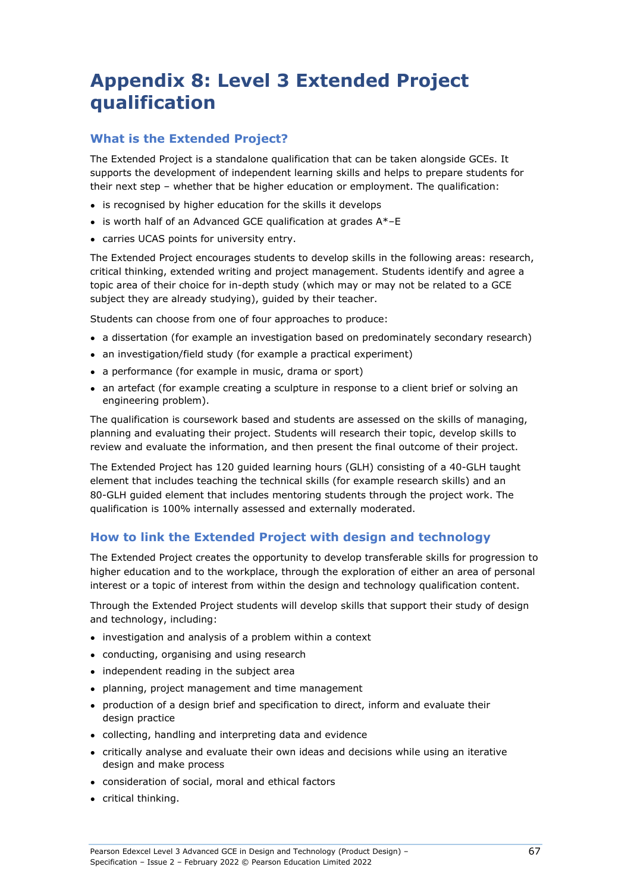# Appendix 8: Level 3 Extended Project qualification

## What is the Extended Project?

The Extended Project is a standalone qualification that can be taken alongside GCEs. It supports the development of independent learning skills and helps to prepare students for their next step – whether that be higher education or employment. The qualification:

- is recognised by higher education for the skills it develops
- is worth half of an Advanced GCE qualification at grades A*–E
- carries UCAS points for university entry.

The Extended Project encourages students to develop skills in the following areas: research, critical thinking, extended writing and project management. Students identify and agree a topic area of their choice for in-depth study (which may or may not be related to a GCE subject they are already studying), guided by their teacher.

Students can choose from one of four approaches to produce:

- a dissertation (for example an investigation based on predominately secondary research)
- an investigation/field study (for example a practical experiment)
- a performance (for example in music, drama or sport)
- an artefact (for example creating a sculpture in response to a client brief or solving an engineering problem).

The qualification is coursework based and students are assessed on the skills of managing, planning and evaluating their project. Students will research their topic, develop skills to review and evaluate the information, and then present the final outcome of their project.

The Extended Project has 120 guided learning hours (GLH) consisting of a 40-GLH taught element that includes teaching the technical skills (for example research skills) and an 80-GLH guided element that includes mentoring students through the project work. The qualification is 100% internally assessed and externally moderated.

## How to link the Extended Project with design and technology

The Extended Project creates the opportunity to develop transferable skills for progression to higher education and to the workplace, through the exploration of either an area of personal interest or a topic of interest from within the design and technology qualification content.

Through the Extended Project students will develop skills that support their study of design and technology, including:

- investigation and analysis of a problem within a context
- conducting, organising and using research
- independent reading in the subject area
- planning, project management and time management
- production of a design brief and specification to direct, inform and evaluate their design practice
- collecting, handling and interpreting data and evidence
- critically analyse and evaluate their own ideas and decisions while using an iterative design and make process
- consideration of social, moral and ethical factors
- critical thinking.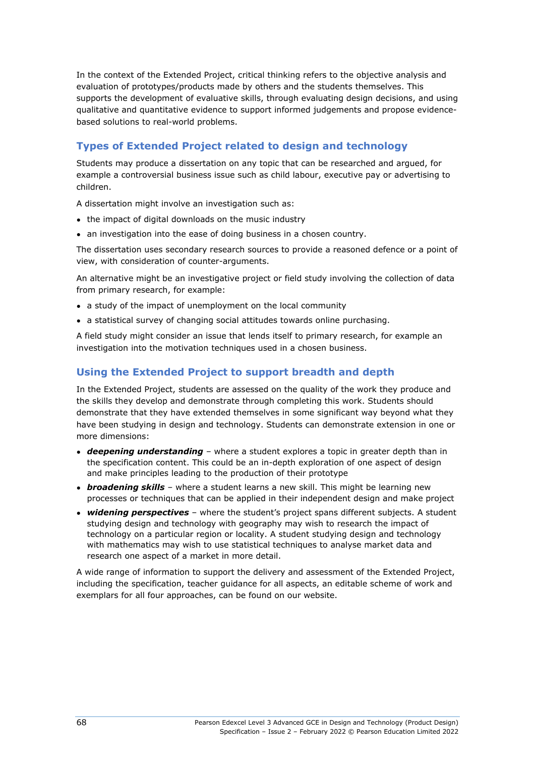In the context of the Extended Project, critical thinking refers to the objective analysis and evaluation of prototypes/products made by others and the students themselves. This supports the development of evaluative skills, through evaluating design decisions, and using qualitative and quantitative evidence to support informed judgements and propose evidence-based solutions to real-world problems.

## Types of Extended Project related to design and technology

Students may produce a dissertation on any topic that can be researched and argued, for example a controversial business issue such as child labour, executive pay or advertising to children.

A dissertation might involve an investigation such as:

- the impact of digital downloads on the music industry
- an investigation into the ease of doing business in a chosen country.

The dissertation uses secondary research sources to provide a reasoned defence or a point of view, with consideration of counter-arguments.

An alternative might be an investigative project or field study involving the collection of data from primary research, for example:

- a study of the impact of unemployment on the local community
- a statistical survey of changing social attitudes towards online purchasing.

A field study might consider an issue that lends itself to primary research, for example an investigation into the motivation techniques used in a chosen business.

## Using the Extended Project to support breadth and depth

In the Extended Project, students are assessed on the quality of the work they produce and the skills they develop and demonstrate through completing this work. Students should demonstrate that they have extended themselves in some significant way beyond what they have been studying in design and technology. Students can demonstrate extension in one or more dimensions:

- ***deepening understanding*** – where a student explores a topic in greater depth than in the specification content. This could be an in-depth exploration of one aspect of design and make principles leading to the production of their prototype
- ***broadening skills*** – where a student learns a new skill. This might be learning new processes or techniques that can be applied in their independent design and make project
- ***widening perspectives*** – where the student's project spans different subjects. A student studying design and technology with geography may wish to research the impact of technology on a particular region or locality. A student studying design and technology with mathematics may wish to use statistical techniques to analyse market data and research one aspect of a market in more detail.

A wide range of information to support the delivery and assessment of the Extended Project, including the specification, teacher guidance for all aspects, an editable scheme of work and exemplars for all four approaches, can be found on our website.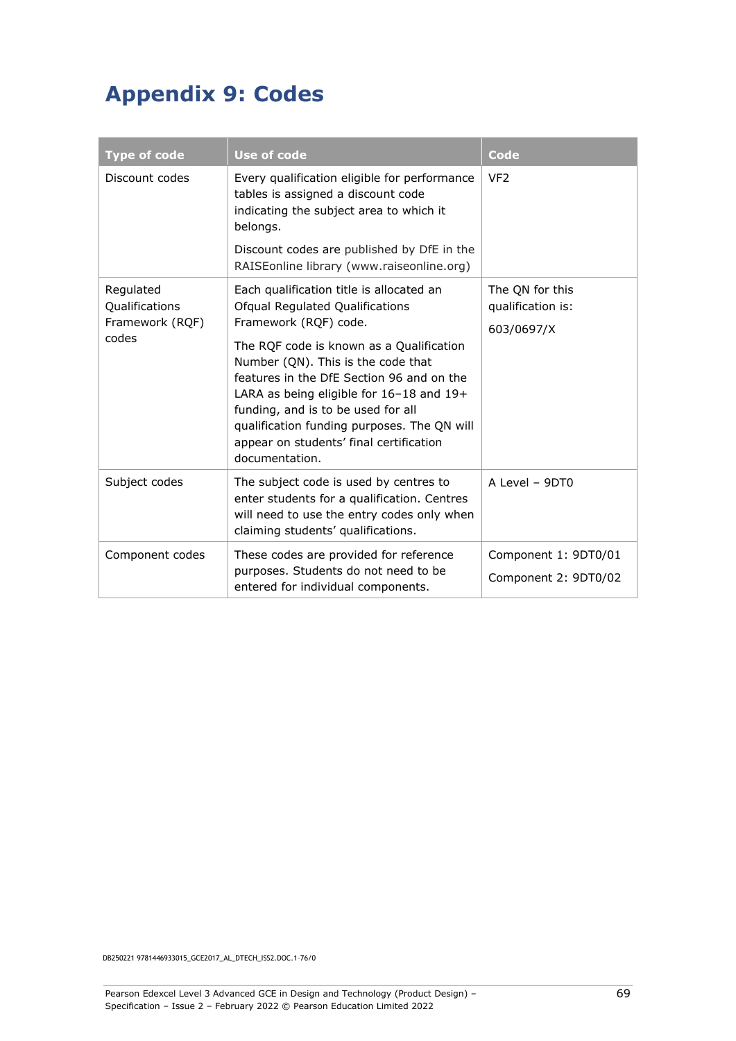# Appendix 9: Codes

| Type of code | Use of code | Code |
|---|---|---|
| Discount codes | Every qualification eligible for performance tables is assigned a discount code indicating the subject area to which it belongs.<br><br>Discount codes are published by DfE in the RAISEonline library (www.raiseonline.org) | VF2 |
| Regulated Qualifications Framework (RQF) codes | Each qualification title is allocated an Ofqual Regulated Qualifications Framework (RQF) code.<br><br>The RQF code is known as a Qualification Number (QN). This is the code that features in the DfE Section 96 and on the LARA as being eligible for 16–18 and 19+ funding, and is to be used for all qualification funding purposes. The QN will appear on students' final certification documentation. | The QN for this qualification is:<br><br>603/0697/X |
| Subject codes | The subject code is used by centres to enter students for a qualification. Centres will need to use the entry codes only when claiming students' qualifications. | A Level – 9DT0 |
| Component codes | These codes are provided for reference purposes. Students do not need to be entered for individual components. | Component 1: 9DT0/01<br><br>Component 2: 9DT0/02 |

DB250221 9781446933015_GCE2017_AL_DTECH_ISS2.DOC.1-76/0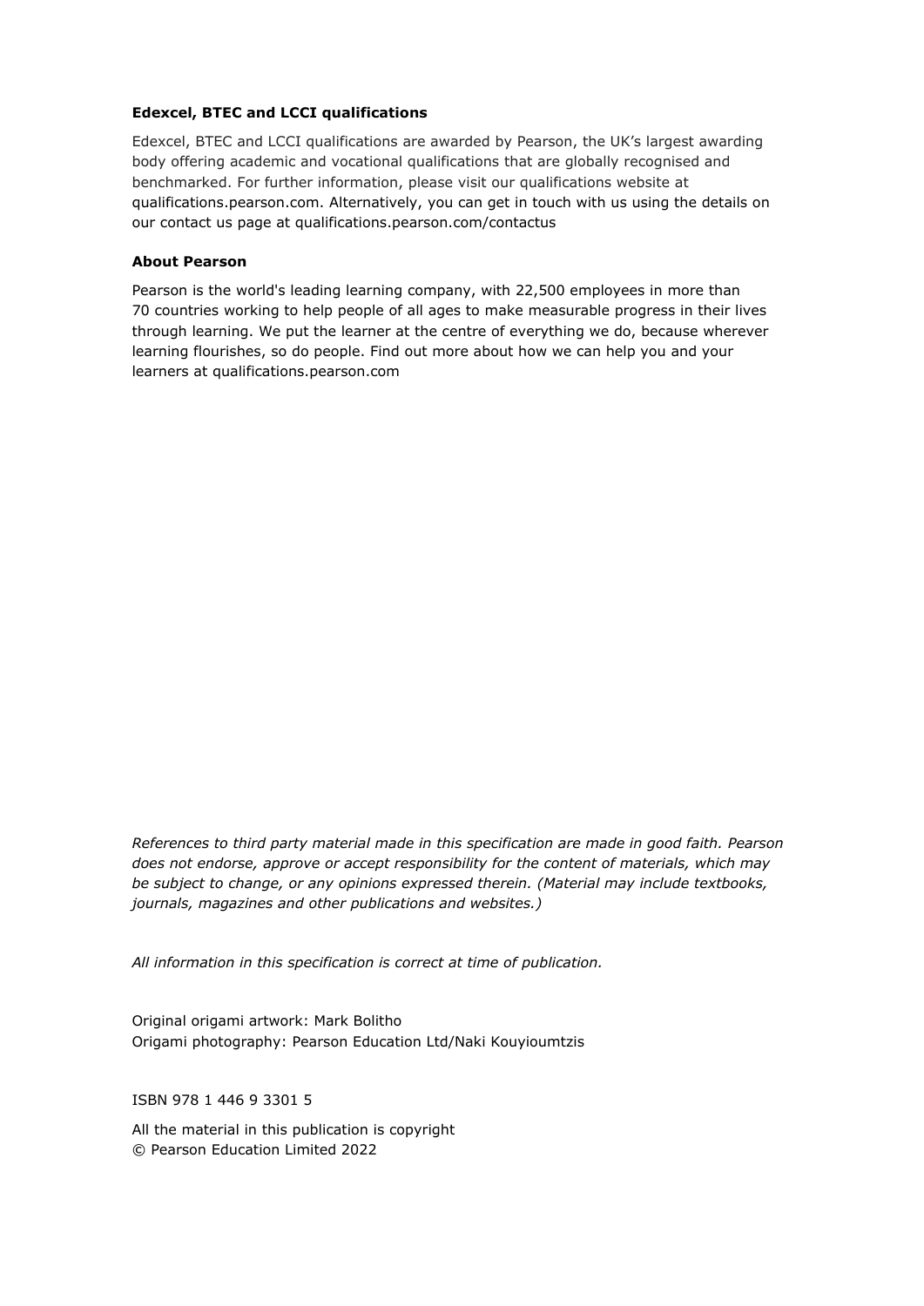**Edexcel, BTEC and LCCI qualifications**

Edexcel, BTEC and LCCI qualifications are awarded by Pearson, the UK's largest awarding body offering academic and vocational qualifications that are globally recognised and benchmarked. For further information, please visit our qualifications website at qualifications.pearson.com. Alternatively, you can get in touch with us using the details on our contact us page at qualifications.pearson.com/contactus

**About Pearson**

Pearson is the world's leading learning company, with 22,500 employees in more than 70 countries working to help people of all ages to make measurable progress in their lives through learning. We put the learner at the centre of everything we do, because wherever learning flourishes, so do people. Find out more about how we can help you and your learners at qualifications.pearson.com

*References to third party material made in this specification are made in good faith. Pearson does not endorse, approve or accept responsibility for the content of materials, which may be subject to change, or any opinions expressed therein. (Material may include textbooks, journals, magazines and other publications and websites.)*

*All information in this specification is correct at time of publication.*

Original origami artwork: Mark Bolitho
Origami photography: Pearson Education Ltd/Naki Kouyioumtzis

ISBN 978 1 446 9 3301 5

All the material in this publication is copyright
© Pearson Education Limited 2022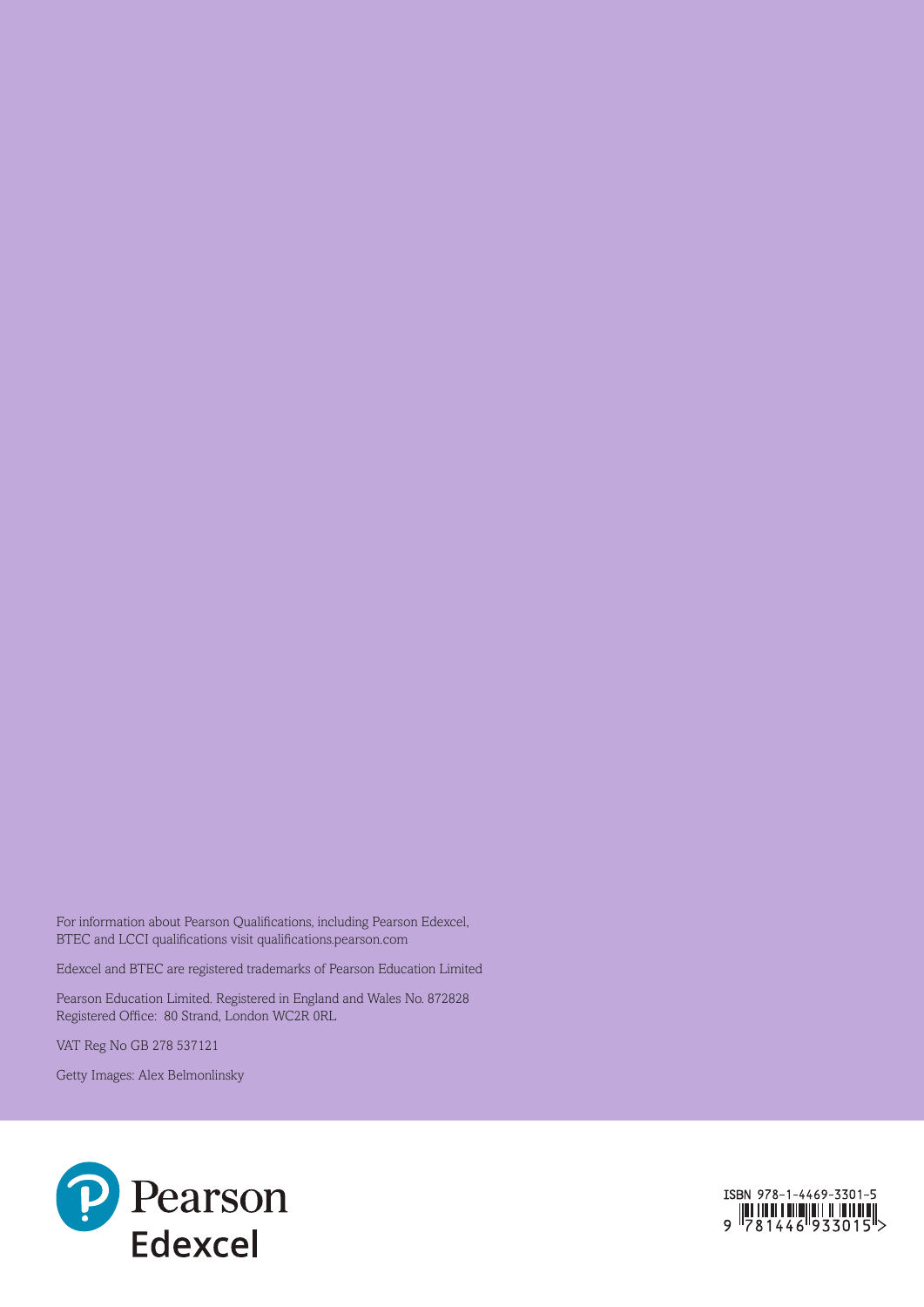For information about Pearson Qualifications, including Pearson Edexcel, BTEC and LCCI qualifications visit qualifications.pearson.com

Edexcel and BTEC are registered trademarks of Pearson Education Limited

Pearson Education Limited. Registered in England and Wales No. 872828
Registered Office: 80 Strand, London WC2R 0RL

VAT Reg No GB 278 537121

Getty Images: Alex Belmonlinsky

Pearson
Edexcel

ISBN 978-1-4469-3301-5